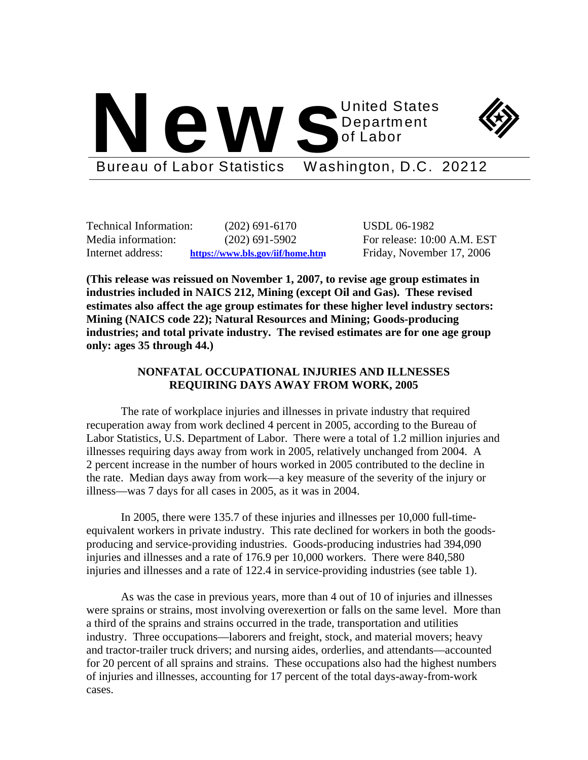# News

United States Department of Labor

Bureau of Labor Statistics Washington, D.C. 20212

| | | |
|---|---|---|
| Technical Information: | (202) 691-6170 | USDL 06-1982 |
| Media information: | (202) 691-5902 | For release: 10:00 A.M. EST |
| Internet address: | https://www.bls.gov/iif/home.htm | Friday, November 17, 2006 |

**(This release was reissued on November 1, 2007, to revise age group estimates in industries included in NAICS 212, Mining (except Oil and Gas). These revised estimates also affect the age group estimates for these higher level industry sectors: Mining (NAICS code 22); Natural Resources and Mining; Goods-producing industries; and total private industry. The revised estimates are for one age group only: ages 35 through 44.)**

## NONFATAL OCCUPATIONAL INJURIES AND ILLNESSES REQUIRING DAYS AWAY FROM WORK, 2005

The rate of workplace injuries and illnesses in private industry that required recuperation away from work declined 4 percent in 2005, according to the Bureau of Labor Statistics, U.S. Department of Labor. There were a total of 1.2 million injuries and illnesses requiring days away from work in 2005, relatively unchanged from 2004. A 2 percent increase in the number of hours worked in 2005 contributed to the decline in the rate. Median days away from work—a key measure of the severity of the injury or illness—was 7 days for all cases in 2005, as it was in 2004.

In 2005, there were 135.7 of these injuries and illnesses per 10,000 full-time-equivalent workers in private industry. This rate declined for workers in both the goods-producing and service-providing industries. Goods-producing industries had 394,090 injuries and illnesses and a rate of 176.9 per 10,000 workers. There were 840,580 injuries and illnesses and a rate of 122.4 in service-providing industries (see table 1).

As was the case in previous years, more than 4 out of 10 of injuries and illnesses were sprains or strains, most involving overexertion or falls on the same level. More than a third of the sprains and strains occurred in the trade, transportation and utilities industry. Three occupations—laborers and freight, stock, and material movers; heavy and tractor-trailer truck drivers; and nursing aides, orderlies, and attendants—accounted for 20 percent of all sprains and strains. These occupations also had the highest numbers of injuries and illnesses, accounting for 17 percent of the total days-away-from-work cases.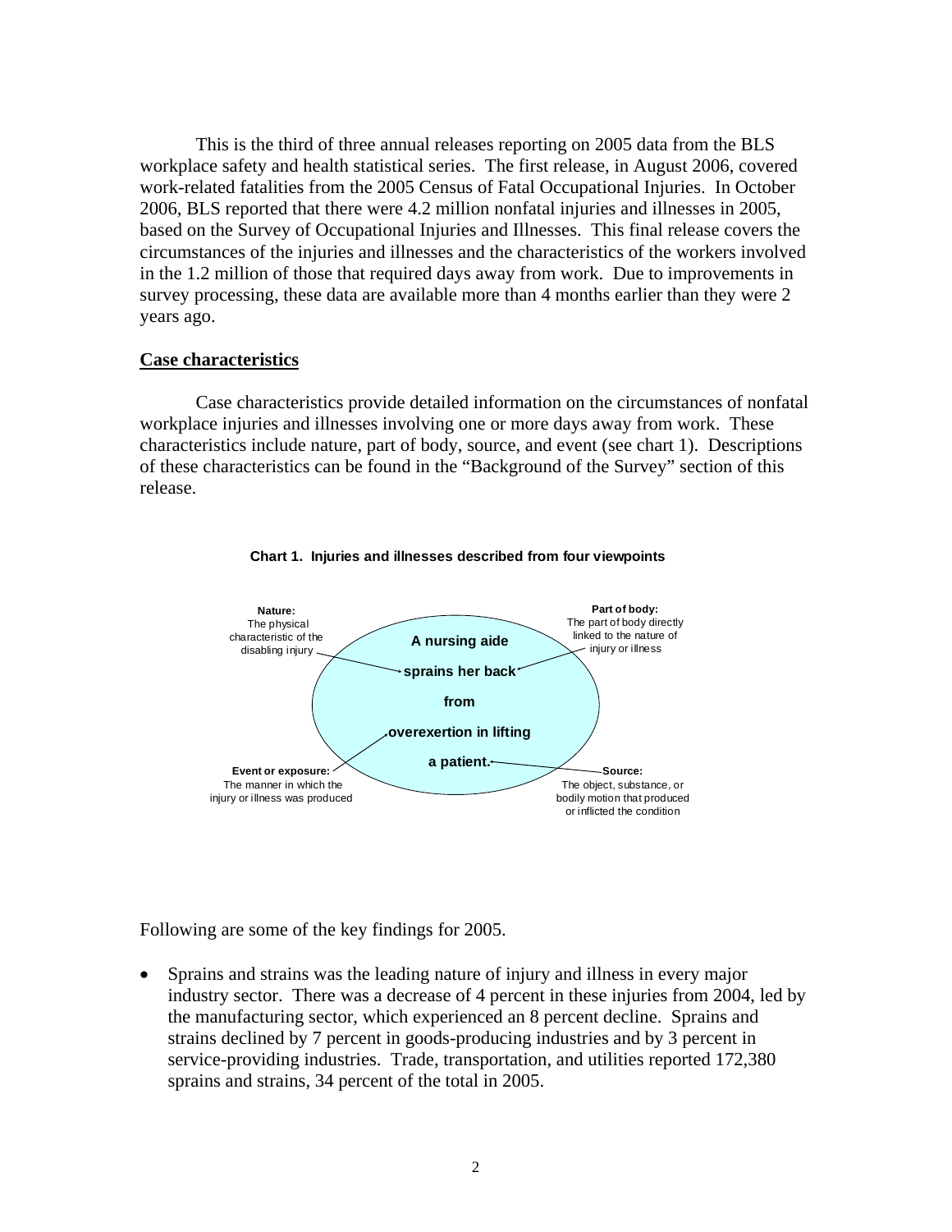This is the third of three annual releases reporting on 2005 data from the BLS workplace safety and health statistical series. The first release, in August 2006, covered work-related fatalities from the 2005 Census of Fatal Occupational Injuries. In October 2006, BLS reported that there were 4.2 million nonfatal injuries and illnesses in 2005, based on the Survey of Occupational Injuries and Illnesses. This final release covers the circumstances of the injuries and illnesses and the characteristics of the workers involved in the 1.2 million of those that required days away from work. Due to improvements in survey processing, these data are available more than 4 months earlier than they were 2 years ago.

## Case characteristics

Case characteristics provide detailed information on the circumstances of nonfatal workplace injuries and illnesses involving one or more days away from work. These characteristics include nature, part of body, source, and event (see chart 1). Descriptions of these characteristics can be found in the "Background of the Survey" section of this release.

**Chart 1. Injuries and illnesses described from four viewpoints**

**A nursing aide sprains her back from overexertion in lifting a patient.**

- **Nature:** The physical characteristic of the disabling injury
- **Part of body:** The part of body directly linked to the nature of injury or illness
- **Event or exposure:** The manner in which the injury or illness was produced
- **Source:** The object, substance, or bodily motion that produced or inflicted the condition

Following are some of the key findings for 2005.

- Sprains and strains was the leading nature of injury and illness in every major industry sector. There was a decrease of 4 percent in these injuries from 2004, led by the manufacturing sector, which experienced an 8 percent decline. Sprains and strains declined by 7 percent in goods-producing industries and by 3 percent in service-providing industries. Trade, transportation, and utilities reported 172,380 sprains and strains, 34 percent of the total in 2005.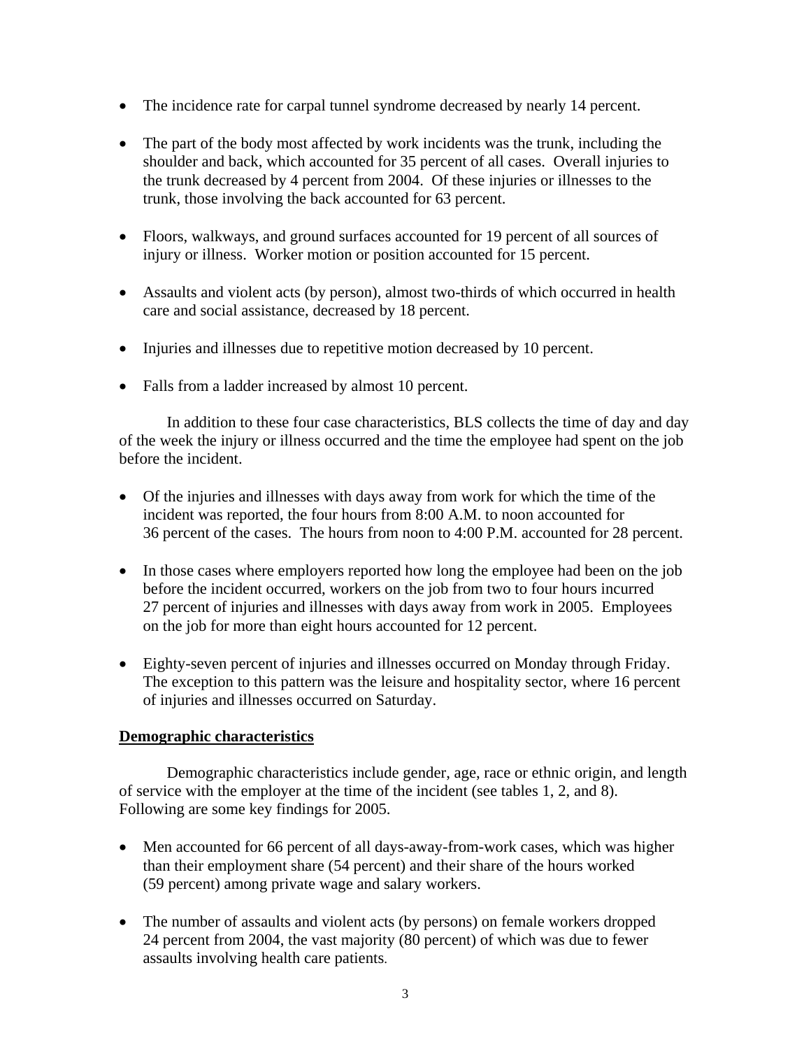- The incidence rate for carpal tunnel syndrome decreased by nearly 14 percent.

- The part of the body most affected by work incidents was the trunk, including the shoulder and back, which accounted for 35 percent of all cases. Overall injuries to the trunk decreased by 4 percent from 2004. Of these injuries or illnesses to the trunk, those involving the back accounted for 63 percent.

- Floors, walkways, and ground surfaces accounted for 19 percent of all sources of injury or illness. Worker motion or position accounted for 15 percent.

- Assaults and violent acts (by person), almost two-thirds of which occurred in health care and social assistance, decreased by 18 percent.

- Injuries and illnesses due to repetitive motion decreased by 10 percent.

- Falls from a ladder increased by almost 10 percent.

In addition to these four case characteristics, BLS collects the time of day and day of the week the injury or illness occurred and the time the employee had spent on the job before the incident.

- Of the injuries and illnesses with days away from work for which the time of the incident was reported, the four hours from 8:00 A.M. to noon accounted for 36 percent of the cases. The hours from noon to 4:00 P.M. accounted for 28 percent.

- In those cases where employers reported how long the employee had been on the job before the incident occurred, workers on the job from two to four hours incurred 27 percent of injuries and illnesses with days away from work in 2005. Employees on the job for more than eight hours accounted for 12 percent.

- Eighty-seven percent of injuries and illnesses occurred on Monday through Friday. The exception to this pattern was the leisure and hospitality sector, where 16 percent of injuries and illnesses occurred on Saturday.

## Demographic characteristics

Demographic characteristics include gender, age, race or ethnic origin, and length of service with the employer at the time of the incident (see tables 1, 2, and 8). Following are some key findings for 2005.

- Men accounted for 66 percent of all days-away-from-work cases, which was higher than their employment share (54 percent) and their share of the hours worked (59 percent) among private wage and salary workers.

- The number of assaults and violent acts (by persons) on female workers dropped 24 percent from 2004, the vast majority (80 percent) of which was due to fewer assaults involving health care patients.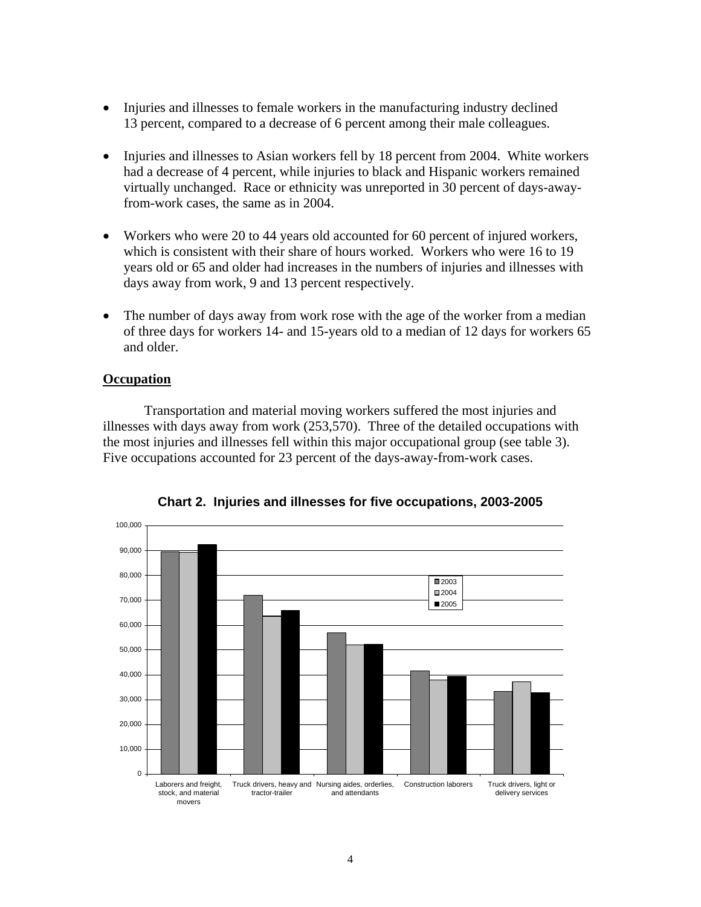- Injuries and illnesses to female workers in the manufacturing industry declined 13 percent, compared to a decrease of 6 percent among their male colleagues.

- Injuries and illnesses to Asian workers fell by 18 percent from 2004. White workers had a decrease of 4 percent, while injuries to black and Hispanic workers remained virtually unchanged. Race or ethnicity was unreported in 30 percent of days-away-from-work cases, the same as in 2004.

- Workers who were 20 to 44 years old accounted for 60 percent of injured workers, which is consistent with their share of hours worked. Workers who were 16 to 19 years old or 65 and older had increases in the numbers of injuries and illnesses with days away from work, 9 and 13 percent respectively.

- The number of days away from work rose with the age of the worker from a median of three days for workers 14- and 15-years old to a median of 12 days for workers 65 and older.

## Occupation

Transportation and material moving workers suffered the most injuries and illnesses with days away from work (253,570). Three of the detailed occupations with the most injuries and illnesses fell within this major occupational group (see table 3). Five occupations accounted for 23 percent of the days-away-from-work cases.

**Chart 2. Injuries and illnesses for five occupations, 2003-2005**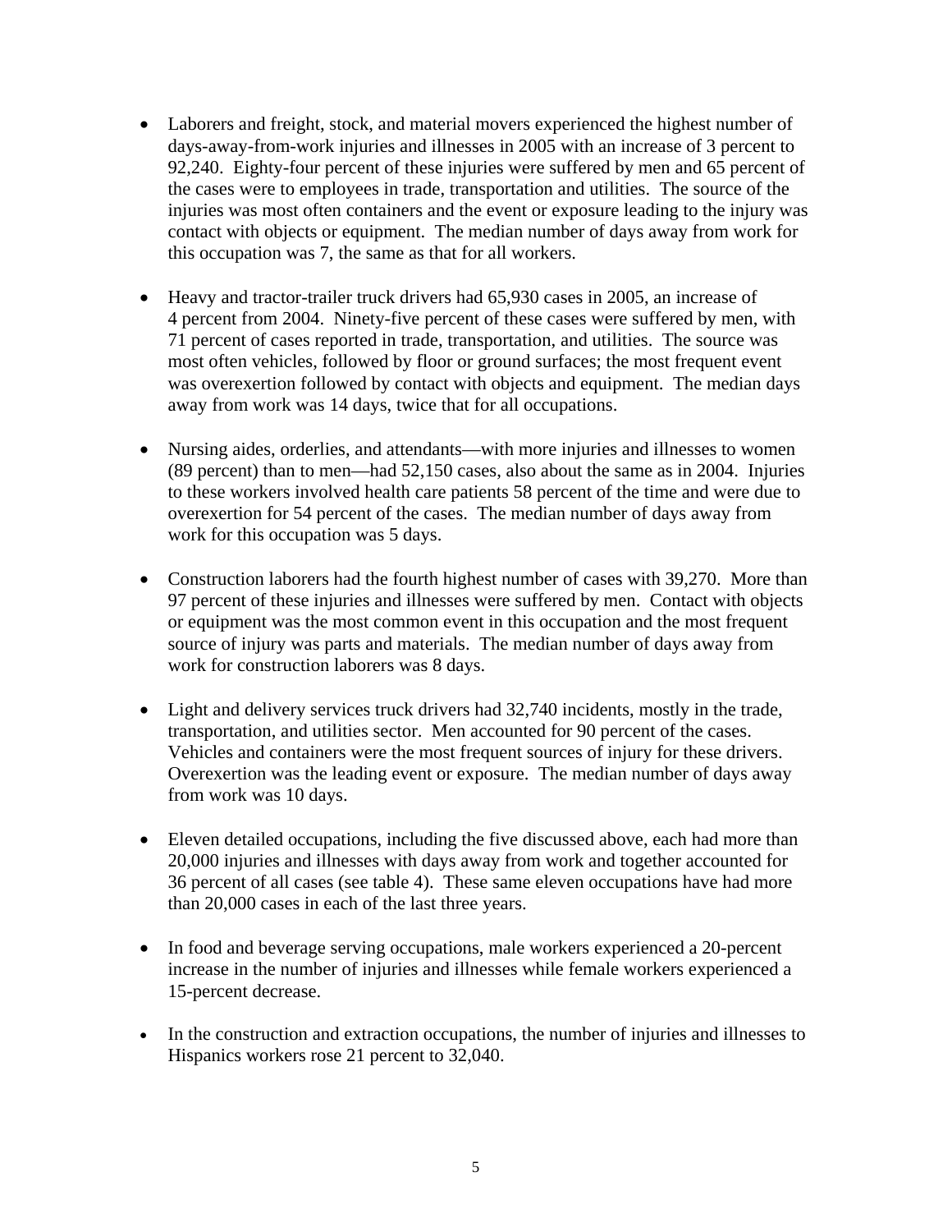- Laborers and freight, stock, and material movers experienced the highest number of days-away-from-work injuries and illnesses in 2005 with an increase of 3 percent to 92,240. Eighty-four percent of these injuries were suffered by men and 65 percent of the cases were to employees in trade, transportation and utilities. The source of the injuries was most often containers and the event or exposure leading to the injury was contact with objects or equipment. The median number of days away from work for this occupation was 7, the same as that for all workers.

- Heavy and tractor-trailer truck drivers had 65,930 cases in 2005, an increase of 4 percent from 2004. Ninety-five percent of these cases were suffered by men, with 71 percent of cases reported in trade, transportation, and utilities. The source was most often vehicles, followed by floor or ground surfaces; the most frequent event was overexertion followed by contact with objects and equipment. The median days away from work was 14 days, twice that for all occupations.

- Nursing aides, orderlies, and attendants—with more injuries and illnesses to women (89 percent) than to men—had 52,150 cases, also about the same as in 2004. Injuries to these workers involved health care patients 58 percent of the time and were due to overexertion for 54 percent of the cases. The median number of days away from work for this occupation was 5 days.

- Construction laborers had the fourth highest number of cases with 39,270. More than 97 percent of these injuries and illnesses were suffered by men. Contact with objects or equipment was the most common event in this occupation and the most frequent source of injury was parts and materials. The median number of days away from work for construction laborers was 8 days.

- Light and delivery services truck drivers had 32,740 incidents, mostly in the trade, transportation, and utilities sector. Men accounted for 90 percent of the cases. Vehicles and containers were the most frequent sources of injury for these drivers. Overexertion was the leading event or exposure. The median number of days away from work was 10 days.

- Eleven detailed occupations, including the five discussed above, each had more than 20,000 injuries and illnesses with days away from work and together accounted for 36 percent of all cases (see table 4). These same eleven occupations have had more than 20,000 cases in each of the last three years.

- In food and beverage serving occupations, male workers experienced a 20-percent increase in the number of injuries and illnesses while female workers experienced a 15-percent decrease.

- In the construction and extraction occupations, the number of injuries and illnesses to Hispanics workers rose 21 percent to 32,040.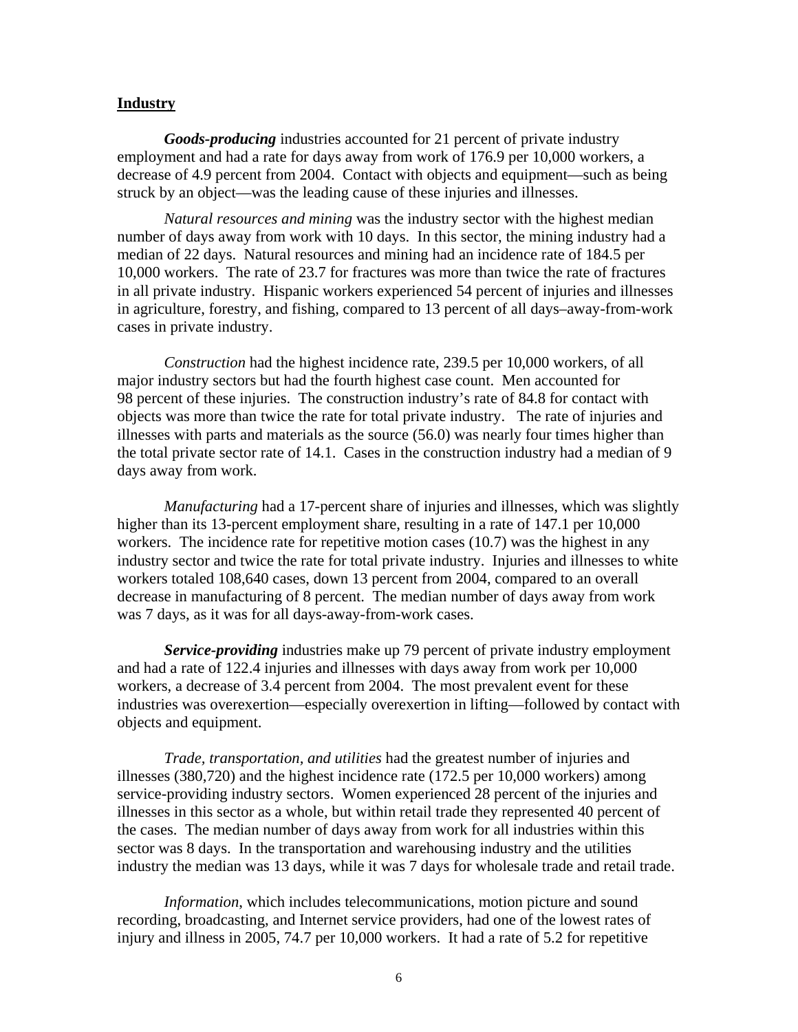## Industry

***Goods-producing*** industries accounted for 21 percent of private industry employment and had a rate for days away from work of 176.9 per 10,000 workers, a decrease of 4.9 percent from 2004. Contact with objects and equipment—such as being struck by an object—was the leading cause of these injuries and illnesses.

*Natural resources and mining* was the industry sector with the highest median number of days away from work with 10 days. In this sector, the mining industry had a median of 22 days. Natural resources and mining had an incidence rate of 184.5 per 10,000 workers. The rate of 23.7 for fractures was more than twice the rate of fractures in all private industry. Hispanic workers experienced 54 percent of injuries and illnesses in agriculture, forestry, and fishing, compared to 13 percent of all days–away-from-work cases in private industry.

*Construction* had the highest incidence rate, 239.5 per 10,000 workers, of all major industry sectors but had the fourth highest case count. Men accounted for 98 percent of these injuries. The construction industry's rate of 84.8 for contact with objects was more than twice the rate for total private industry. The rate of injuries and illnesses with parts and materials as the source (56.0) was nearly four times higher than the total private sector rate of 14.1. Cases in the construction industry had a median of 9 days away from work.

*Manufacturing* had a 17-percent share of injuries and illnesses, which was slightly higher than its 13-percent employment share, resulting in a rate of 147.1 per 10,000 workers. The incidence rate for repetitive motion cases (10.7) was the highest in any industry sector and twice the rate for total private industry. Injuries and illnesses to white workers totaled 108,640 cases, down 13 percent from 2004, compared to an overall decrease in manufacturing of 8 percent. The median number of days away from work was 7 days, as it was for all days-away-from-work cases.

***Service-providing*** industries make up 79 percent of private industry employment and had a rate of 122.4 injuries and illnesses with days away from work per 10,000 workers, a decrease of 3.4 percent from 2004. The most prevalent event for these industries was overexertion—especially overexertion in lifting—followed by contact with objects and equipment.

*Trade, transportation, and utilities* had the greatest number of injuries and illnesses (380,720) and the highest incidence rate (172.5 per 10,000 workers) among service-providing industry sectors. Women experienced 28 percent of the injuries and illnesses in this sector as a whole, but within retail trade they represented 40 percent of the cases. The median number of days away from work for all industries within this sector was 8 days. In the transportation and warehousing industry and the utilities industry the median was 13 days, while it was 7 days for wholesale trade and retail trade.

*Information*, which includes telecommunications, motion picture and sound recording, broadcasting, and Internet service providers, had one of the lowest rates of injury and illness in 2005, 74.7 per 10,000 workers. It had a rate of 5.2 for repetitive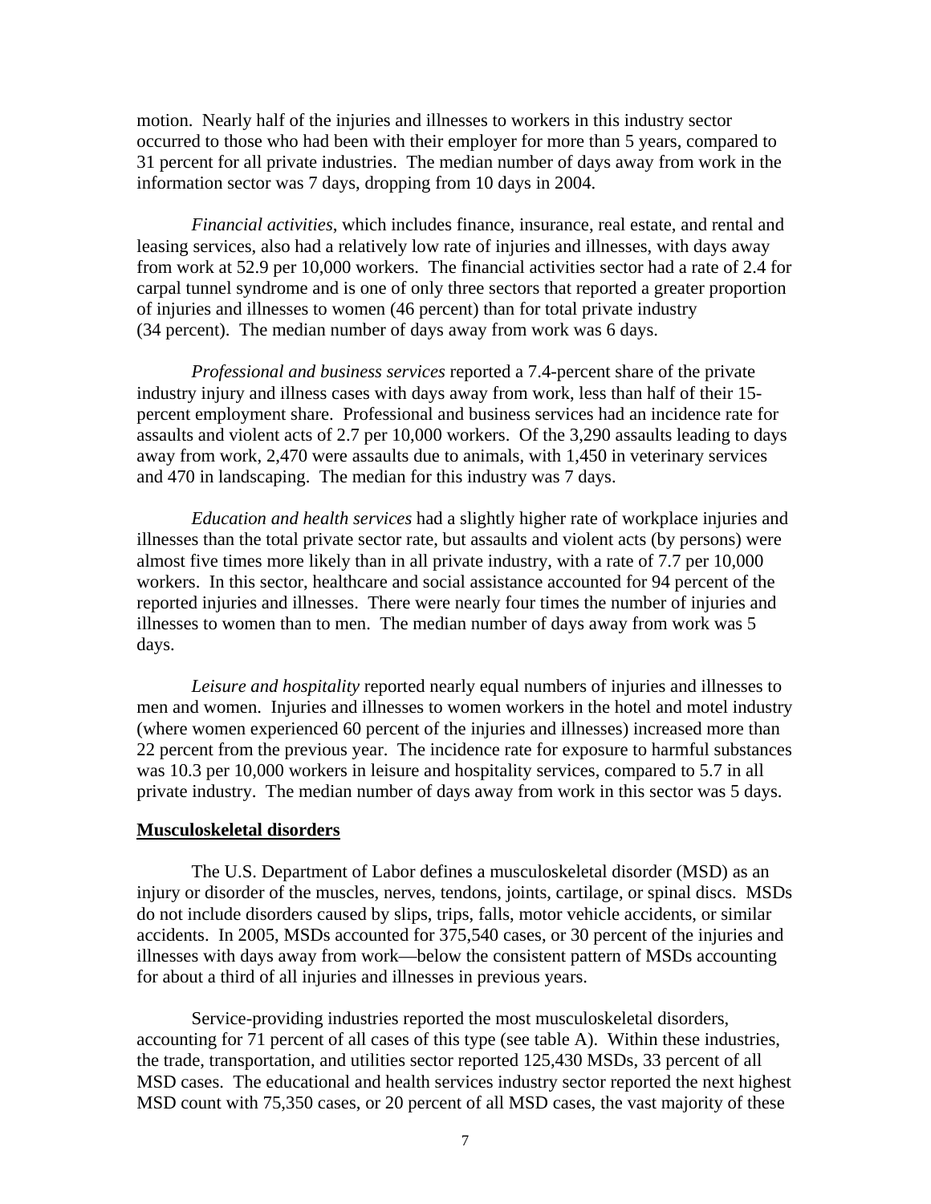motion. Nearly half of the injuries and illnesses to workers in this industry sector occurred to those who had been with their employer for more than 5 years, compared to 31 percent for all private industries. The median number of days away from work in the information sector was 7 days, dropping from 10 days in 2004.

*Financial activities*, which includes finance, insurance, real estate, and rental and leasing services, also had a relatively low rate of injuries and illnesses, with days away from work at 52.9 per 10,000 workers. The financial activities sector had a rate of 2.4 for carpal tunnel syndrome and is one of only three sectors that reported a greater proportion of injuries and illnesses to women (46 percent) than for total private industry (34 percent). The median number of days away from work was 6 days.

*Professional and business services* reported a 7.4-percent share of the private industry injury and illness cases with days away from work, less than half of their 15-percent employment share. Professional and business services had an incidence rate for assaults and violent acts of 2.7 per 10,000 workers. Of the 3,290 assaults leading to days away from work, 2,470 were assaults due to animals, with 1,450 in veterinary services and 470 in landscaping. The median for this industry was 7 days.

*Education and health services* had a slightly higher rate of workplace injuries and illnesses than the total private sector rate, but assaults and violent acts (by persons) were almost five times more likely than in all private industry, with a rate of 7.7 per 10,000 workers. In this sector, healthcare and social assistance accounted for 94 percent of the reported injuries and illnesses. There were nearly four times the number of injuries and illnesses to women than to men. The median number of days away from work was 5 days.

*Leisure and hospitality* reported nearly equal numbers of injuries and illnesses to men and women. Injuries and illnesses to women workers in the hotel and motel industry (where women experienced 60 percent of the injuries and illnesses) increased more than 22 percent from the previous year. The incidence rate for exposure to harmful substances was 10.3 per 10,000 workers in leisure and hospitality services, compared to 5.7 in all private industry. The median number of days away from work in this sector was 5 days.

**Musculoskeletal disorders**

The U.S. Department of Labor defines a musculoskeletal disorder (MSD) as an injury or disorder of the muscles, nerves, tendons, joints, cartilage, or spinal discs. MSDs do not include disorders caused by slips, trips, falls, motor vehicle accidents, or similar accidents. In 2005, MSDs accounted for 375,540 cases, or 30 percent of the injuries and illnesses with days away from work—below the consistent pattern of MSDs accounting for about a third of all injuries and illnesses in previous years.

Service-providing industries reported the most musculoskeletal disorders, accounting for 71 percent of all cases of this type (see table A). Within these industries, the trade, transportation, and utilities sector reported 125,430 MSDs, 33 percent of all MSD cases. The educational and health services industry sector reported the next highest MSD count with 75,350 cases, or 20 percent of all MSD cases, the vast majority of these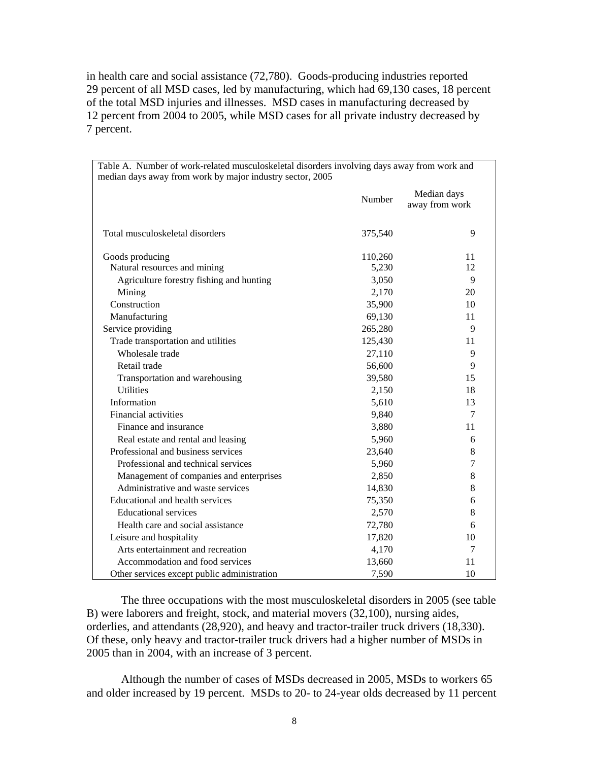in health care and social assistance (72,780). Goods-producing industries reported 29 percent of all MSD cases, led by manufacturing, which had 69,130 cases, 18 percent of the total MSD injuries and illnesses. MSD cases in manufacturing decreased by 12 percent from 2004 to 2005, while MSD cases for all private industry decreased by 7 percent.

Table A. Number of work-related musculoskeletal disorders involving days away from work and median days away from work by major industry sector, 2005

| | Number | Median days away from work |
|---|---|---|
| Total musculoskeletal disorders | 375,540 | 9 |
| Goods producing | 110,260 | 11 |
| Natural resources and mining | 5,230 | 12 |
| Agriculture forestry fishing and hunting | 3,050 | 9 |
| Mining | 2,170 | 20 |
| Construction | 35,900 | 10 |
| Manufacturing | 69,130 | 11 |
| Service providing | 265,280 | 9 |
| Trade transportation and utilities | 125,430 | 11 |
| Wholesale trade | 27,110 | 9 |
| Retail trade | 56,600 | 9 |
| Transportation and warehousing | 39,580 | 15 |
| Utilities | 2,150 | 18 |
| Information | 5,610 | 13 |
| Financial activities | 9,840 | 7 |
| Finance and insurance | 3,880 | 11 |
| Real estate and rental and leasing | 5,960 | 6 |
| Professional and business services | 23,640 | 8 |
| Professional and technical services | 5,960 | 7 |
| Management of companies and enterprises | 2,850 | 8 |
| Administrative and waste services | 14,830 | 8 |
| Educational and health services | 75,350 | 6 |
| Educational services | 2,570 | 8 |
| Health care and social assistance | 72,780 | 6 |
| Leisure and hospitality | 17,820 | 10 |
| Arts entertainment and recreation | 4,170 | 7 |
| Accommodation and food services | 13,660 | 11 |
| Other services except public administration | 7,590 | 10 |

The three occupations with the most musculoskeletal disorders in 2005 (see table B) were laborers and freight, stock, and material movers (32,100), nursing aides, orderlies, and attendants (28,920), and heavy and tractor-trailer truck drivers (18,330). Of these, only heavy and tractor-trailer truck drivers had a higher number of MSDs in 2005 than in 2004, with an increase of 3 percent.

Although the number of cases of MSDs decreased in 2005, MSDs to workers 65 and older increased by 19 percent. MSDs to 20- to 24-year olds decreased by 11 percent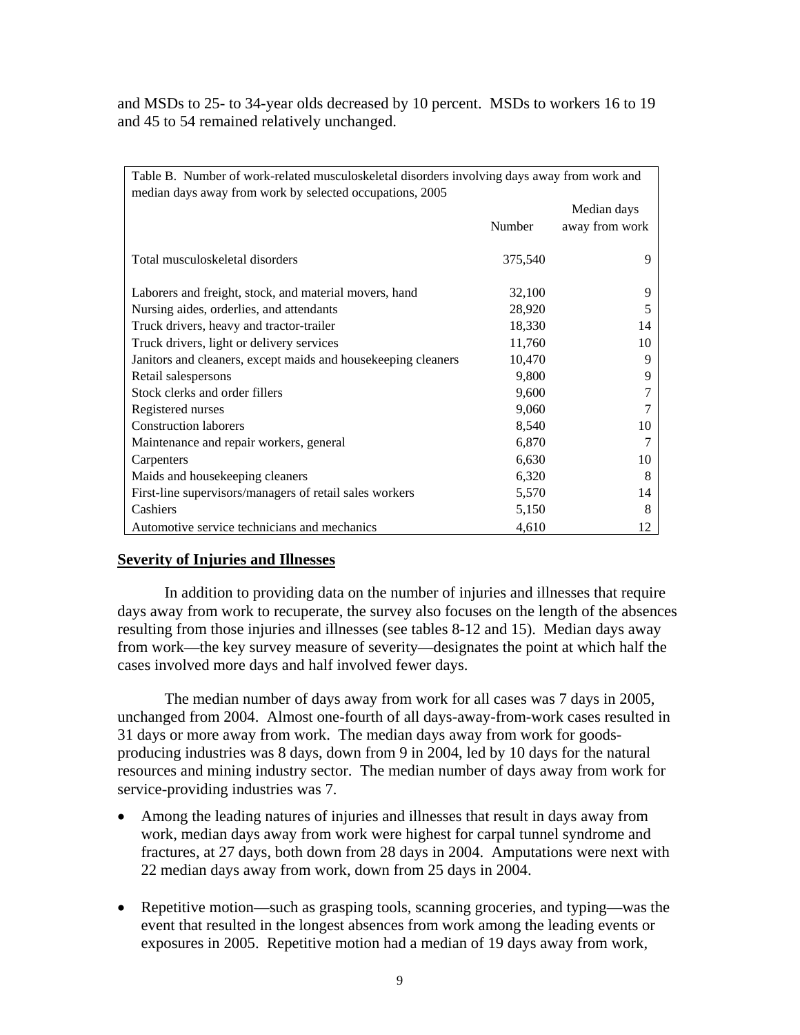and MSDs to 25- to 34-year olds decreased by 10 percent. MSDs to workers 16 to 19 and 45 to 54 remained relatively unchanged.

Table B. Number of work-related musculoskeletal disorders involving days away from work and median days away from work by selected occupations, 2005

| | Number | Median days away from work |
|---|---|---|
| Total musculoskeletal disorders | 375,540 | 9 |
| Laborers and freight, stock, and material movers, hand | 32,100 | 9 |
| Nursing aides, orderlies, and attendants | 28,920 | 5 |
| Truck drivers, heavy and tractor-trailer | 18,330 | 14 |
| Truck drivers, light or delivery services | 11,760 | 10 |
| Janitors and cleaners, except maids and housekeeping cleaners | 10,470 | 9 |
| Retail salespersons | 9,800 | 9 |
| Stock clerks and order fillers | 9,600 | 7 |
| Registered nurses | 9,060 | 7 |
| Construction laborers | 8,540 | 10 |
| Maintenance and repair workers, general | 6,870 | 7 |
| Carpenters | 6,630 | 10 |
| Maids and housekeeping cleaners | 6,320 | 8 |
| First-line supervisors/managers of retail sales workers | 5,570 | 14 |
| Cashiers | 5,150 | 8 |
| Automotive service technicians and mechanics | 4,610 | 12 |

## Severity of Injuries and Illnesses

In addition to providing data on the number of injuries and illnesses that require days away from work to recuperate, the survey also focuses on the length of the absences resulting from those injuries and illnesses (see tables 8-12 and 15). Median days away from work—the key survey measure of severity—designates the point at which half the cases involved more days and half involved fewer days.

The median number of days away from work for all cases was 7 days in 2005, unchanged from 2004. Almost one-fourth of all days-away-from-work cases resulted in 31 days or more away from work. The median days away from work for goods-producing industries was 8 days, down from 9 in 2004, led by 10 days for the natural resources and mining industry sector. The median number of days away from work for service-providing industries was 7.

- Among the leading natures of injuries and illnesses that result in days away from work, median days away from work were highest for carpal tunnel syndrome and fractures, at 27 days, both down from 28 days in 2004. Amputations were next with 22 median days away from work, down from 25 days in 2004.

- Repetitive motion—such as grasping tools, scanning groceries, and typing—was the event that resulted in the longest absences from work among the leading events or exposures in 2005. Repetitive motion had a median of 19 days away from work,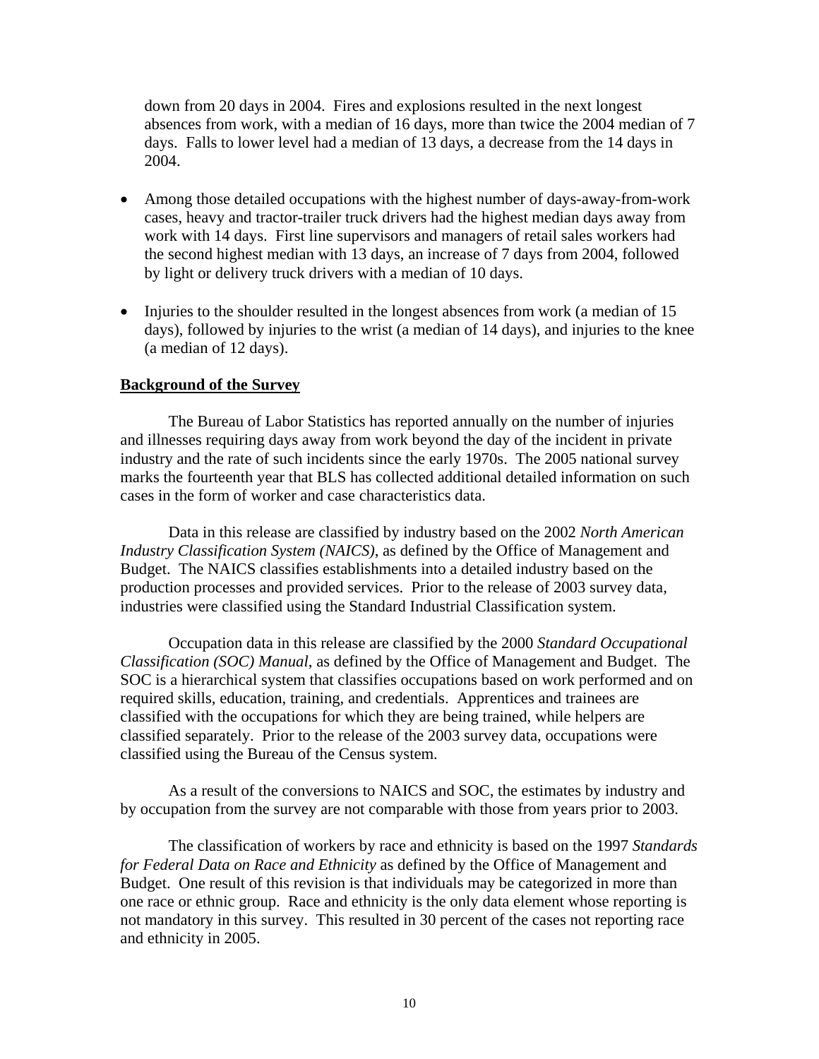down from 20 days in 2004. Fires and explosions resulted in the next longest absences from work, with a median of 16 days, more than twice the 2004 median of 7 days. Falls to lower level had a median of 13 days, a decrease from the 14 days in 2004.

- Among those detailed occupations with the highest number of days-away-from-work cases, heavy and tractor-trailer truck drivers had the highest median days away from work with 14 days. First line supervisors and managers of retail sales workers had the second highest median with 13 days, an increase of 7 days from 2004, followed by light or delivery truck drivers with a median of 10 days.

- Injuries to the shoulder resulted in the longest absences from work (a median of 15 days), followed by injuries to the wrist (a median of 14 days), and injuries to the knee (a median of 12 days).

## Background of the Survey

The Bureau of Labor Statistics has reported annually on the number of injuries and illnesses requiring days away from work beyond the day of the incident in private industry and the rate of such incidents since the early 1970s. The 2005 national survey marks the fourteenth year that BLS has collected additional detailed information on such cases in the form of worker and case characteristics data.

Data in this release are classified by industry based on the 2002 *North American Industry Classification System (NAICS)*, as defined by the Office of Management and Budget. The NAICS classifies establishments into a detailed industry based on the production processes and provided services. Prior to the release of 2003 survey data, industries were classified using the Standard Industrial Classification system.

Occupation data in this release are classified by the 2000 *Standard Occupational Classification (SOC) Manual*, as defined by the Office of Management and Budget. The SOC is a hierarchical system that classifies occupations based on work performed and on required skills, education, training, and credentials. Apprentices and trainees are classified with the occupations for which they are being trained, while helpers are classified separately. Prior to the release of the 2003 survey data, occupations were classified using the Bureau of the Census system.

As a result of the conversions to NAICS and SOC, the estimates by industry and by occupation from the survey are not comparable with those from years prior to 2003.

The classification of workers by race and ethnicity is based on the 1997 *Standards for Federal Data on Race and Ethnicity* as defined by the Office of Management and Budget. One result of this revision is that individuals may be categorized in more than one race or ethnic group. Race and ethnicity is the only data element whose reporting is not mandatory in this survey. This resulted in 30 percent of the cases not reporting race and ethnicity in 2005.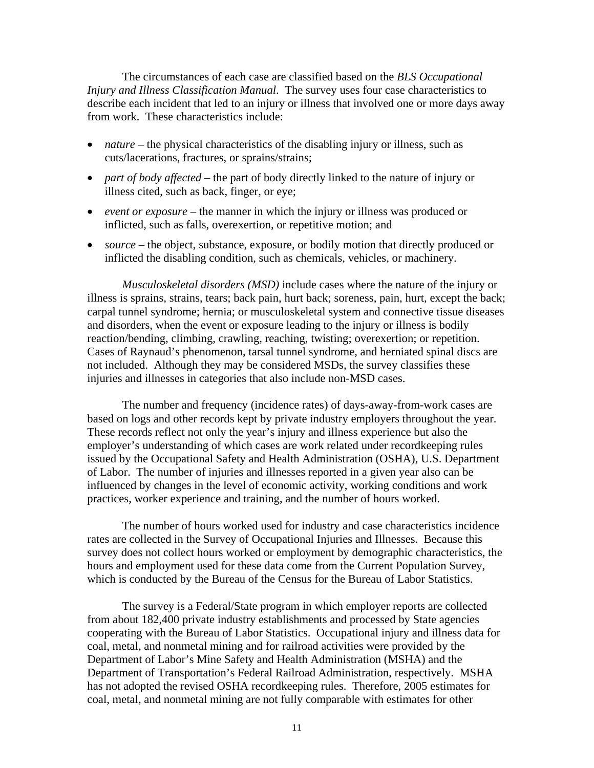The circumstances of each case are classified based on the *BLS Occupational Injury and Illness Classification Manual*. The survey uses four case characteristics to describe each incident that led to an injury or illness that involved one or more days away from work. These characteristics include:

- *nature* – the physical characteristics of the disabling injury or illness, such as cuts/lacerations, fractures, or sprains/strains;
- *part of body affected* – the part of body directly linked to the nature of injury or illness cited, such as back, finger, or eye;
- *event or exposure* – the manner in which the injury or illness was produced or inflicted, such as falls, overexertion, or repetitive motion; and
- *source* – the object, substance, exposure, or bodily motion that directly produced or inflicted the disabling condition, such as chemicals, vehicles, or machinery.

*Musculoskeletal disorders (MSD)* include cases where the nature of the injury or illness is sprains, strains, tears; back pain, hurt back; soreness, pain, hurt, except the back; carpal tunnel syndrome; hernia; or musculoskeletal system and connective tissue diseases and disorders, when the event or exposure leading to the injury or illness is bodily reaction/bending, climbing, crawling, reaching, twisting; overexertion; or repetition. Cases of Raynaud's phenomenon, tarsal tunnel syndrome, and herniated spinal discs are not included. Although they may be considered MSDs, the survey classifies these injuries and illnesses in categories that also include non-MSD cases.

The number and frequency (incidence rates) of days-away-from-work cases are based on logs and other records kept by private industry employers throughout the year. These records reflect not only the year's injury and illness experience but also the employer's understanding of which cases are work related under recordkeeping rules issued by the Occupational Safety and Health Administration (OSHA), U.S. Department of Labor. The number of injuries and illnesses reported in a given year also can be influenced by changes in the level of economic activity, working conditions and work practices, worker experience and training, and the number of hours worked.

The number of hours worked used for industry and case characteristics incidence rates are collected in the Survey of Occupational Injuries and Illnesses. Because this survey does not collect hours worked or employment by demographic characteristics, the hours and employment used for these data come from the Current Population Survey, which is conducted by the Bureau of the Census for the Bureau of Labor Statistics.

The survey is a Federal/State program in which employer reports are collected from about 182,400 private industry establishments and processed by State agencies cooperating with the Bureau of Labor Statistics. Occupational injury and illness data for coal, metal, and nonmetal mining and for railroad activities were provided by the Department of Labor's Mine Safety and Health Administration (MSHA) and the Department of Transportation's Federal Railroad Administration, respectively. MSHA has not adopted the revised OSHA recordkeeping rules. Therefore, 2005 estimates for coal, metal, and nonmetal mining are not fully comparable with estimates for other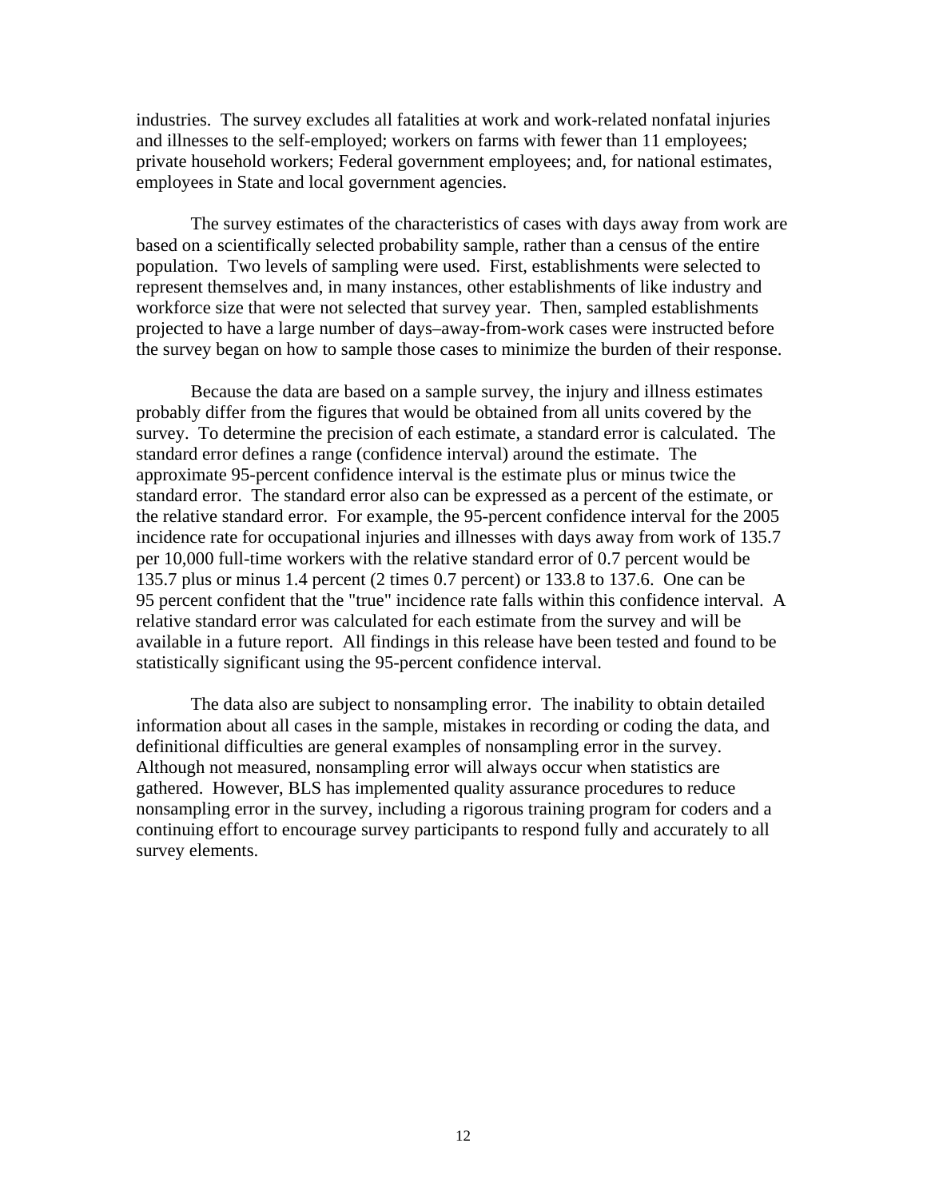industries. The survey excludes all fatalities at work and work-related nonfatal injuries and illnesses to the self-employed; workers on farms with fewer than 11 employees; private household workers; Federal government employees; and, for national estimates, employees in State and local government agencies.

The survey estimates of the characteristics of cases with days away from work are based on a scientifically selected probability sample, rather than a census of the entire population. Two levels of sampling were used. First, establishments were selected to represent themselves and, in many instances, other establishments of like industry and workforce size that were not selected that survey year. Then, sampled establishments projected to have a large number of days–away-from-work cases were instructed before the survey began on how to sample those cases to minimize the burden of their response.

Because the data are based on a sample survey, the injury and illness estimates probably differ from the figures that would be obtained from all units covered by the survey. To determine the precision of each estimate, a standard error is calculated. The standard error defines a range (confidence interval) around the estimate. The approximate 95-percent confidence interval is the estimate plus or minus twice the standard error. The standard error also can be expressed as a percent of the estimate, or the relative standard error. For example, the 95-percent confidence interval for the 2005 incidence rate for occupational injuries and illnesses with days away from work of 135.7 per 10,000 full-time workers with the relative standard error of 0.7 percent would be 135.7 plus or minus 1.4 percent (2 times 0.7 percent) or 133.8 to 137.6. One can be 95 percent confident that the "true" incidence rate falls within this confidence interval. A relative standard error was calculated for each estimate from the survey and will be available in a future report. All findings in this release have been tested and found to be statistically significant using the 95-percent confidence interval.

The data also are subject to nonsampling error. The inability to obtain detailed information about all cases in the sample, mistakes in recording or coding the data, and definitional difficulties are general examples of nonsampling error in the survey. Although not measured, nonsampling error will always occur when statistics are gathered. However, BLS has implemented quality assurance procedures to reduce nonsampling error in the survey, including a rigorous training program for coders and a continuing effort to encourage survey participants to respond fully and accurately to all survey elements.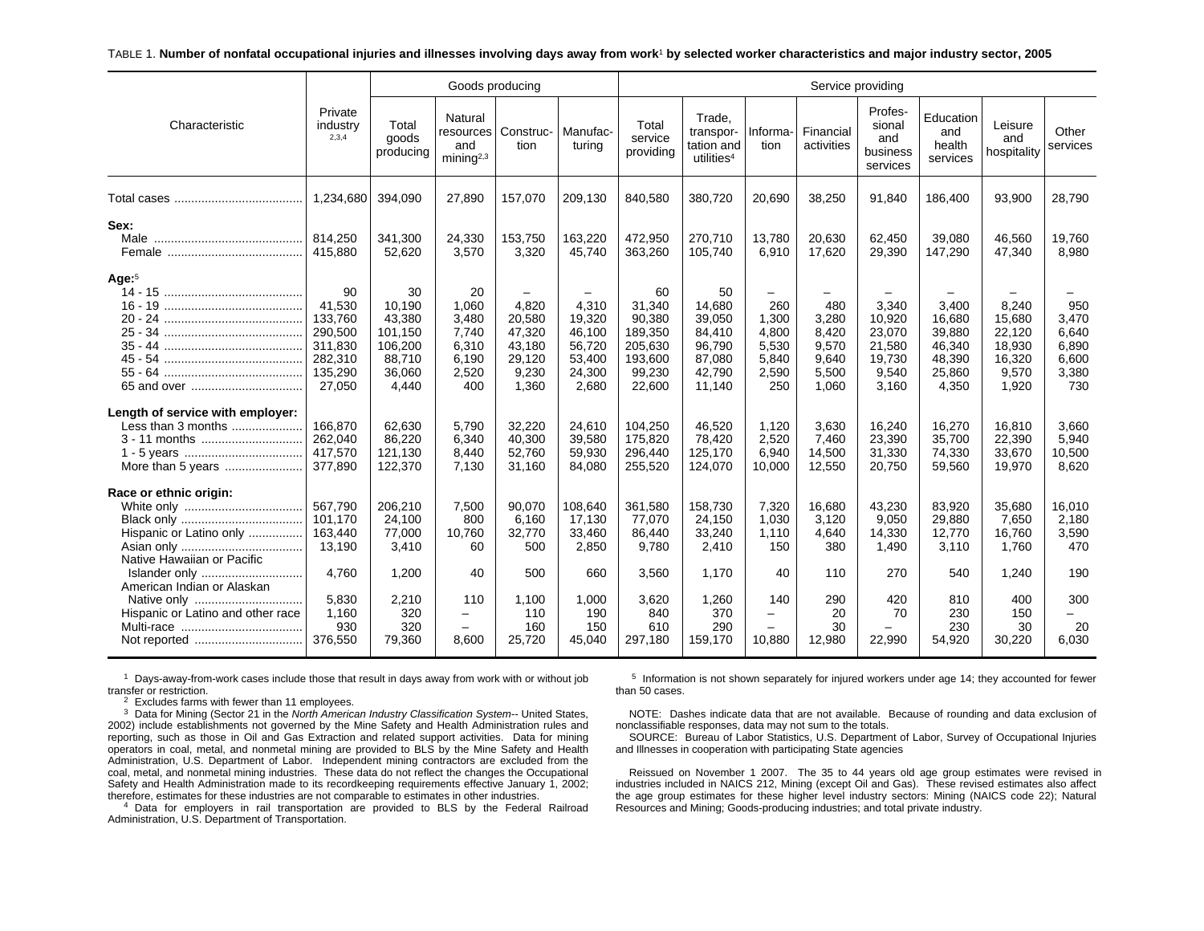TABLE 1. **Number of nonfatal occupational injuries and illnesses involving days away from work[1] by selected worker characteristics and major industry sector, 2005**

| Characteristic | Private industry [2,3,4] | Goods producing | | | | Service providing | | | | | | | |
|---|---|---|---|---|---|---|---|---|---|---|---|---|---|
| | | Total goods producing | Natural resources and mining[2,3] | Construction | Manufacturing | Total service providing | Trade, transportation and utilities[4] | Information | Financial activities | Professional and business services | Education and health services | Leisure and hospitality | Other services |
| Total cases | 1,234,680 | 394,090 | 27,890 | 157,070 | 209,130 | 840,580 | 380,720 | 20,690 | 38,250 | 91,840 | 186,400 | 93,900 | 28,790 |
| **Sex:** | | | | | | | | | | | | | |
| Male | 814,250 | 341,300 | 24,330 | 153,750 | 163,220 | 472,950 | 270,710 | 13,780 | 20,630 | 62,450 | 39,080 | 46,560 | 19,760 |
| Female | 415,880 | 52,620 | 3,570 | 3,320 | 45,740 | 363,260 | 105,740 | 6,910 | 17,620 | 29,390 | 147,290 | 47,340 | 8,980 |
| **Age:**[5] | | | | | | | | | | | | | |
| 14 - 15 | 90 | 30 | 20 | – | – | 60 | 50 | – | – | – | – | – | – |
| 16 - 19 | 41,530 | 10,190 | 1,060 | 4,820 | 4,310 | 31,340 | 14,680 | 260 | 480 | 3,340 | 3,400 | 8,240 | 950 |
| 20 - 24 | 133,760 | 43,380 | 3,480 | 20,580 | 19,320 | 90,380 | 39,050 | 1,300 | 3,280 | 10,920 | 16,680 | 15,680 | 3,470 |
| 25 - 34 | 290,500 | 101,150 | 7,740 | 47,320 | 46,100 | 189,350 | 84,410 | 4,800 | 8,420 | 23,070 | 39,880 | 22,120 | 6,640 |
| 35 - 44 | 311,830 | 106,200 | 6,310 | 43,180 | 56,720 | 205,630 | 96,790 | 5,530 | 9,570 | 21,580 | 46,340 | 18,930 | 6,890 |
| 45 - 54 | 282,310 | 88,710 | 6,190 | 29,120 | 53,400 | 193,600 | 87,080 | 5,840 | 9,640 | 19,730 | 48,390 | 16,320 | 6,600 |
| 55 - 64 | 135,290 | 36,060 | 2,520 | 9,230 | 24,300 | 99,230 | 42,790 | 2,590 | 5,500 | 9,540 | 25,860 | 9,570 | 3,380 |
| 65 and over | 27,050 | 4,440 | 400 | 1,360 | 2,680 | 22,600 | 11,140 | 250 | 1,060 | 3,160 | 4,350 | 1,920 | 730 |
| **Length of service with employer:** | | | | | | | | | | | | | |
| Less than 3 months | 166,870 | 62,630 | 5,790 | 32,220 | 24,610 | 104,250 | 46,520 | 1,120 | 3,630 | 16,240 | 16,270 | 16,810 | 3,660 |
| 3 - 11 months | 262,040 | 86,220 | 6,340 | 40,300 | 39,580 | 175,820 | 78,420 | 2,520 | 7,460 | 23,390 | 35,700 | 22,390 | 5,940 |
| 1 - 5 years | 417,570 | 121,130 | 8,440 | 52,760 | 59,930 | 296,440 | 125,170 | 6,940 | 14,500 | 31,330 | 74,330 | 33,670 | 10,500 |
| More than 5 years | 377,890 | 122,370 | 7,130 | 31,160 | 84,080 | 255,520 | 124,070 | 10,000 | 12,550 | 20,750 | 59,560 | 19,970 | 8,620 |
| **Race or ethnic origin:** | | | | | | | | | | | | | |
| White only | 567,790 | 206,210 | 7,500 | 90,070 | 108,640 | 361,580 | 158,730 | 7,320 | 16,680 | 43,230 | 83,920 | 35,680 | 16,010 |
| Black only | 101,170 | 24,100 | 800 | 6,160 | 17,130 | 77,070 | 24,150 | 1,030 | 3,120 | 9,050 | 29,880 | 7,650 | 2,180 |
| Hispanic or Latino only | 163,440 | 77,000 | 10,760 | 32,770 | 33,460 | 86,440 | 33,240 | 1,110 | 4,640 | 14,330 | 12,770 | 16,760 | 3,590 |
| Asian only | 13,190 | 3,410 | 60 | 500 | 2,850 | 9,780 | 2,410 | 150 | 380 | 1,490 | 3,110 | 1,760 | 470 |
| Native Hawaiian or Pacific Islander only | 4,760 | 1,200 | 40 | 500 | 660 | 3,560 | 1,170 | 40 | 110 | 270 | 540 | 1,240 | 190 |
| American Indian or Alaskan Native only | 5,830 | 2,210 | 110 | 1,100 | 1,000 | 3,620 | 1,260 | 140 | 290 | 420 | 810 | 400 | 300 |
| Hispanic or Latino and other race | 1,160 | 320 | – | 110 | 190 | 840 | 370 | – | 20 | 70 | 230 | 150 | – |
| Multi-race | 930 | 320 | – | 160 | 150 | 610 | 290 | – | 30 | – | 230 | 30 | 20 |
| Not reported | 376,550 | 79,360 | 8,600 | 25,720 | 45,040 | 297,180 | 159,170 | 10,880 | 12,980 | 22,990 | 54,920 | 30,220 | 6,030 |

[1] Days-away-from-work cases include those that result in days away from work with or without job transfer or restriction.

[2] Excludes farms with fewer than 11 employees.

[3] Data for Mining (Sector 21 in the *North American Industry Classification System*-- United States, 2002) include establishments not governed by the Mine Safety and Health Administration rules and reporting, such as those in Oil and Gas Extraction and related support activities. Data for mining operators in coal, metal, and nonmetal mining are provided to BLS by the Mine Safety and Health Administration, U.S. Department of Labor. Independent mining contractors are excluded from the coal, metal, and nonmetal mining industries. These data do not reflect the changes the Occupational Safety and Health Administration made to its recordkeeping requirements effective January 1, 2002; therefore, estimates for these industries are not comparable to estimates in other industries.

[4] Data for employers in rail transportation are provided to BLS by the Federal Railroad Administration, U.S. Department of Transportation.

[5] Information is not shown separately for injured workers under age 14; they accounted for fewer than 50 cases.

NOTE: Dashes indicate data that are not available. Because of rounding and data exclusion of nonclassifiable responses, data may not sum to the totals.

SOURCE: Bureau of Labor Statistics, U.S. Department of Labor, Survey of Occupational Injuries and Illnesses in cooperation with participating State agencies

Reissued on November 1 2007. The 35 to 44 years old age group estimates were revised in industries included in NAICS 212, Mining (except Oil and Gas). These revised estimates also affect the age group estimates for these higher level industry sectors: Mining (NAICS code 22); Natural Resources and Mining; Goods-producing industries; and total private industry.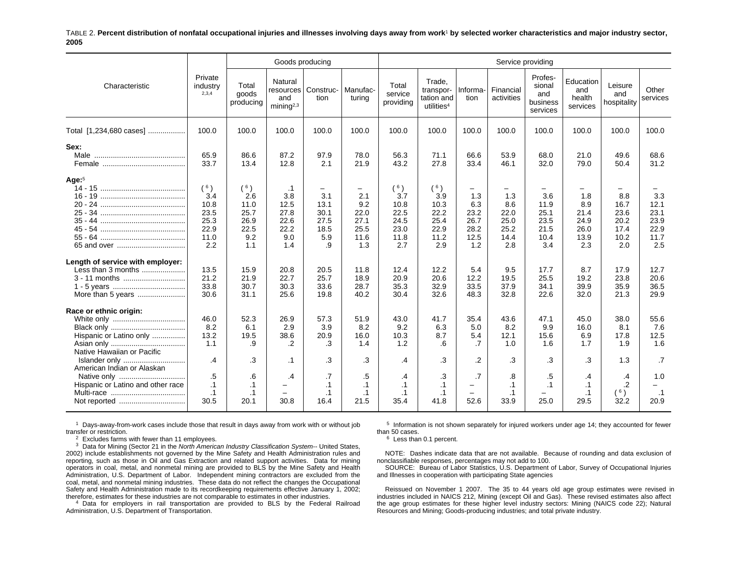TABLE 2. **Percent distribution of nonfatal occupational injuries and illnesses involving days away from work[1] by selected worker characteristics and major industry sector, 2005**

| Characteristic | Private industry [2,3,4] | Goods producing | | | | Service providing | | | | | | | |
|---|---|---|---|---|---|---|---|---|---|---|---|---|---|
| | | Total goods producing | Natural resources and mining[2,3] | Construction | Manufacturing | Total service providing | Trade, transportation and utilities[4] | Information | Financial activities | Professional and business services | Education and health services | Leisure and hospitality | Other services |
| Total [1,234,680 cases] | 100.0 | 100.0 | 100.0 | 100.0 | 100.0 | 100.0 | 100.0 | 100.0 | 100.0 | 100.0 | 100.0 | 100.0 | 100.0 |
| **Sex:** | | | | | | | | | | | | | |
| Male | 65.9 | 86.6 | 87.2 | 97.9 | 78.0 | 56.3 | 71.1 | 66.6 | 53.9 | 68.0 | 21.0 | 49.6 | 68.6 |
| Female | 33.7 | 13.4 | 12.8 | 2.1 | 21.9 | 43.2 | 27.8 | 33.4 | 46.1 | 32.0 | 79.0 | 50.4 | 31.2 |
| **Age:**[5] | | | | | | | | | | | | | |
| 14 - 15 | ( 6 ) | ( 6 ) | .1 | – | – | ( 6 ) | ( 6 ) | – | – | – | – | – | – |
| 16 - 19 | 3.4 | 2.6 | 3.8 | 3.1 | 2.1 | 3.7 | 3.9 | 1.3 | 1.3 | 3.6 | 1.8 | 8.8 | 3.3 |
| 20 - 24 | 10.8 | 11.0 | 12.5 | 13.1 | 9.2 | 10.8 | 10.3 | 6.3 | 8.6 | 11.9 | 8.9 | 16.7 | 12.1 |
| 25 - 34 | 23.5 | 25.7 | 27.8 | 30.1 | 22.0 | 22.5 | 22.2 | 23.2 | 22.0 | 25.1 | 21.4 | 23.6 | 23.1 |
| 35 - 44 | 25.3 | 26.9 | 22.6 | 27.5 | 27.1 | 24.5 | 25.4 | 26.7 | 25.0 | 23.5 | 24.9 | 20.2 | 23.9 |
| 45 - 54 | 22.9 | 22.5 | 22.2 | 18.5 | 25.5 | 23.0 | 22.9 | 28.2 | 25.2 | 21.5 | 26.0 | 17.4 | 22.9 |
| 55 - 64 | 11.0 | 9.2 | 9.0 | 5.9 | 11.6 | 11.8 | 11.2 | 12.5 | 14.4 | 10.4 | 13.9 | 10.2 | 11.7 |
| 65 and over | 2.2 | 1.1 | 1.4 | .9 | 1.3 | 2.7 | 2.9 | 1.2 | 2.8 | 3.4 | 2.3 | 2.0 | 2.5 |
| **Length of service with employer:** | | | | | | | | | | | | | |
| Less than 3 months | 13.5 | 15.9 | 20.8 | 20.5 | 11.8 | 12.4 | 12.2 | 5.4 | 9.5 | 17.7 | 8.7 | 17.9 | 12.7 |
| 3 - 11 months | 21.2 | 21.9 | 22.7 | 25.7 | 18.9 | 20.9 | 20.6 | 12.2 | 19.5 | 25.5 | 19.2 | 23.8 | 20.6 |
| 1 - 5 years | 33.8 | 30.7 | 30.3 | 33.6 | 28.7 | 35.3 | 32.9 | 33.5 | 37.9 | 34.1 | 39.9 | 35.9 | 36.5 |
| More than 5 years | 30.6 | 31.1 | 25.6 | 19.8 | 40.2 | 30.4 | 32.6 | 48.3 | 32.8 | 22.6 | 32.0 | 21.3 | 29.9 |
| **Race or ethnic origin:** | | | | | | | | | | | | | |
| White only | 46.0 | 52.3 | 26.9 | 57.3 | 51.9 | 43.0 | 41.7 | 35.4 | 43.6 | 47.1 | 45.0 | 38.0 | 55.6 |
| Black only | 8.2 | 6.1 | 2.9 | 3.9 | 8.2 | 9.2 | 6.3 | 5.0 | 8.2 | 9.9 | 16.0 | 8.1 | 7.6 |
| Hispanic or Latino only | 13.2 | 19.5 | 38.6 | 20.9 | 16.0 | 10.3 | 8.7 | 5.4 | 12.1 | 15.6 | 6.9 | 17.8 | 12.5 |
| Asian only | 1.1 | .9 | .2 | .3 | 1.4 | 1.2 | .6 | .7 | 1.0 | 1.6 | 1.7 | 1.9 | 1.6 |
| Native Hawaiian or Pacific Islander only | .4 | .3 | .1 | .3 | .3 | .4 | .3 | .2 | .3 | .3 | .3 | 1.3 | .7 |
| American Indian or Alaskan Native only | .5 | .6 | .4 | .7 | .5 | .4 | .3 | .7 | .8 | .5 | .4 | .4 | 1.0 |
| Hispanic or Latino and other race | .1 | .1 | – | .1 | .1 | .1 | .1 | – | .1 | .1 | .1 | .2 | – |
| Multi-race | .1 | .1 | – | .1 | .1 | .1 | .1 | – | .1 | – | .1 | ( 6 ) | .1 |
| Not reported | 30.5 | 20.1 | 30.8 | 16.4 | 21.5 | 35.4 | 41.8 | 52.6 | 33.9 | 25.0 | 29.5 | 32.2 | 20.9 |

[1] Days-away-from-work cases include those that result in days away from work with or without job transfer or restriction.

[2] Excludes farms with fewer than 11 employees.

[3] Data for Mining (Sector 21 in the *North American Industry Classification System*-- United States, 2002) include establishments not governed by the Mine Safety and Health Administration rules and reporting, such as those in Oil and Gas Extraction and related support activities. Data for mining operators in coal, metal, and nonmetal mining are provided to BLS by the Mine Safety and Health Administration, U.S. Department of Labor. Independent mining contractors are excluded from the coal, metal, and nonmetal mining industries. These data do not reflect the changes the Occupational Safety and Health Administration made to its recordkeeping requirements effective January 1, 2002; therefore, estimates for these industries are not comparable to estimates in other industries.

[4] Data for employers in rail transportation are provided to BLS by the Federal Railroad Administration, U.S. Department of Transportation.

[5] Information is not shown separately for injured workers under age 14; they accounted for fewer than 50 cases.

[6] Less than 0.1 percent.

NOTE: Dashes indicate data that are not available. Because of rounding and data exclusion of nonclassifiable responses, percentages may not add to 100.

SOURCE: Bureau of Labor Statistics, U.S. Department of Labor, Survey of Occupational Injuries and Illnesses in cooperation with participating State agencies

Reissued on November 1 2007. The 35 to 44 years old age group estimates were revised in industries included in NAICS 212, Mining (except Oil and Gas). These revised estimates also affect the age group estimates for these higher level industry sectors: Mining (NAICS code 22); Natural Resources and Mining; Goods-producing industries; and total private industry.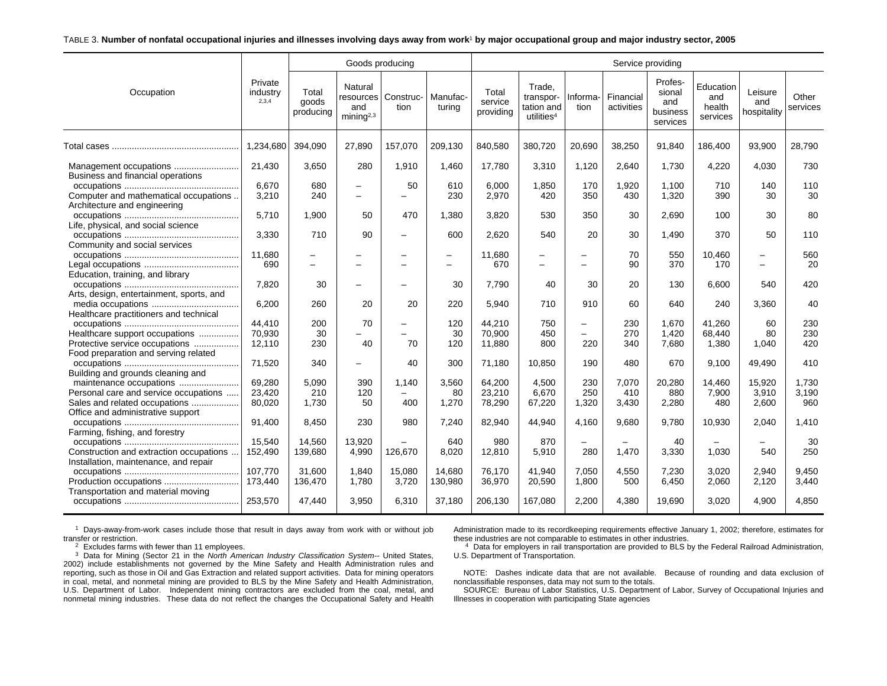TABLE 3. **Number of nonfatal occupational injuries and illnesses involving days away from work[1] by major occupational group and major industry sector, 2005**

| Occupation | Private industry[2,3,4] | Goods producing | | | | Service providing | | | | | | | |
|---|---|---|---|---|---|---|---|---|---|---|---|---|---|
| | | Total goods producing | Natural resources and mining[2,3] | Construction | Manufacturing | Total service providing | Trade, transportation and utilities[4] | Information | Financial activities | Professional and business services | Education and health services | Leisure and hospitality | Other services |
| Total cases | 1,234,680 | 394,090 | 27,890 | 157,070 | 209,130 | 840,580 | 380,720 | 20,690 | 38,250 | 91,840 | 186,400 | 93,900 | 28,790 |
| Management occupations | 21,430 | 3,650 | 280 | 1,910 | 1,460 | 17,780 | 3,310 | 1,120 | 2,640 | 1,730 | 4,220 | 4,030 | 730 |
| Business and financial operations occupations | 6,670 | 680 | – | 50 | 610 | 6,000 | 1,850 | 170 | 1,920 | 1,100 | 710 | 140 | 110 |
| Computer and mathematical occupations | 3,210 | 240 | – | – | 230 | 2,970 | 420 | 350 | 430 | 1,320 | 390 | 30 | 30 |
| Architecture and engineering occupations | 5,710 | 1,900 | 50 | 470 | 1,380 | 3,820 | 530 | 350 | 30 | 2,690 | 100 | 30 | 80 |
| Life, physical, and social science occupations | 3,330 | 710 | 90 | – | 600 | 2,620 | 540 | 20 | 30 | 1,490 | 370 | 50 | 110 |
| Community and social services occupations | 11,680 | – | – | – | – | 11,680 | – | – | 70 | 550 | 10,460 | – | 560 |
| Legal occupations | 690 | – | – | – | – | 670 | – | – | 90 | 370 | 170 | – | 20 |
| Education, training, and library occupations | 7,820 | 30 | – | – | 30 | 7,790 | 40 | 30 | 20 | 130 | 6,600 | 540 | 420 |
| Arts, design, entertainment, sports, and media occupations | 6,200 | 260 | 20 | 20 | 220 | 5,940 | 710 | 910 | 60 | 640 | 240 | 3,360 | 40 |
| Healthcare practitioners and technical occupations | 44,410 | 200 | 70 | – | 120 | 44,210 | 750 | – | 230 | 1,670 | 41,260 | 60 | 230 |
| Healthcare support occupations | 70,930 | 30 | – | – | 30 | 70,900 | 450 | – | 270 | 1,420 | 68,440 | 80 | 230 |
| Protective service occupations | 12,110 | 230 | 40 | 70 | 120 | 11,880 | 800 | 220 | 340 | 7,680 | 1,380 | 1,040 | 420 |
| Food preparation and serving related occupations | 71,520 | 340 | – | 40 | 300 | 71,180 | 10,850 | 190 | 480 | 670 | 9,100 | 49,490 | 410 |
| Building and grounds cleaning and maintenance occupations | 69,280 | 5,090 | 390 | 1,140 | 3,560 | 64,200 | 4,500 | 230 | 7,070 | 20,280 | 14,460 | 15,920 | 1,730 |
| Personal care and service occupations | 23,420 | 210 | 120 | – | 80 | 23,210 | 6,670 | 250 | 410 | 880 | 7,900 | 3,910 | 3,190 |
| Sales and related occupations | 80,020 | 1,730 | 50 | 400 | 1,270 | 78,290 | 67,220 | 1,320 | 3,430 | 2,280 | 480 | 2,600 | 960 |
| Office and administrative support occupations | 91,400 | 8,450 | 230 | 980 | 7,240 | 82,940 | 44,940 | 4,160 | 9,680 | 9,780 | 10,930 | 2,040 | 1,410 |
| Farming, fishing, and forestry occupations | 15,540 | 14,560 | 13,920 | – | 640 | 980 | 870 | – | – | 40 | – | – | 30 |
| Construction and extraction occupations | 152,490 | 139,680 | 4,990 | 126,670 | 8,020 | 12,810 | 5,910 | 280 | 1,470 | 3,330 | 1,030 | 540 | 250 |
| Installation, maintenance, and repair occupations | 107,770 | 31,600 | 1,840 | 15,080 | 14,680 | 76,170 | 41,940 | 7,050 | 4,550 | 7,230 | 3,020 | 2,940 | 9,450 |
| Production occupations | 173,440 | 136,470 | 1,780 | 3,720 | 130,980 | 36,970 | 20,590 | 1,800 | 500 | 6,450 | 2,060 | 2,120 | 3,440 |
| Transportation and material moving occupations | 253,570 | 47,440 | 3,950 | 6,310 | 37,180 | 206,130 | 167,080 | 2,200 | 4,380 | 19,690 | 3,020 | 4,900 | 4,850 |

[1] Days-away-from-work cases include those that result in days away from work with or without job transfer or restriction.

[2] Excludes farms with fewer than 11 employees.

[3] Data for Mining (Sector 21 in the *North American Industry Classification System*-- United States, 2002) include establishments not governed by the Mine Safety and Health Administration rules and reporting, such as those in Oil and Gas Extraction and related support activities. Data for mining operators in coal, metal, and nonmetal mining are provided to BLS by the Mine Safety and Health Administration, U.S. Department of Labor. Independent mining contractors are excluded from the coal, metal, and nonmetal mining industries. These data do not reflect the changes the Occupational Safety and Health Administration made to its recordkeeping requirements effective January 1, 2002; therefore, estimates for these industries are not comparable to estimates in other industries.

[4] Data for employers in rail transportation are provided to BLS by the Federal Railroad Administration, U.S. Department of Transportation.

NOTE: Dashes indicate data that are not available. Because of rounding and data exclusion of nonclassifiable responses, data may not sum to the totals.

SOURCE: Bureau of Labor Statistics, U.S. Department of Labor, Survey of Occupational Injuries and Illnesses in cooperation with participating State agencies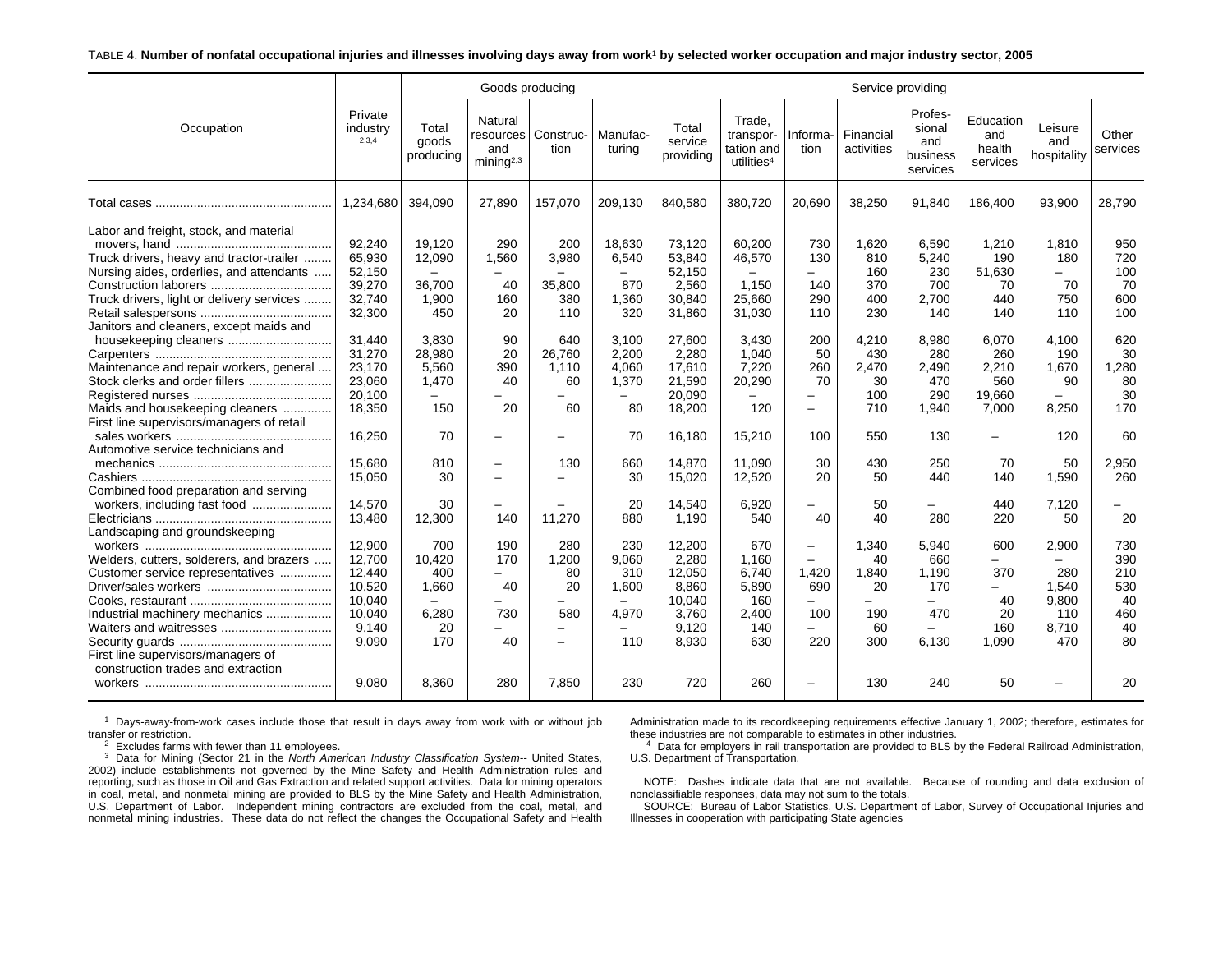TABLE 4. **Number of nonfatal occupational injuries and illnesses involving days away from work[1] by selected worker occupation and major industry sector, 2005**

| Occupation | Private industry [2,3,4] | Goods producing | | | | Service providing | | | | | | | |
|---|---|---|---|---|---|---|---|---|---|---|---|---|---|
| | | Total goods producing | Natural resources and mining[2,3] | Construction | Manufacturing | Total service providing | Trade, transportation and utilities[4] | Information | Financial activities | Professional and business services | Education and health services | Leisure and hospitality | Other services |
| Total cases | 1,234,680 | 394,090 | 27,890 | 157,070 | 209,130 | 840,580 | 380,720 | 20,690 | 38,250 | 91,840 | 186,400 | 93,900 | 28,790 |
| Labor and freight, stock, and material movers, hand | 92,240 | 19,120 | 290 | 200 | 18,630 | 73,120 | 60,200 | 730 | 1,620 | 6,590 | 1,210 | 1,810 | 950 |
| Truck drivers, heavy and tractor-trailer | 65,930 | 12,090 | 1,560 | 3,980 | 6,540 | 53,840 | 46,570 | 130 | 810 | 5,240 | 190 | 180 | 720 |
| Nursing aides, orderlies, and attendants | 52,150 | – | – | – | – | 52,150 | – | – | 160 | 230 | 51,630 | – | 100 |
| Construction laborers | 39,270 | 36,700 | 40 | 35,800 | 870 | 2,560 | 1,150 | 140 | 370 | 700 | 70 | 70 | 70 |
| Truck drivers, light or delivery services | 32,740 | 1,900 | 160 | 380 | 1,360 | 30,840 | 25,660 | 290 | 400 | 2,700 | 440 | 750 | 600 |
| Retail salespersons | 32,300 | 450 | 20 | 110 | 320 | 31,860 | 31,030 | 110 | 230 | 140 | 140 | 110 | 100 |
| Janitors and cleaners, except maids and housekeeping cleaners | 31,440 | 3,830 | 90 | 640 | 3,100 | 27,600 | 3,430 | 200 | 4,210 | 8,980 | 6,070 | 4,100 | 620 |
| Carpenters | 31,270 | 28,980 | 20 | 26,760 | 2,200 | 2,280 | 1,040 | 50 | 430 | 280 | 260 | 190 | 30 |
| Maintenance and repair workers, general | 23,170 | 5,560 | 390 | 1,110 | 4,060 | 17,610 | 7,220 | 260 | 2,470 | 2,490 | 2,210 | 1,670 | 1,280 |
| Stock clerks and order fillers | 23,060 | 1,470 | 40 | 60 | 1,370 | 21,590 | 20,290 | 70 | 30 | 470 | 560 | 90 | 80 |
| Registered nurses | 20,100 | – | – | – | – | 20,090 | – | – | 100 | 290 | 19,660 | – | 30 |
| Maids and housekeeping cleaners | 18,350 | 150 | 20 | 60 | 80 | 18,200 | 120 | – | 710 | 1,940 | 7,000 | 8,250 | 170 |
| First line supervisors/managers of retail sales workers | 16,250 | 70 | – | – | 70 | 16,180 | 15,210 | 100 | 550 | 130 | – | 120 | 60 |
| Automotive service technicians and mechanics | 15,680 | 810 | – | 130 | 660 | 14,870 | 11,090 | 30 | 430 | 250 | 70 | 50 | 2,950 |
| Cashiers | 15,050 | 30 | – | – | 30 | 15,020 | 12,520 | 20 | 50 | 440 | 140 | 1,590 | 260 |
| Combined food preparation and serving workers, including fast food | 14,570 | 30 | – | – | 20 | 14,540 | 6,920 | – | 50 | – | 440 | 7,120 | – |
| Electricians | 13,480 | 12,300 | 140 | 11,270 | 880 | 1,190 | 540 | 40 | 40 | 280 | 220 | 50 | 20 |
| Landscaping and groundskeeping workers | 12,900 | 700 | 190 | 280 | 230 | 12,200 | 670 | – | 1,340 | 5,940 | 600 | 2,900 | 730 |
| Welders, cutters, solderers, and brazers | 12,700 | 10,420 | 170 | 1,200 | 9,060 | 2,280 | 1,160 | – | 40 | 660 | – | – | 390 |
| Customer service representatives | 12,440 | 400 | – | 80 | 310 | 12,050 | 6,740 | 1,420 | 1,840 | 1,190 | 370 | 280 | 210 |
| Driver/sales workers | 10,520 | 1,660 | 40 | 20 | 1,600 | 8,860 | 5,890 | 690 | 20 | 170 | – | 1,540 | 530 |
| Cooks, restaurant | 10,040 | – | – | – | – | 10,040 | 160 | – | – | – | 40 | 9,800 | 40 |
| Industrial machinery mechanics | 10,040 | 6,280 | 730 | 580 | 4,970 | 3,760 | 2,400 | 100 | 190 | 470 | 20 | 110 | 460 |
| Waiters and waitresses | 9,140 | 20 | – | – | – | 9,120 | 140 | – | 60 | – | 160 | 8,710 | 40 |
| Security guards | 9,090 | 170 | 40 | – | 110 | 8,930 | 630 | 220 | 300 | 6,130 | 1,090 | 470 | 80 |
| First line supervisors/managers of construction trades and extraction workers | 9,080 | 8,360 | 280 | 7,850 | 230 | 720 | 260 | – | 130 | 240 | 50 | – | 20 |

[1] Days-away-from-work cases include those that result in days away from work with or without job transfer or restriction.

[2] Excludes farms with fewer than 11 employees.

[3] Data for Mining (Sector 21 in the *North American Industry Classification System*-- United States, 2002) include establishments not governed by the Mine Safety and Health Administration rules and reporting, such as those in Oil and Gas Extraction and related support activities. Data for mining operators in coal, metal, and nonmetal mining are provided to BLS by the Mine Safety and Health Administration, U.S. Department of Labor. Independent mining contractors are excluded from the coal, metal, and nonmetal mining industries. These data do not reflect the changes the Occupational Safety and Health Administration made to its recordkeeping requirements effective January 1, 2002; therefore, estimates for these industries are not comparable to estimates in other industries.

[4] Data for employers in rail transportation are provided to BLS by the Federal Railroad Administration, U.S. Department of Transportation.

NOTE: Dashes indicate data that are not available. Because of rounding and data exclusion of nonclassifiable responses, data may not sum to the totals.

SOURCE: Bureau of Labor Statistics, U.S. Department of Labor, Survey of Occupational Injuries and Illnesses in cooperation with participating State agencies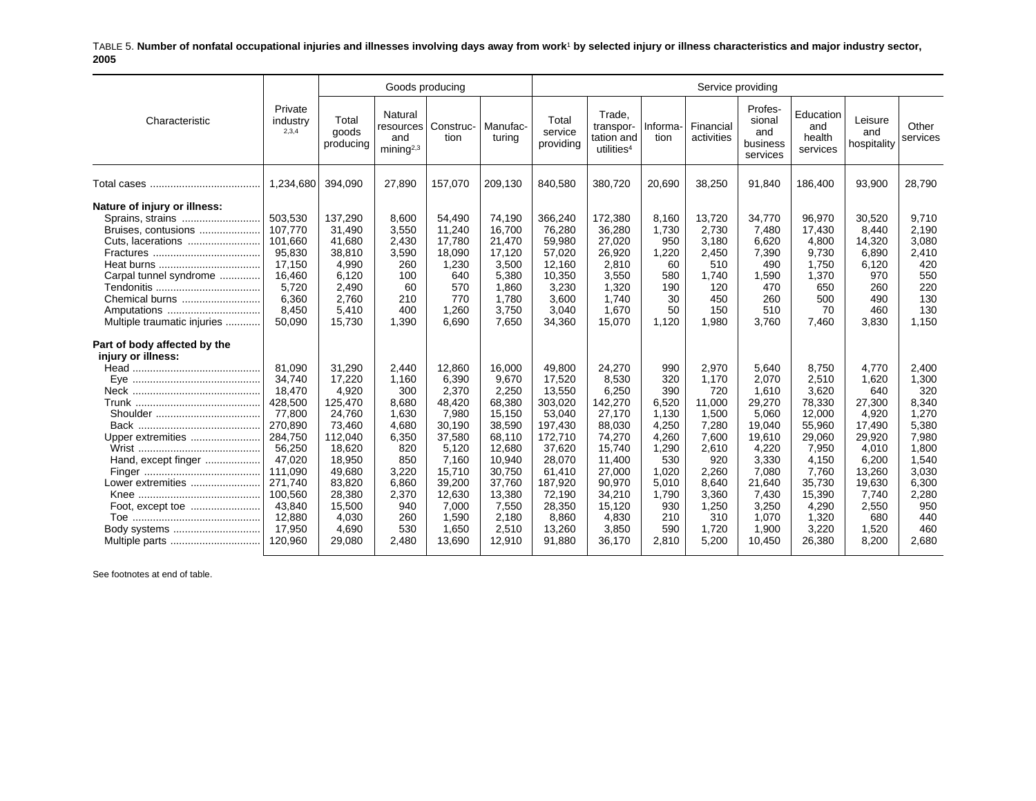TABLE 5. **Number of nonfatal occupational injuries and illnesses involving days away from work[1] by selected injury or illness characteristics and major industry sector, 2005**

| Characteristic | Private industry [2,3,4] | Goods producing | | | | Service providing | | | | | | | |
|---|---|---|---|---|---|---|---|---|---|---|---|---|---|
| | | Total goods producing | Natural resources and mining[2,3] | Construction | Manufacturing | Total service providing | Trade, transportation and utilities[4] | Information | Financial activities | Professional and business services | Education and health services | Leisure and hospitality | Other services |
| Total cases | 1,234,680 | 394,090 | 27,890 | 157,070 | 209,130 | 840,580 | 380,720 | 20,690 | 38,250 | 91,840 | 186,400 | 93,900 | 28,790 |
| **Nature of injury or illness:** | | | | | | | | | | | | | |
| Sprains, strains | 503,530 | 137,290 | 8,600 | 54,490 | 74,190 | 366,240 | 172,380 | 8,160 | 13,720 | 34,770 | 96,970 | 30,520 | 9,710 |
| Bruises, contusions | 107,770 | 31,490 | 3,550 | 11,240 | 16,700 | 76,280 | 36,280 | 1,730 | 2,730 | 7,480 | 17,430 | 8,440 | 2,190 |
| Cuts, lacerations | 101,660 | 41,680 | 2,430 | 17,780 | 21,470 | 59,980 | 27,020 | 950 | 3,180 | 6,620 | 4,800 | 14,320 | 3,080 |
| Fractures | 95,830 | 38,810 | 3,590 | 18,090 | 17,120 | 57,020 | 26,920 | 1,220 | 2,450 | 7,390 | 9,730 | 6,890 | 2,410 |
| Heat burns | 17,150 | 4,990 | 260 | 1,230 | 3,500 | 12,160 | 2,810 | 60 | 510 | 490 | 1,750 | 6,120 | 420 |
| Carpal tunnel syndrome | 16,460 | 6,120 | 100 | 640 | 5,380 | 10,350 | 3,550 | 580 | 1,740 | 1,590 | 1,370 | 970 | 550 |
| Tendonitis | 5,720 | 2,490 | 60 | 570 | 1,860 | 3,230 | 1,320 | 190 | 120 | 470 | 650 | 260 | 220 |
| Chemical burns | 6,360 | 2,760 | 210 | 770 | 1,780 | 3,600 | 1,740 | 30 | 450 | 260 | 500 | 490 | 130 |
| Amputations | 8,450 | 5,410 | 400 | 1,260 | 3,750 | 3,040 | 1,670 | 50 | 150 | 510 | 70 | 460 | 130 |
| Multiple traumatic injuries | 50,090 | 15,730 | 1,390 | 6,690 | 7,650 | 34,360 | 15,070 | 1,120 | 1,980 | 3,760 | 7,460 | 3,830 | 1,150 |
| **Part of body affected by the injury or illness:** | | | | | | | | | | | | | |
| Head | 81,090 | 31,290 | 2,440 | 12,860 | 16,000 | 49,800 | 24,270 | 990 | 2,970 | 5,640 | 8,750 | 4,770 | 2,400 |
| Eye | 34,740 | 17,220 | 1,160 | 6,390 | 9,670 | 17,520 | 8,530 | 320 | 1,170 | 2,070 | 2,510 | 1,620 | 1,300 |
| Neck | 18,470 | 4,920 | 300 | 2,370 | 2,250 | 13,550 | 6,250 | 390 | 720 | 1,610 | 3,620 | 640 | 320 |
| Trunk | 428,500 | 125,470 | 8,680 | 48,420 | 68,380 | 303,020 | 142,270 | 6,520 | 11,000 | 29,270 | 78,330 | 27,300 | 8,340 |
| Shoulder | 77,800 | 24,760 | 1,630 | 7,980 | 15,150 | 53,040 | 27,170 | 1,130 | 1,500 | 5,060 | 12,000 | 4,920 | 1,270 |
| Back | 270,890 | 73,460 | 4,680 | 30,190 | 38,590 | 197,430 | 88,030 | 4,250 | 7,280 | 19,040 | 55,960 | 17,490 | 5,380 |
| Upper extremities | 284,750 | 112,040 | 6,350 | 37,580 | 68,110 | 172,710 | 74,270 | 4,260 | 7,600 | 19,610 | 29,060 | 29,920 | 7,980 |
| Wrist | 56,250 | 18,620 | 820 | 5,120 | 12,680 | 37,620 | 15,740 | 1,290 | 2,610 | 4,220 | 7,950 | 4,010 | 1,800 |
| Hand, except finger | 47,020 | 18,950 | 850 | 7,160 | 10,940 | 28,070 | 11,400 | 530 | 920 | 3,330 | 4,150 | 6,200 | 1,540 |
| Finger | 111,090 | 49,680 | 3,220 | 15,710 | 30,750 | 61,410 | 27,000 | 1,020 | 2,260 | 7,080 | 7,760 | 13,260 | 3,030 |
| Lower extremities | 271,740 | 83,820 | 6,860 | 39,200 | 37,760 | 187,920 | 90,970 | 5,010 | 8,640 | 21,640 | 35,730 | 19,630 | 6,300 |
| Knee | 100,560 | 28,380 | 2,370 | 12,630 | 13,380 | 72,190 | 34,210 | 1,790 | 3,360 | 7,430 | 15,390 | 7,740 | 2,280 |
| Foot, except toe | 43,840 | 15,500 | 940 | 7,000 | 7,550 | 28,350 | 15,120 | 930 | 1,250 | 3,250 | 4,290 | 2,550 | 950 |
| Toe | 12,880 | 4,030 | 260 | 1,590 | 2,180 | 8,860 | 4,830 | 210 | 310 | 1,070 | 1,320 | 680 | 440 |
| Body systems | 17,950 | 4,690 | 530 | 1,650 | 2,510 | 13,260 | 3,850 | 590 | 1,720 | 1,900 | 3,220 | 1,520 | 460 |
| Multiple parts | 120,960 | 29,080 | 2,480 | 13,690 | 12,910 | 91,880 | 36,170 | 2,810 | 5,200 | 10,450 | 26,380 | 8,200 | 2,680 |

See footnotes at end of table.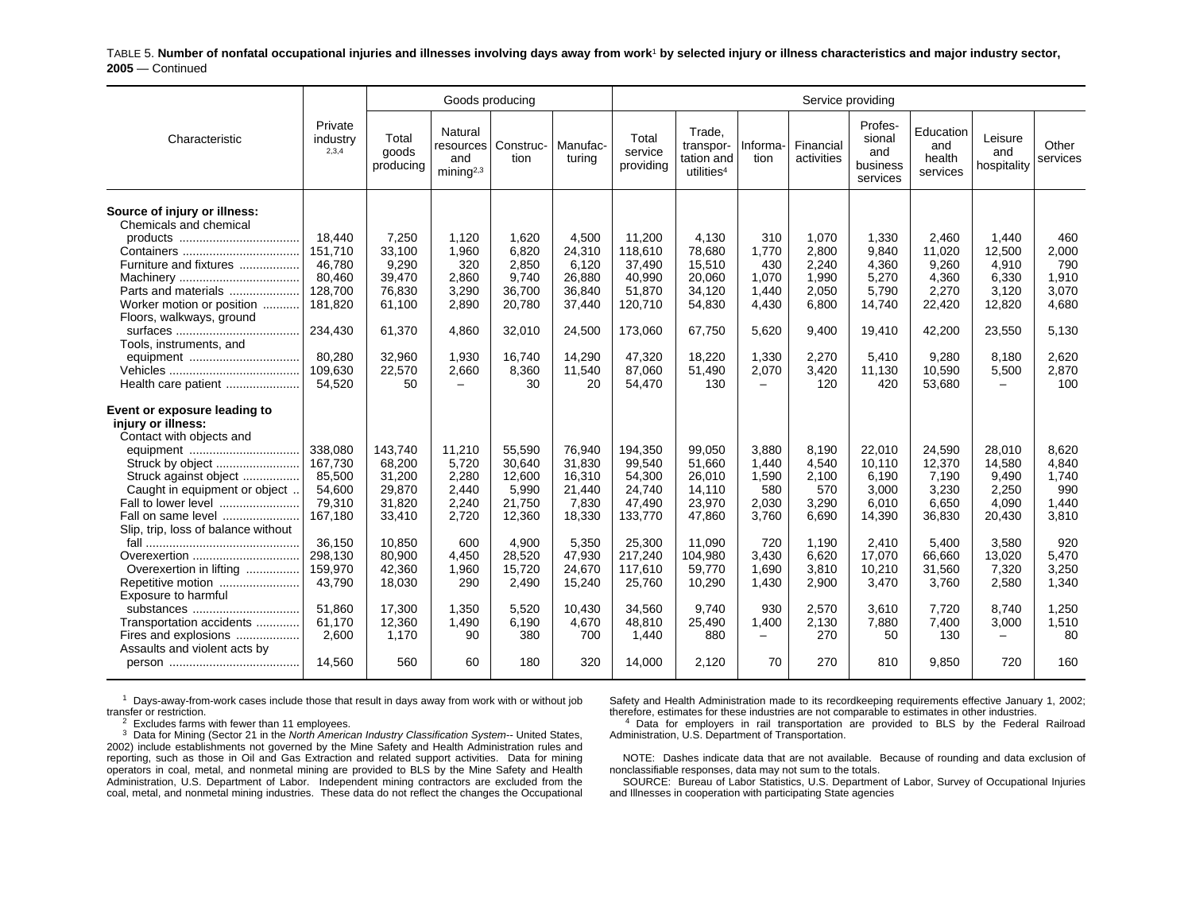TABLE 5. **Number of nonfatal occupational injuries and illnesses involving days away from work[1] by selected injury or illness characteristics and major industry sector, 2005** — Continued

| Characteristic | Private industry [2,3,4] | Goods producing | | | | Service providing | | | | | | | |
|---|---|---|---|---|---|---|---|---|---|---|---|---|---|
| | | Total goods producing | Natural resources and mining[2,3] | Construction | Manufacturing | Total service providing | Trade, transportation and utilities[4] | Information | Financial activities | Professional and business services | Education and health services | Leisure and hospitality | Other services |
| **Source of injury or illness:** | | | | | | | | | | | | | |
| Chemicals and chemical products | 18,440 | 7,250 | 1,120 | 1,620 | 4,500 | 11,200 | 4,130 | 310 | 1,070 | 1,330 | 2,460 | 1,440 | 460 |
| Containers | 151,710 | 33,100 | 1,960 | 6,820 | 24,310 | 118,610 | 78,680 | 1,770 | 2,800 | 9,840 | 11,020 | 12,500 | 2,000 |
| Furniture and fixtures | 46,780 | 9,290 | 320 | 2,850 | 6,120 | 37,490 | 15,510 | 430 | 2,240 | 4,360 | 9,260 | 4,910 | 790 |
| Machinery | 80,460 | 39,470 | 2,860 | 9,740 | 26,880 | 40,990 | 20,060 | 1,070 | 1,990 | 5,270 | 4,360 | 6,330 | 1,910 |
| Parts and materials | 128,700 | 76,830 | 3,290 | 36,700 | 36,840 | 51,870 | 34,120 | 1,440 | 2,050 | 5,790 | 2,270 | 3,120 | 3,070 |
| Worker motion or position | 181,820 | 61,100 | 2,890 | 20,780 | 37,440 | 120,710 | 54,830 | 4,430 | 6,800 | 14,740 | 22,420 | 12,820 | 4,680 |
| Floors, walkways, ground surfaces | 234,430 | 61,370 | 4,860 | 32,010 | 24,500 | 173,060 | 67,750 | 5,620 | 9,400 | 19,410 | 42,200 | 23,550 | 5,130 |
| Tools, instruments, and equipment | 80,280 | 32,960 | 1,930 | 16,740 | 14,290 | 47,320 | 18,220 | 1,330 | 2,270 | 5,410 | 9,280 | 8,180 | 2,620 |
| Vehicles | 109,630 | 22,570 | 2,660 | 8,360 | 11,540 | 87,060 | 51,490 | 2,070 | 3,420 | 11,130 | 10,590 | 5,500 | 2,870 |
| Health care patient | 54,520 | 50 | – | 30 | 20 | 54,470 | 130 | – | 120 | 420 | 53,680 | – | 100 |
| **Event or exposure leading to injury or illness:** | | | | | | | | | | | | | |
| Contact with objects and equipment | 338,080 | 143,740 | 11,210 | 55,590 | 76,940 | 194,350 | 99,050 | 3,880 | 8,190 | 22,010 | 24,590 | 28,010 | 8,620 |
| Struck by object | 167,730 | 68,200 | 5,720 | 30,640 | 31,830 | 99,540 | 51,660 | 1,440 | 4,540 | 10,110 | 12,370 | 14,580 | 4,840 |
| Struck against object | 85,500 | 31,200 | 2,280 | 12,600 | 16,310 | 54,300 | 26,010 | 1,590 | 2,100 | 6,190 | 7,190 | 9,490 | 1,740 |
| Caught in equipment or object | 54,600 | 29,870 | 2,440 | 5,990 | 21,440 | 24,740 | 14,110 | 580 | 570 | 3,000 | 3,230 | 2,250 | 990 |
| Fall to lower level | 79,310 | 31,820 | 2,240 | 21,750 | 7,830 | 47,490 | 23,970 | 2,030 | 3,290 | 6,010 | 6,650 | 4,090 | 1,440 |
| Fall on same level | 167,180 | 33,410 | 2,720 | 12,360 | 18,330 | 133,770 | 47,860 | 3,760 | 6,690 | 14,390 | 36,830 | 20,430 | 3,810 |
| Slip, trip, loss of balance without fall | 36,150 | 10,850 | 600 | 4,900 | 5,350 | 25,300 | 11,090 | 720 | 1,190 | 2,410 | 5,400 | 3,580 | 920 |
| Overexertion | 298,130 | 80,900 | 4,450 | 28,520 | 47,930 | 217,240 | 104,980 | 3,430 | 6,620 | 17,070 | 66,660 | 13,020 | 5,470 |
| Overexertion in lifting | 159,970 | 42,360 | 1,960 | 15,720 | 24,670 | 117,610 | 59,770 | 1,690 | 3,810 | 10,210 | 31,560 | 7,320 | 3,250 |
| Repetitive motion | 43,790 | 18,030 | 290 | 2,490 | 15,240 | 25,760 | 10,290 | 1,430 | 2,900 | 3,470 | 3,760 | 2,580 | 1,340 |
| Exposure to harmful substances | 51,860 | 17,300 | 1,350 | 5,520 | 10,430 | 34,560 | 9,740 | 930 | 2,570 | 3,610 | 7,720 | 8,740 | 1,250 |
| Transportation accidents | 61,170 | 12,360 | 1,490 | 6,190 | 4,670 | 48,810 | 25,490 | 1,400 | 2,130 | 7,880 | 7,400 | 3,000 | 1,510 |
| Fires and explosions | 2,600 | 1,170 | 90 | 380 | 700 | 1,440 | 880 | – | 270 | 50 | 130 | – | 80 |
| Assaults and violent acts by person | 14,560 | 560 | 60 | 180 | 320 | 14,000 | 2,120 | 70 | 270 | 810 | 9,850 | 720 | 160 |

[1] Days-away-from-work cases include those that result in days away from work with or without job transfer or restriction.

[2] Excludes farms with fewer than 11 employees.

[3] Data for Mining (Sector 21 in the *North American Industry Classification System*-- United States, 2002) include establishments not governed by the Mine Safety and Health Administration rules and reporting, such as those in Oil and Gas Extraction and related support activities. Data for mining operators in coal, metal, and nonmetal mining are provided to BLS by the Mine Safety and Health Administration, U.S. Department of Labor. Independent mining contractors are excluded from the coal, metal, and nonmetal mining industries. These data do not reflect the changes the Occupational Safety and Health Administration made to its recordkeeping requirements effective January 1, 2002; therefore, estimates for these industries are not comparable to estimates in other industries.

[4] Data for employers in rail transportation are provided to BLS by the Federal Railroad Administration, U.S. Department of Transportation.

NOTE: Dashes indicate data that are not available. Because of rounding and data exclusion of nonclassifiable responses, data may not sum to the totals.

SOURCE: Bureau of Labor Statistics, U.S. Department of Labor, Survey of Occupational Injuries and Illnesses in cooperation with participating State agencies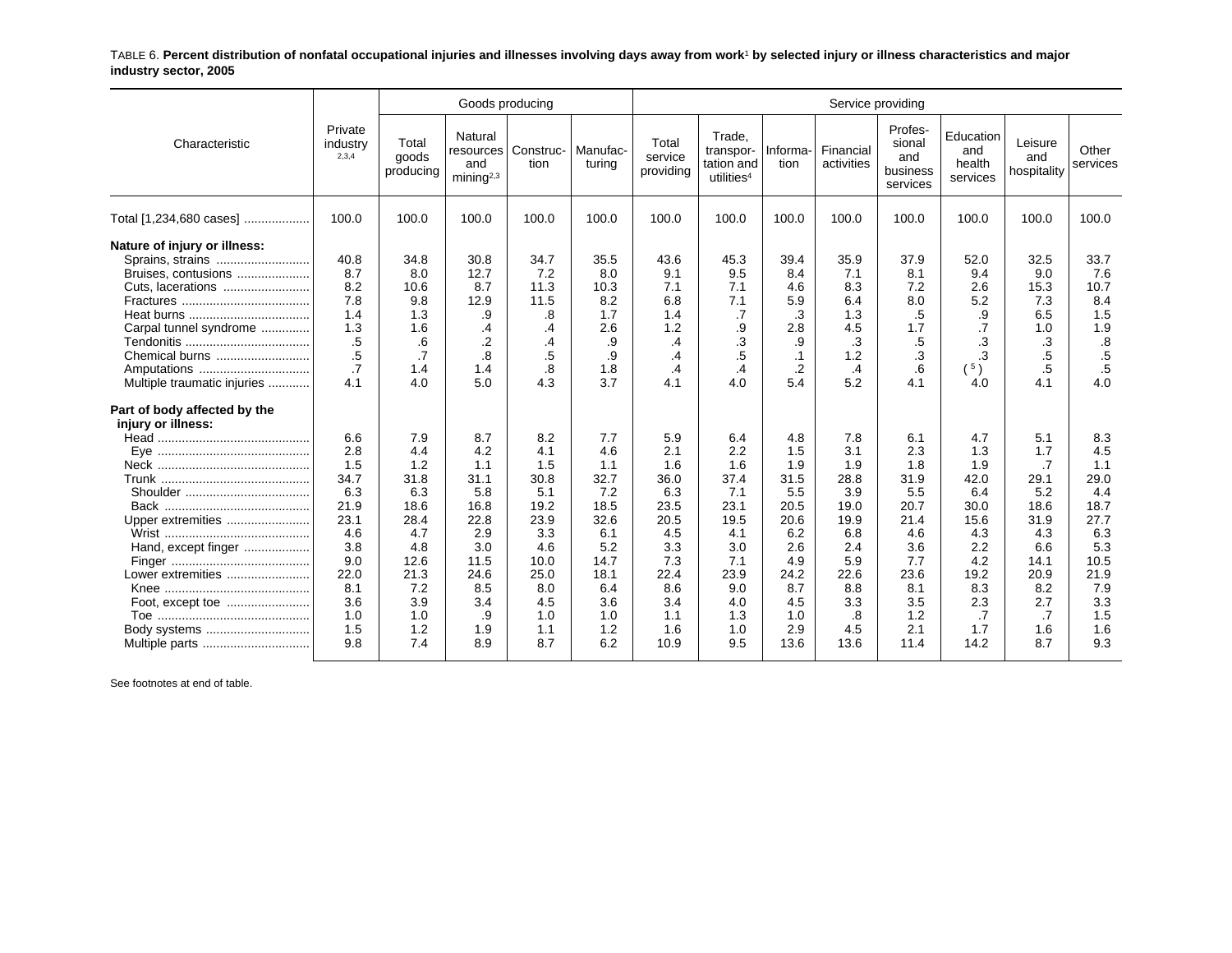TABLE 6. **Percent distribution of nonfatal occupational injuries and illnesses involving days away from work[1] by selected injury or illness characteristics and major industry sector, 2005**

| Characteristic | Private industry [2,3,4] | Goods producing | | | | Service providing | | | | | | | |
|---|---|---|---|---|---|---|---|---|---|---|---|---|---|
| | | Total goods producing | Natural resources and mining[2,3] | Construc-tion | Manufac-turing | Total service providing | Trade, transpor-tation and utilities[4] | Informa-tion | Financial activities | Profes-sional and business services | Education and health services | Leisure and hospitality | Other services |
| Total [1,234,680 cases] | 100.0 | 100.0 | 100.0 | 100.0 | 100.0 | 100.0 | 100.0 | 100.0 | 100.0 | 100.0 | 100.0 | 100.0 | 100.0 |
| **Nature of injury or illness:** | | | | | | | | | | | | | |
| Sprains, strains | 40.8 | 34.8 | 30.8 | 34.7 | 35.5 | 43.6 | 45.3 | 39.4 | 35.9 | 37.9 | 52.0 | 32.5 | 33.7 |
| Bruises, contusions | 8.7 | 8.0 | 12.7 | 7.2 | 8.0 | 9.1 | 9.5 | 8.4 | 7.1 | 8.1 | 9.4 | 9.0 | 7.6 |
| Cuts, lacerations | 8.2 | 10.6 | 8.7 | 11.3 | 10.3 | 7.1 | 7.1 | 4.6 | 8.3 | 7.2 | 2.6 | 15.3 | 10.7 |
| Fractures | 7.8 | 9.8 | 12.9 | 11.5 | 8.2 | 6.8 | 7.1 | 5.9 | 6.4 | 8.0 | 5.2 | 7.3 | 8.4 |
| Heat burns | 1.4 | 1.3 | .9 | .8 | 1.7 | 1.4 | .7 | .3 | 1.3 | .5 | .9 | 6.5 | 1.5 |
| Carpal tunnel syndrome | 1.3 | 1.6 | .4 | .4 | 2.6 | 1.2 | .9 | 2.8 | 4.5 | 1.7 | .7 | 1.0 | 1.9 |
| Tendonitis | .5 | .6 | .2 | .4 | .9 | .4 | .3 | .9 | .3 | .5 | .3 | .3 | .8 |
| Chemical burns | .5 | .7 | .8 | .5 | .9 | .4 | .5 | .1 | 1.2 | .3 | .3 | .5 | .5 |
| Amputations | .7 | 1.4 | 1.4 | .8 | 1.8 | .4 | .4 | .2 | .4 | .6 | ([5]) | .5 | .5 |
| Multiple traumatic injuries | 4.1 | 4.0 | 5.0 | 4.3 | 3.7 | 4.1 | 4.0 | 5.4 | 5.2 | 4.1 | 4.0 | 4.1 | 4.0 |
| **Part of body affected by the injury or illness:** | | | | | | | | | | | | | |
| Head | 6.6 | 7.9 | 8.7 | 8.2 | 7.7 | 5.9 | 6.4 | 4.8 | 7.8 | 6.1 | 4.7 | 5.1 | 8.3 |
| Eye | 2.8 | 4.4 | 4.2 | 4.1 | 4.6 | 2.1 | 2.2 | 1.5 | 3.1 | 2.3 | 1.3 | 1.7 | 4.5 |
| Neck | 1.5 | 1.2 | 1.1 | 1.5 | 1.1 | 1.6 | 1.6 | 1.9 | 1.9 | 1.8 | 1.9 | .7 | 1.1 |
| Trunk | 34.7 | 31.8 | 31.1 | 30.8 | 32.7 | 36.0 | 37.4 | 31.5 | 28.8 | 31.9 | 42.0 | 29.1 | 29.0 |
| Shoulder | 6.3 | 6.3 | 5.8 | 5.1 | 7.2 | 6.3 | 7.1 | 5.5 | 3.9 | 5.5 | 6.4 | 5.2 | 4.4 |
| Back | 21.9 | 18.6 | 16.8 | 19.2 | 18.5 | 23.5 | 23.1 | 20.5 | 19.0 | 20.7 | 30.0 | 18.6 | 18.7 |
| Upper extremities | 23.1 | 28.4 | 22.8 | 23.9 | 32.6 | 20.5 | 19.5 | 20.6 | 19.9 | 21.4 | 15.6 | 31.9 | 27.7 |
| Wrist | 4.6 | 4.7 | 2.9 | 3.3 | 6.1 | 4.5 | 4.1 | 6.2 | 6.8 | 4.6 | 4.3 | 4.3 | 6.3 |
| Hand, except finger | 3.8 | 4.8 | 3.0 | 4.6 | 5.2 | 3.3 | 3.0 | 2.6 | 2.4 | 3.6 | 2.2 | 6.6 | 5.3 |
| Finger | 9.0 | 12.6 | 11.5 | 10.0 | 14.7 | 7.3 | 7.1 | 4.9 | 5.9 | 7.7 | 4.2 | 14.1 | 10.5 |
| Lower extremities | 22.0 | 21.3 | 24.6 | 25.0 | 18.1 | 22.4 | 23.9 | 24.2 | 22.6 | 23.6 | 19.2 | 20.9 | 21.9 |
| Knee | 8.1 | 7.2 | 8.5 | 8.0 | 6.4 | 8.6 | 9.0 | 8.7 | 8.8 | 8.1 | 8.3 | 8.2 | 7.9 |
| Foot, except toe | 3.6 | 3.9 | 3.4 | 4.5 | 3.6 | 3.4 | 4.0 | 4.5 | 3.3 | 3.5 | 2.3 | 2.7 | 3.3 |
| Toe | 1.0 | 1.0 | .9 | 1.0 | 1.0 | 1.1 | 1.3 | 1.0 | .8 | 1.2 | .7 | .7 | 1.5 |
| Body systems | 1.5 | 1.2 | 1.9 | 1.1 | 1.2 | 1.6 | 1.0 | 2.9 | 4.5 | 2.1 | 1.7 | 1.6 | 1.6 |
| Multiple parts | 9.8 | 7.4 | 8.9 | 8.7 | 6.2 | 10.9 | 9.5 | 13.6 | 13.6 | 11.4 | 14.2 | 8.7 | 9.3 |

See footnotes at end of table.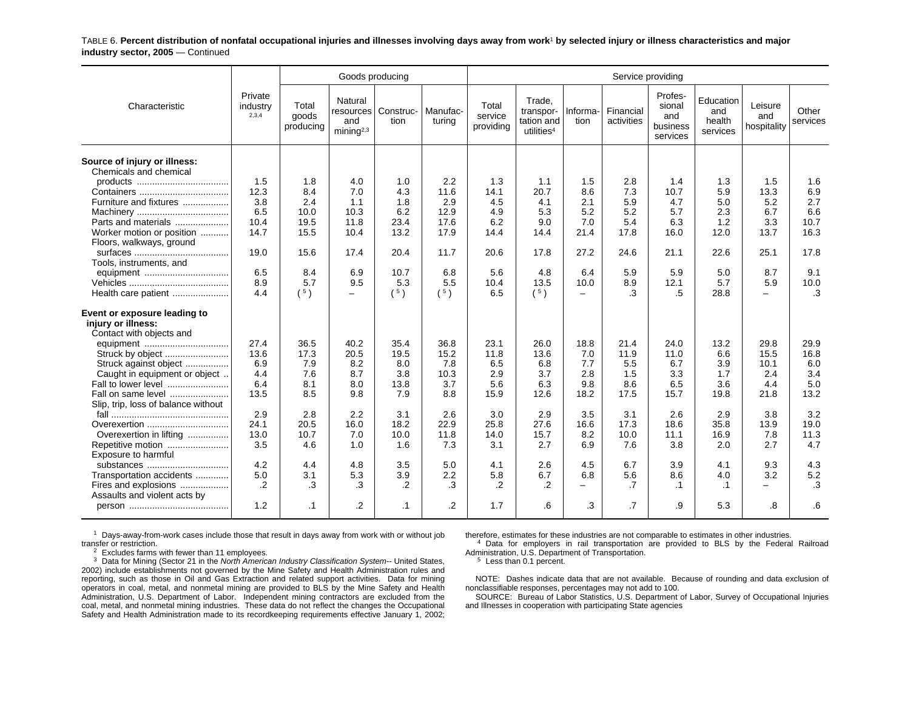TABLE 6. **Percent distribution of nonfatal occupational injuries and illnesses involving days away from work[1] by selected injury or illness characteristics and major industry sector, 2005** — Continued

| Characteristic | Private industry [2,3,4] | Goods producing | | | | Service providing | | | | | | | |
|---|---|---|---|---|---|---|---|---|---|---|---|---|---|
| | | Total goods producing | Natural resources and mining[2,3] | Construction | Manufacturing | Total service providing | Trade, transportation and utilities[4] | Information | Financial activities | Professional and business services | Education and health services | Leisure and hospitality | Other services |
| **Source of injury or illness:** | | | | | | | | | | | | | |
| Chemicals and chemical products | 1.5 | 1.8 | 4.0 | 1.0 | 2.2 | 1.3 | 1.1 | 1.5 | 2.8 | 1.4 | 1.3 | 1.5 | 1.6 |
| Containers | 12.3 | 8.4 | 7.0 | 4.3 | 11.6 | 14.1 | 20.7 | 8.6 | 7.3 | 10.7 | 5.9 | 13.3 | 6.9 |
| Furniture and fixtures | 3.8 | 2.4 | 1.1 | 1.8 | 2.9 | 4.5 | 4.1 | 2.1 | 5.9 | 4.7 | 5.0 | 5.2 | 2.7 |
| Machinery | 6.5 | 10.0 | 10.3 | 6.2 | 12.9 | 4.9 | 5.3 | 5.2 | 5.2 | 5.7 | 2.3 | 6.7 | 6.6 |
| Parts and materials | 10.4 | 19.5 | 11.8 | 23.4 | 17.6 | 6.2 | 9.0 | 7.0 | 5.4 | 6.3 | 1.2 | 3.3 | 10.7 |
| Worker motion or position | 14.7 | 15.5 | 10.4 | 13.2 | 17.9 | 14.4 | 14.4 | 21.4 | 17.8 | 16.0 | 12.0 | 13.7 | 16.3 |
| Floors, walkways, ground surfaces | 19.0 | 15.6 | 17.4 | 20.4 | 11.7 | 20.6 | 17.8 | 27.2 | 24.6 | 21.1 | 22.6 | 25.1 | 17.8 |
| Tools, instruments, and equipment | 6.5 | 8.4 | 6.9 | 10.7 | 6.8 | 5.6 | 4.8 | 6.4 | 5.9 | 5.9 | 5.0 | 8.7 | 9.1 |
| Vehicles | 8.9 | 5.7 | 9.5 | 5.3 | 5.5 | 10.4 | 13.5 | 10.0 | 8.9 | 12.1 | 5.7 | 5.9 | 10.0 |
| Health care patient | 4.4 | (5) | – | (5) | (5) | 6.5 | (5) | – | .3 | .5 | 28.8 | – | .3 |
| **Event or exposure leading to injury or illness:** | | | | | | | | | | | | | |
| Contact with objects and equipment | 27.4 | 36.5 | 40.2 | 35.4 | 36.8 | 23.1 | 26.0 | 18.8 | 21.4 | 24.0 | 13.2 | 29.8 | 29.9 |
| Struck by object | 13.6 | 17.3 | 20.5 | 19.5 | 15.2 | 11.8 | 13.6 | 7.0 | 11.9 | 11.0 | 6.6 | 15.5 | 16.8 |
| Struck against object | 6.9 | 7.9 | 8.2 | 8.0 | 7.8 | 6.5 | 6.8 | 7.7 | 5.5 | 6.7 | 3.9 | 10.1 | 6.0 |
| Caught in equipment or object | 4.4 | 7.6 | 8.7 | 3.8 | 10.3 | 2.9 | 3.7 | 2.8 | 1.5 | 3.3 | 1.7 | 2.4 | 3.4 |
| Fall to lower level | 6.4 | 8.1 | 8.0 | 13.8 | 3.7 | 5.6 | 6.3 | 9.8 | 8.6 | 6.5 | 3.6 | 4.4 | 5.0 |
| Fall on same level | 13.5 | 8.5 | 9.8 | 7.9 | 8.8 | 15.9 | 12.6 | 18.2 | 17.5 | 15.7 | 19.8 | 21.8 | 13.2 |
| Slip, trip, loss of balance without fall | 2.9 | 2.8 | 2.2 | 3.1 | 2.6 | 3.0 | 2.9 | 3.5 | 3.1 | 2.6 | 2.9 | 3.8 | 3.2 |
| Overexertion | 24.1 | 20.5 | 16.0 | 18.2 | 22.9 | 25.8 | 27.6 | 16.6 | 17.3 | 18.6 | 35.8 | 13.9 | 19.0 |
| Overexertion in lifting | 13.0 | 10.7 | 7.0 | 10.0 | 11.8 | 14.0 | 15.7 | 8.2 | 10.0 | 11.1 | 16.9 | 7.8 | 11.3 |
| Repetitive motion | 3.5 | 4.6 | 1.0 | 1.6 | 7.3 | 3.1 | 2.7 | 6.9 | 7.6 | 3.8 | 2.0 | 2.7 | 4.7 |
| Exposure to harmful substances | 4.2 | 4.4 | 4.8 | 3.5 | 5.0 | 4.1 | 2.6 | 4.5 | 6.7 | 3.9 | 4.1 | 9.3 | 4.3 |
| Transportation accidents | 5.0 | 3.1 | 5.3 | 3.9 | 2.2 | 5.8 | 6.7 | 6.8 | 5.6 | 8.6 | 4.0 | 3.2 | 5.2 |
| Fires and explosions | .2 | .3 | .3 | .2 | .3 | .2 | .2 | – | .7 | .1 | .1 | – | .3 |
| Assaults and violent acts by person | 1.2 | .1 | .2 | .1 | .2 | 1.7 | .6 | .3 | .7 | .9 | 5.3 | .8 | .6 |

[1] Days-away-from-work cases include those that result in days away from work with or without job transfer or restriction.

[2] Excludes farms with fewer than 11 employees.

[3] Data for Mining (Sector 21 in the *North American Industry Classification System*-- United States, 2002) include establishments not governed by the Mine Safety and Health Administration rules and reporting, such as those in Oil and Gas Extraction and related support activities. Data for mining operators in coal, metal, and nonmetal mining are provided to BLS by the Mine Safety and Health Administration, U.S. Department of Labor. Independent mining contractors are excluded from the coal, metal, and nonmetal mining industries. These data do not reflect the changes the Occupational Safety and Health Administration made to its recordkeeping requirements effective January 1, 2002; therefore, estimates for these industries are not comparable to estimates in other industries.

[4] Data for employers in rail transportation are provided to BLS by the Federal Railroad Administration, U.S. Department of Transportation.

[5] Less than 0.1 percent.

NOTE: Dashes indicate data that are not available. Because of rounding and data exclusion of nonclassifiable responses, percentages may not add to 100.

SOURCE: Bureau of Labor Statistics, U.S. Department of Labor, Survey of Occupational Injuries and Illnesses in cooperation with participating State agencies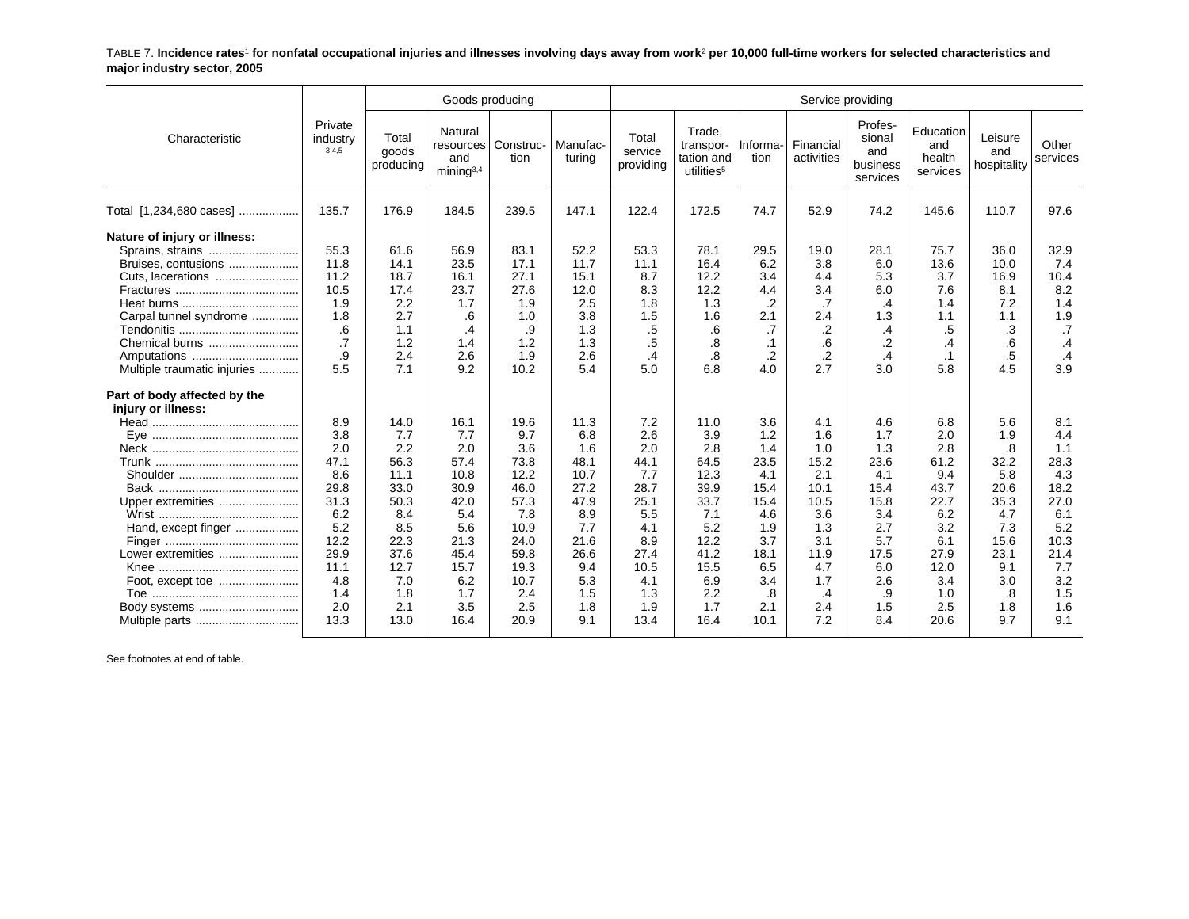TABLE 7. **Incidence rates[1] for nonfatal occupational injuries and illnesses involving days away from work[2] per 10,000 full-time workers for selected characteristics and major industry sector, 2005**

| Characteristic | Private industry [3,4,5] | Goods producing | | | | Service providing | | | | | | | |
|---|---|---|---|---|---|---|---|---|---|---|---|---|---|
| | | Total goods producing | Natural resources and mining[3,4] | Construction | Manufacturing | Total service providing | Trade, transportation and utilities[5] | Information | Financial activities | Professional and business services | Education and health services | Leisure and hospitality | Other services |
| Total [1,234,680 cases] | 135.7 | 176.9 | 184.5 | 239.5 | 147.1 | 122.4 | 172.5 | 74.7 | 52.9 | 74.2 | 145.6 | 110.7 | 97.6 |
| **Nature of injury or illness:** | | | | | | | | | | | | | |
| Sprains, strains | 55.3 | 61.6 | 56.9 | 83.1 | 52.2 | 53.3 | 78.1 | 29.5 | 19.0 | 28.1 | 75.7 | 36.0 | 32.9 |
| Bruises, contusions | 11.8 | 14.1 | 23.5 | 17.1 | 11.7 | 11.1 | 16.4 | 6.2 | 3.8 | 6.0 | 13.6 | 10.0 | 7.4 |
| Cuts, lacerations | 11.2 | 18.7 | 16.1 | 27.1 | 15.1 | 8.7 | 12.2 | 3.4 | 4.4 | 5.3 | 3.7 | 16.9 | 10.4 |
| Fractures | 10.5 | 17.4 | 23.7 | 27.6 | 12.0 | 8.3 | 12.2 | 4.4 | 3.4 | 6.0 | 7.6 | 8.1 | 8.2 |
| Heat burns | 1.9 | 2.2 | 1.7 | 1.9 | 2.5 | 1.8 | 1.3 | .2 | .7 | .4 | 1.4 | 7.2 | 1.4 |
| Carpal tunnel syndrome | 1.8 | 2.7 | .6 | 1.0 | 3.8 | 1.5 | 1.6 | 2.1 | 2.4 | 1.3 | 1.1 | 1.1 | 1.9 |
| Tendonitis | .6 | 1.1 | .4 | .9 | 1.3 | .5 | .6 | .7 | .2 | .4 | .5 | .3 | .7 |
| Chemical burns | .7 | 1.2 | 1.4 | 1.2 | 1.3 | .5 | .8 | .1 | .6 | .2 | .4 | .6 | .4 |
| Amputations | .9 | 2.4 | 2.6 | 1.9 | 2.6 | .4 | .8 | .2 | .2 | .4 | .1 | .5 | .4 |
| Multiple traumatic injuries | 5.5 | 7.1 | 9.2 | 10.2 | 5.4 | 5.0 | 6.8 | 4.0 | 2.7 | 3.0 | 5.8 | 4.5 | 3.9 |
| **Part of body affected by the injury or illness:** | | | | | | | | | | | | | |
| Head | 8.9 | 14.0 | 16.1 | 19.6 | 11.3 | 7.2 | 11.0 | 3.6 | 4.1 | 4.6 | 6.8 | 5.6 | 8.1 |
| Eye | 3.8 | 7.7 | 7.7 | 9.7 | 6.8 | 2.6 | 3.9 | 1.2 | 1.6 | 1.7 | 2.0 | 1.9 | 4.4 |
| Neck | 2.0 | 2.2 | 2.0 | 3.6 | 1.6 | 2.0 | 2.8 | 1.4 | 1.0 | 1.3 | 2.8 | .8 | 1.1 |
| Trunk | 47.1 | 56.3 | 57.4 | 73.8 | 48.1 | 44.1 | 64.5 | 23.5 | 15.2 | 23.6 | 61.2 | 32.2 | 28.3 |
| Shoulder | 8.6 | 11.1 | 10.8 | 12.2 | 10.7 | 7.7 | 12.3 | 4.1 | 2.1 | 4.1 | 9.4 | 5.8 | 4.3 |
| Back | 29.8 | 33.0 | 30.9 | 46.0 | 27.2 | 28.7 | 39.9 | 15.4 | 10.1 | 15.4 | 43.7 | 20.6 | 18.2 |
| Upper extremities | 31.3 | 50.3 | 42.0 | 57.3 | 47.9 | 25.1 | 33.7 | 15.4 | 10.5 | 15.8 | 22.7 | 35.3 | 27.0 |
| Wrist | 6.2 | 8.4 | 5.4 | 7.8 | 8.9 | 5.5 | 7.1 | 4.6 | 3.6 | 3.4 | 6.2 | 4.7 | 6.1 |
| Hand, except finger | 5.2 | 8.5 | 5.6 | 10.9 | 7.7 | 4.1 | 5.2 | 1.9 | 1.3 | 2.7 | 3.2 | 7.3 | 5.2 |
| Finger | 12.2 | 22.3 | 21.3 | 24.0 | 21.6 | 8.9 | 12.2 | 3.7 | 3.1 | 5.7 | 6.1 | 15.6 | 10.3 |
| Lower extremities | 29.9 | 37.6 | 45.4 | 59.8 | 26.6 | 27.4 | 41.2 | 18.1 | 11.9 | 17.5 | 27.9 | 23.1 | 21.4 |
| Knee | 11.1 | 12.7 | 15.7 | 19.3 | 9.4 | 10.5 | 15.5 | 6.5 | 4.7 | 6.0 | 12.0 | 9.1 | 7.7 |
| Foot, except toe | 4.8 | 7.0 | 6.2 | 10.7 | 5.3 | 4.1 | 6.9 | 3.4 | 1.7 | 2.6 | 3.4 | 3.0 | 3.2 |
| Toe | 1.4 | 1.8 | 1.7 | 2.4 | 1.5 | 1.3 | 2.2 | .8 | .4 | .9 | 1.0 | .8 | 1.5 |
| Body systems | 2.0 | 2.1 | 3.5 | 2.5 | 1.8 | 1.9 | 1.7 | 2.1 | 2.4 | 1.5 | 2.5 | 1.8 | 1.6 |
| Multiple parts | 13.3 | 13.0 | 16.4 | 20.9 | 9.1 | 13.4 | 16.4 | 10.1 | 7.2 | 8.4 | 20.6 | 9.7 | 9.1 |

See footnotes at end of table.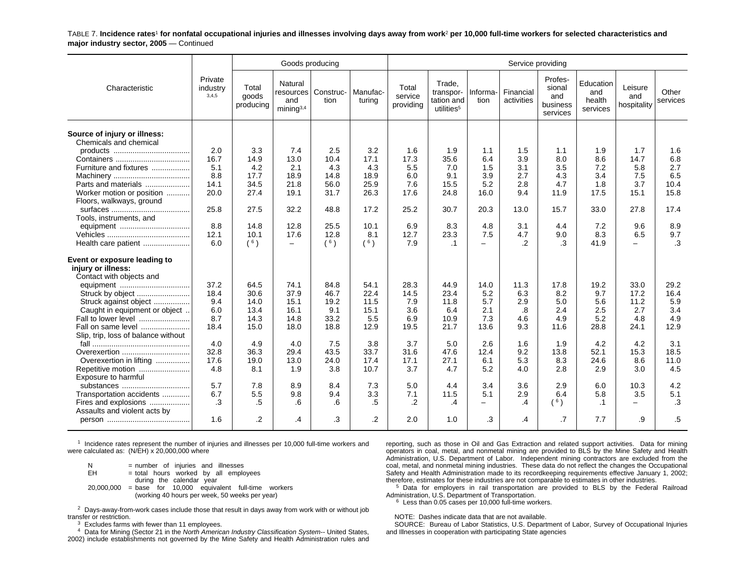TABLE 7. **Incidence rates[1] for nonfatal occupational injuries and illnesses involving days away from work[2] per 10,000 full-time workers for selected characteristics and major industry sector, 2005** — Continued

| Characteristic | Private industry [3,4,5] | Goods producing | | | | Service providing | | | | | | | |
|---|---|---|---|---|---|---|---|---|---|---|---|---|---|
| | | Total goods producing | Natural resources and mining[3,4] | Construction | Manufacturing | Total service providing | Trade, transportation and utilities[5] | Information | Financial activities | Professional and business services | Education and health services | Leisure and hospitality | Other services |
| **Source of injury or illness:** | | | | | | | | | | | | | |
| Chemicals and chemical products | 2.0 | 3.3 | 7.4 | 2.5 | 3.2 | 1.6 | 1.9 | 1.1 | 1.5 | 1.1 | 1.9 | 1.7 | 1.6 |
| Containers | 16.7 | 14.9 | 13.0 | 10.4 | 17.1 | 17.3 | 35.6 | 6.4 | 3.9 | 8.0 | 8.6 | 14.7 | 6.8 |
| Furniture and fixtures | 5.1 | 4.2 | 2.1 | 4.3 | 4.3 | 5.5 | 7.0 | 1.5 | 3.1 | 3.5 | 7.2 | 5.8 | 2.7 |
| Machinery | 8.8 | 17.7 | 18.9 | 14.8 | 18.9 | 6.0 | 9.1 | 3.9 | 2.7 | 4.3 | 3.4 | 7.5 | 6.5 |
| Parts and materials | 14.1 | 34.5 | 21.8 | 56.0 | 25.9 | 7.6 | 15.5 | 5.2 | 2.8 | 4.7 | 1.8 | 3.7 | 10.4 |
| Worker motion or position | 20.0 | 27.4 | 19.1 | 31.7 | 26.3 | 17.6 | 24.8 | 16.0 | 9.4 | 11.9 | 17.5 | 15.1 | 15.8 |
| Floors, walkways, ground surfaces | 25.8 | 27.5 | 32.2 | 48.8 | 17.2 | 25.2 | 30.7 | 20.3 | 13.0 | 15.7 | 33.0 | 27.8 | 17.4 |
| Tools, instruments, and equipment | 8.8 | 14.8 | 12.8 | 25.5 | 10.1 | 6.9 | 8.3 | 4.8 | 3.1 | 4.4 | 7.2 | 9.6 | 8.9 |
| Vehicles | 12.1 | 10.1 | 17.6 | 12.8 | 8.1 | 12.7 | 23.3 | 7.5 | 4.7 | 9.0 | 8.3 | 6.5 | 9.7 |
| Health care patient | 6.0 | ([6]) | – | ([6]) | ([6]) | 7.9 | .1 | – | .2 | .3 | 41.9 | – | .3 |
| **Event or exposure leading to injury or illness:** | | | | | | | | | | | | | |
| Contact with objects and equipment | 37.2 | 64.5 | 74.1 | 84.8 | 54.1 | 28.3 | 44.9 | 14.0 | 11.3 | 17.8 | 19.2 | 33.0 | 29.2 |
| Struck by object | 18.4 | 30.6 | 37.9 | 46.7 | 22.4 | 14.5 | 23.4 | 5.2 | 6.3 | 8.2 | 9.7 | 17.2 | 16.4 |
| Struck against object | 9.4 | 14.0 | 15.1 | 19.2 | 11.5 | 7.9 | 11.8 | 5.7 | 2.9 | 5.0 | 5.6 | 11.2 | 5.9 |
| Caught in equipment or object | 6.0 | 13.4 | 16.1 | 9.1 | 15.1 | 3.6 | 6.4 | 2.1 | .8 | 2.4 | 2.5 | 2.7 | 3.4 |
| Fall to lower level | 8.7 | 14.3 | 14.8 | 33.2 | 5.5 | 6.9 | 10.9 | 7.3 | 4.6 | 4.9 | 5.2 | 4.8 | 4.9 |
| Fall on same level | 18.4 | 15.0 | 18.0 | 18.8 | 12.9 | 19.5 | 21.7 | 13.6 | 9.3 | 11.6 | 28.8 | 24.1 | 12.9 |
| Slip, trip, loss of balance without fall | 4.0 | 4.9 | 4.0 | 7.5 | 3.8 | 3.7 | 5.0 | 2.6 | 1.6 | 1.9 | 4.2 | 4.2 | 3.1 |
| Overexertion | 32.8 | 36.3 | 29.4 | 43.5 | 33.7 | 31.6 | 47.6 | 12.4 | 9.2 | 13.8 | 52.1 | 15.3 | 18.5 |
| Overexertion in lifting | 17.6 | 19.0 | 13.0 | 24.0 | 17.4 | 17.1 | 27.1 | 6.1 | 5.3 | 8.3 | 24.6 | 8.6 | 11.0 |
| Repetitive motion | 4.8 | 8.1 | 1.9 | 3.8 | 10.7 | 3.7 | 4.7 | 5.2 | 4.0 | 2.8 | 2.9 | 3.0 | 4.5 |
| Exposure to harmful substances | 5.7 | 7.8 | 8.9 | 8.4 | 7.3 | 5.0 | 4.4 | 3.4 | 3.6 | 2.9 | 6.0 | 10.3 | 4.2 |
| Transportation accidents | 6.7 | 5.5 | 9.8 | 9.4 | 3.3 | 7.1 | 11.5 | 5.1 | 2.9 | 6.4 | 5.8 | 3.5 | 5.1 |
| Fires and explosions | .3 | .5 | .6 | .6 | .5 | .2 | .4 | – | .4 | ([6]) | .1 | – | .3 |
| Assaults and violent acts by person | 1.6 | .2 | .4 | .3 | .2 | 2.0 | 1.0 | .3 | .4 | .7 | 7.7 | .9 | .5 |

[1] Incidence rates represent the number of injuries and illnesses per 10,000 full-time workers and were calculated as: (N/EH) x 20,000,000 where

N = number of injuries and illnesses
EH = total hours worked by all employees during the calendar year
20,000,000 = base for 10,000 equivalent full-time workers (working 40 hours per week, 50 weeks per year)

[2] Days-away-from-work cases include those that result in days away from work with or without job transfer or restriction.

[3] Excludes farms with fewer than 11 employees.

[4] Data for Mining (Sector 21 in the *North American Industry Classification System*-- United States, 2002) include establishments not governed by the Mine Safety and Health Administration rules and reporting, such as those in Oil and Gas Extraction and related support activities. Data for mining operators in coal, metal, and nonmetal mining are provided to BLS by the Mine Safety and Health Administration, U.S. Department of Labor. Independent mining contractors are excluded from the coal, metal, and nonmetal mining industries. These data do not reflect the changes the Occupational Safety and Health Administration made to its recordkeeping requirements effective January 1, 2002; therefore, estimates for these industries are not comparable to estimates in other industries.

[5] Data for employers in rail transportation are provided to BLS by the Federal Railroad Administration, U.S. Department of Transportation.

[6] Less than 0.05 cases per 10,000 full-time workers.

NOTE: Dashes indicate data that are not available.

SOURCE: Bureau of Labor Statistics, U.S. Department of Labor, Survey of Occupational Injuries and Illnesses in cooperation with participating State agencies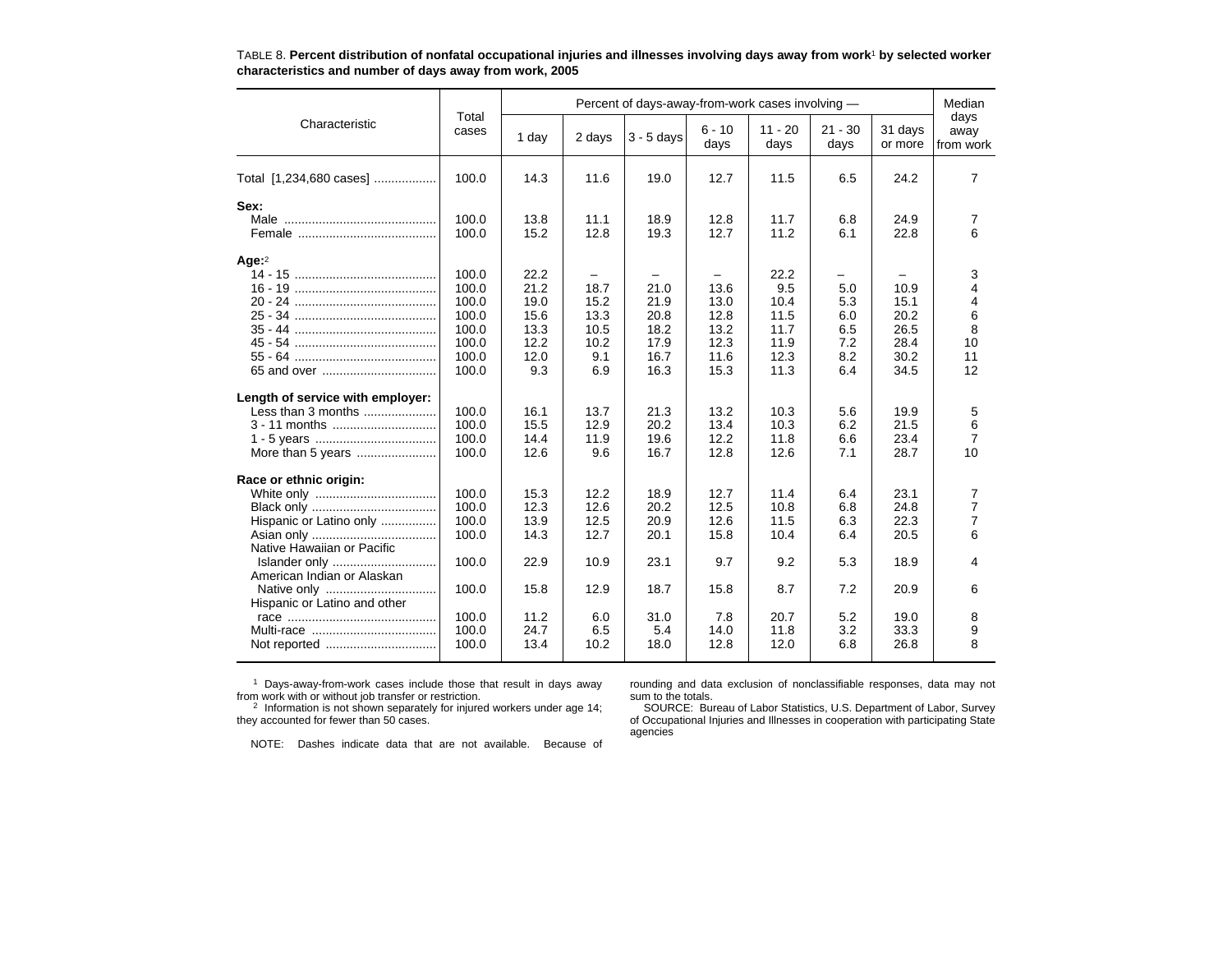TABLE 8. **Percent distribution of nonfatal occupational injuries and illnesses involving days away from work[1] by selected worker characteristics and number of days away from work, 2005**

| Characteristic | Total cases | Percent of days-away-from-work cases involving — | | | | | | | Median days away from work |
|---|---|---|---|---|---|---|---|---|---|
| | | 1 day | 2 days | 3 - 5 days | 6 - 10 days | 11 - 20 days | 21 - 30 days | 31 days or more | |
| Total [1,234,680 cases] | 100.0 | 14.3 | 11.6 | 19.0 | 12.7 | 11.5 | 6.5 | 24.2 | 7 |
| **Sex:** | | | | | | | | | |
| Male | 100.0 | 13.8 | 11.1 | 18.9 | 12.8 | 11.7 | 6.8 | 24.9 | 7 |
| Female | 100.0 | 15.2 | 12.8 | 19.3 | 12.7 | 11.2 | 6.1 | 22.8 | 6 |
| **Age:**[2] | | | | | | | | | |
| 14 - 15 | 100.0 | 22.2 | – | – | – | 22.2 | – | – | 3 |
| 16 - 19 | 100.0 | 21.2 | 18.7 | 21.0 | 13.6 | 9.5 | 5.0 | 10.9 | 4 |
| 20 - 24 | 100.0 | 19.0 | 15.2 | 21.9 | 13.0 | 10.4 | 5.3 | 15.1 | 4 |
| 25 - 34 | 100.0 | 15.6 | 13.3 | 20.8 | 12.8 | 11.5 | 6.0 | 20.2 | 6 |
| 35 - 44 | 100.0 | 13.3 | 10.5 | 18.2 | 13.2 | 11.7 | 6.5 | 26.5 | 8 |
| 45 - 54 | 100.0 | 12.2 | 10.2 | 17.9 | 12.3 | 11.9 | 7.2 | 28.4 | 10 |
| 55 - 64 | 100.0 | 12.0 | 9.1 | 16.7 | 11.6 | 12.3 | 8.2 | 30.2 | 11 |
| 65 and over | 100.0 | 9.3 | 6.9 | 16.3 | 15.3 | 11.3 | 6.4 | 34.5 | 12 |
| **Length of service with employer:** | | | | | | | | | |
| Less than 3 months | 100.0 | 16.1 | 13.7 | 21.3 | 13.2 | 10.3 | 5.6 | 19.9 | 5 |
| 3 - 11 months | 100.0 | 15.5 | 12.9 | 20.2 | 13.4 | 10.3 | 6.2 | 21.5 | 6 |
| 1 - 5 years | 100.0 | 14.4 | 11.9 | 19.6 | 12.2 | 11.8 | 6.6 | 23.4 | 7 |
| More than 5 years | 100.0 | 12.6 | 9.6 | 16.7 | 12.8 | 12.6 | 7.1 | 28.7 | 10 |
| **Race or ethnic origin:** | | | | | | | | | |
| White only | 100.0 | 15.3 | 12.2 | 18.9 | 12.7 | 11.4 | 6.4 | 23.1 | 7 |
| Black only | 100.0 | 12.3 | 12.6 | 20.2 | 12.5 | 10.8 | 6.8 | 24.8 | 7 |
| Hispanic or Latino only | 100.0 | 13.9 | 12.5 | 20.9 | 12.6 | 11.5 | 6.3 | 22.3 | 7 |
| Asian only | 100.0 | 14.3 | 12.7 | 20.1 | 15.8 | 10.4 | 6.4 | 20.5 | 6 |
| Native Hawaiian or Pacific Islander only | 100.0 | 22.9 | 10.9 | 23.1 | 9.7 | 9.2 | 5.3 | 18.9 | 4 |
| American Indian or Alaskan Native only | 100.0 | 15.8 | 12.9 | 18.7 | 15.8 | 8.7 | 7.2 | 20.9 | 6 |
| Hispanic or Latino and other race | 100.0 | 11.2 | 6.0 | 31.0 | 7.8 | 20.7 | 5.2 | 19.0 | 8 |
| Multi-race | 100.0 | 24.7 | 6.5 | 5.4 | 14.0 | 11.8 | 3.2 | 33.3 | 9 |
| Not reported | 100.0 | 13.4 | 10.2 | 18.0 | 12.8 | 12.0 | 6.8 | 26.8 | 8 |

[1] Days-away-from-work cases include those that result in days away from work with or without job transfer or restriction.

[2] Information is not shown separately for injured workers under age 14; they accounted for fewer than 50 cases.

NOTE: Dashes indicate data that are not available. Because of rounding and data exclusion of nonclassifiable responses, data may not sum to the totals.

SOURCE: Bureau of Labor Statistics, U.S. Department of Labor, Survey of Occupational Injuries and Illnesses in cooperation with participating State agencies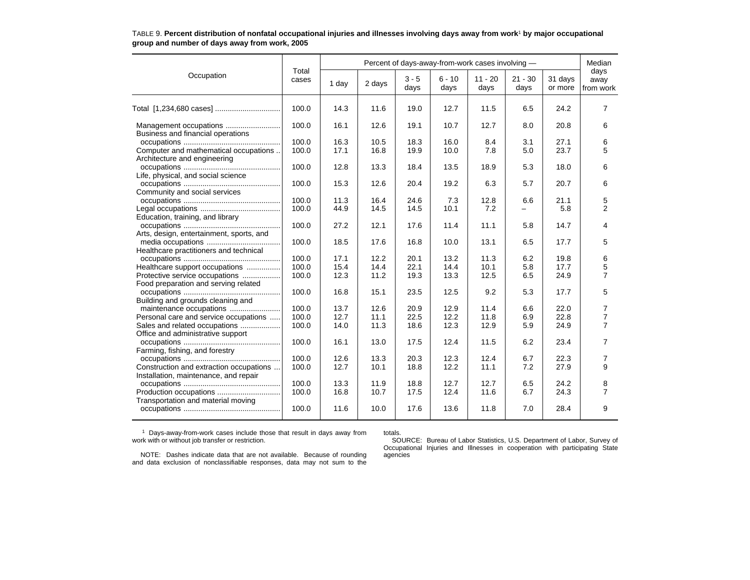TABLE 9. **Percent distribution of nonfatal occupational injuries and illnesses involving days away from work[1] by major occupational group and number of days away from work, 2005**

| Occupation | Total cases | Percent of days-away-from-work cases involving — | | | | | | | Median days away from work |
|---|---|---|---|---|---|---|---|---|---|
| | | 1 day | 2 days | 3 - 5 days | 6 - 10 days | 11 - 20 days | 21 - 30 days | 31 days or more | |
| Total [1,234,680 cases] | 100.0 | 14.3 | 11.6 | 19.0 | 12.7 | 11.5 | 6.5 | 24.2 | 7 |
| Management occupations | 100.0 | 16.1 | 12.6 | 19.1 | 10.7 | 12.7 | 8.0 | 20.8 | 6 |
| Business and financial operations occupations | 100.0 | 16.3 | 10.5 | 18.3 | 16.0 | 8.4 | 3.1 | 27.1 | 6 |
| Computer and mathematical occupations | 100.0 | 17.1 | 16.8 | 19.9 | 10.0 | 7.8 | 5.0 | 23.7 | 5 |
| Architecture and engineering occupations | 100.0 | 12.8 | 13.3 | 18.4 | 13.5 | 18.9 | 5.3 | 18.0 | 6 |
| Life, physical, and social science occupations | 100.0 | 15.3 | 12.6 | 20.4 | 19.2 | 6.3 | 5.7 | 20.7 | 6 |
| Community and social services occupations | 100.0 | 11.3 | 16.4 | 24.6 | 7.3 | 12.8 | 6.6 | 21.1 | 5 |
| Legal occupations | 100.0 | 44.9 | 14.5 | 14.5 | 10.1 | 7.2 | – | 5.8 | 2 |
| Education, training, and library occupations | 100.0 | 27.2 | 12.1 | 17.6 | 11.4 | 11.1 | 5.8 | 14.7 | 4 |
| Arts, design, entertainment, sports, and media occupations | 100.0 | 18.5 | 17.6 | 16.8 | 10.0 | 13.1 | 6.5 | 17.7 | 5 |
| Healthcare practitioners and technical occupations | 100.0 | 17.1 | 12.2 | 20.1 | 13.2 | 11.3 | 6.2 | 19.8 | 6 |
| Healthcare support occupations | 100.0 | 15.4 | 14.4 | 22.1 | 14.4 | 10.1 | 5.8 | 17.7 | 5 |
| Protective service occupations | 100.0 | 12.3 | 11.2 | 19.3 | 13.3 | 12.5 | 6.5 | 24.9 | 7 |
| Food preparation and serving related occupations | 100.0 | 16.8 | 15.1 | 23.5 | 12.5 | 9.2 | 5.3 | 17.7 | 5 |
| Building and grounds cleaning and maintenance occupations | 100.0 | 13.7 | 12.6 | 20.9 | 12.9 | 11.4 | 6.6 | 22.0 | 7 |
| Personal care and service occupations | 100.0 | 12.7 | 11.1 | 22.5 | 12.2 | 11.8 | 6.9 | 22.8 | 7 |
| Sales and related occupations | 100.0 | 14.0 | 11.3 | 18.6 | 12.3 | 12.9 | 5.9 | 24.9 | 7 |
| Office and administrative support occupations | 100.0 | 16.1 | 13.0 | 17.5 | 12.4 | 11.5 | 6.2 | 23.4 | 7 |
| Farming, fishing, and forestry occupations | 100.0 | 12.6 | 13.3 | 20.3 | 12.3 | 12.4 | 6.7 | 22.3 | 7 |
| Construction and extraction occupations | 100.0 | 12.7 | 10.1 | 18.8 | 12.2 | 11.1 | 7.2 | 27.9 | 9 |
| Installation, maintenance, and repair occupations | 100.0 | 13.3 | 11.9 | 18.8 | 12.7 | 12.7 | 6.5 | 24.2 | 8 |
| Production occupations | 100.0 | 16.8 | 10.7 | 17.5 | 12.4 | 11.6 | 6.7 | 24.3 | 7 |
| Transportation and material moving occupations | 100.0 | 11.6 | 10.0 | 17.6 | 13.6 | 11.8 | 7.0 | 28.4 | 9 |

[1] Days-away-from-work cases include those that result in days away from work with or without job transfer or restriction.

NOTE: Dashes indicate data that are not available. Because of rounding and data exclusion of nonclassifiable responses, data may not sum to the totals.

SOURCE: Bureau of Labor Statistics, U.S. Department of Labor, Survey of Occupational Injuries and Illnesses in cooperation with participating State agencies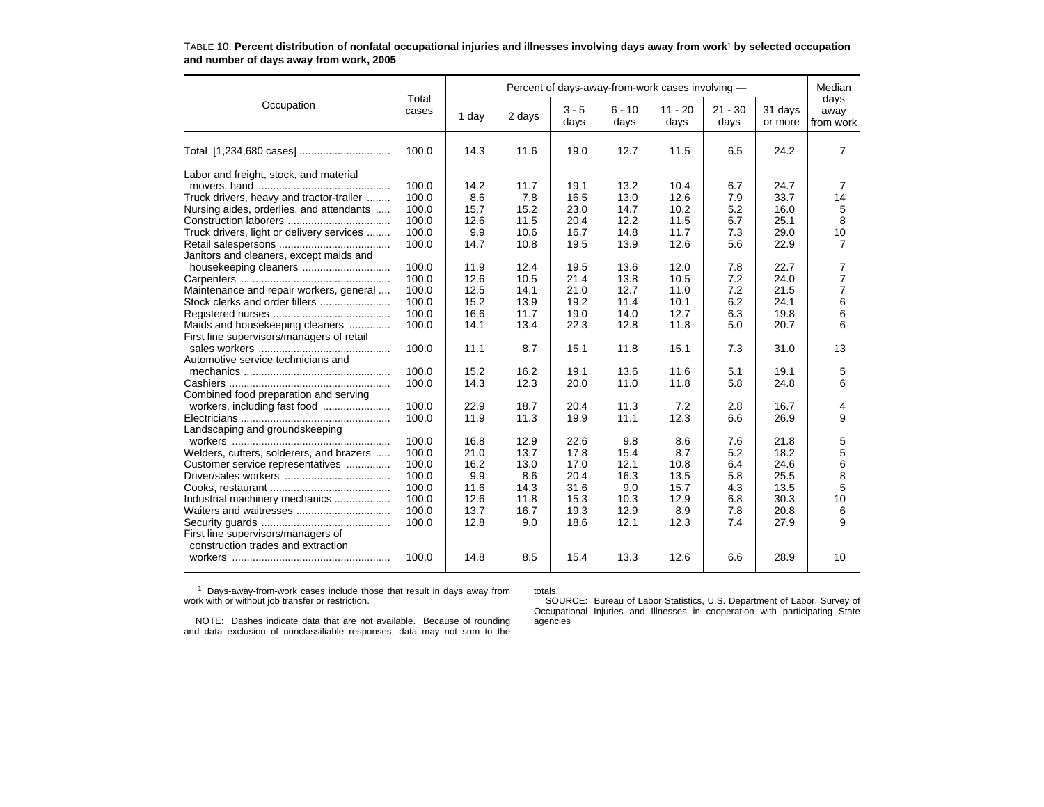TABLE 10. **Percent distribution of nonfatal occupational injuries and illnesses involving days away from work[1] by selected occupation and number of days away from work, 2005**

| Occupation | Total cases | Percent of days-away-from-work cases involving — | | | | | | | Median days away from work |
|---|---|---|---|---|---|---|---|---|---|
| | | 1 day | 2 days | 3 - 5 days | 6 - 10 days | 11 - 20 days | 21 - 30 days | 31 days or more | |
| Total [1,234,680 cases] | 100.0 | 14.3 | 11.6 | 19.0 | 12.7 | 11.5 | 6.5 | 24.2 | 7 |
| Labor and freight, stock, and material movers, hand | 100.0 | 14.2 | 11.7 | 19.1 | 13.2 | 10.4 | 6.7 | 24.7 | 7 |
| Truck drivers, heavy and tractor-trailer | 100.0 | 8.6 | 7.8 | 16.5 | 13.0 | 12.6 | 7.9 | 33.7 | 14 |
| Nursing aides, orderlies, and attendants | 100.0 | 15.7 | 15.2 | 23.0 | 14.7 | 10.2 | 5.2 | 16.0 | 5 |
| Construction laborers | 100.0 | 12.6 | 11.5 | 20.4 | 12.2 | 11.5 | 6.7 | 25.1 | 8 |
| Truck drivers, light or delivery services | 100.0 | 9.9 | 10.6 | 16.7 | 14.8 | 11.7 | 7.3 | 29.0 | 10 |
| Retail salespersons | 100.0 | 14.7 | 10.8 | 19.5 | 13.9 | 12.6 | 5.6 | 22.9 | 7 |
| Janitors and cleaners, except maids and housekeeping cleaners | 100.0 | 11.9 | 12.4 | 19.5 | 13.6 | 12.0 | 7.8 | 22.7 | 7 |
| Carpenters | 100.0 | 12.6 | 10.5 | 21.4 | 13.8 | 10.5 | 7.2 | 24.0 | 7 |
| Maintenance and repair workers, general | 100.0 | 12.5 | 14.1 | 21.0 | 12.7 | 11.0 | 7.2 | 21.5 | 7 |
| Stock clerks and order fillers | 100.0 | 15.2 | 13.9 | 19.2 | 11.4 | 10.1 | 6.2 | 24.1 | 6 |
| Registered nurses | 100.0 | 16.6 | 11.7 | 19.0 | 14.0 | 12.7 | 6.3 | 19.8 | 6 |
| Maids and housekeeping cleaners | 100.0 | 14.1 | 13.4 | 22.3 | 12.8 | 11.8 | 5.0 | 20.7 | 6 |
| First line supervisors/managers of retail sales workers | 100.0 | 11.1 | 8.7 | 15.1 | 11.8 | 15.1 | 7.3 | 31.0 | 13 |
| Automotive service technicians and mechanics | 100.0 | 15.2 | 16.2 | 19.1 | 13.6 | 11.6 | 5.1 | 19.1 | 5 |
| Cashiers | 100.0 | 14.3 | 12.3 | 20.0 | 11.0 | 11.8 | 5.8 | 24.8 | 6 |
| Combined food preparation and serving workers, including fast food | 100.0 | 22.9 | 18.7 | 20.4 | 11.3 | 7.2 | 2.8 | 16.7 | 4 |
| Electricians | 100.0 | 11.9 | 11.3 | 19.9 | 11.1 | 12.3 | 6.6 | 26.9 | 9 |
| Landscaping and groundskeeping workers | 100.0 | 16.8 | 12.9 | 22.6 | 9.8 | 8.6 | 7.6 | 21.8 | 5 |
| Welders, cutters, solderers, and brazers | 100.0 | 21.0 | 13.7 | 17.8 | 15.4 | 8.7 | 5.2 | 18.2 | 5 |
| Customer service representatives | 100.0 | 16.2 | 13.0 | 17.0 | 12.1 | 10.8 | 6.4 | 24.6 | 6 |
| Driver/sales workers | 100.0 | 9.9 | 8.6 | 20.4 | 16.3 | 13.5 | 5.8 | 25.5 | 8 |
| Cooks, restaurant | 100.0 | 11.6 | 14.3 | 31.6 | 9.0 | 15.7 | 4.3 | 13.5 | 5 |
| Industrial machinery mechanics | 100.0 | 12.6 | 11.8 | 15.3 | 10.3 | 12.9 | 6.8 | 30.3 | 10 |
| Waiters and waitresses | 100.0 | 13.7 | 16.7 | 19.3 | 12.9 | 8.9 | 7.8 | 20.8 | 6 |
| Security guards | 100.0 | 12.8 | 9.0 | 18.6 | 12.1 | 12.3 | 7.4 | 27.9 | 9 |
| First line supervisors/managers of construction trades and extraction workers | 100.0 | 14.8 | 8.5 | 15.4 | 13.3 | 12.6 | 6.6 | 28.9 | 10 |

[1] Days-away-from-work cases include those that result in days away from work with or without job transfer or restriction.

NOTE: Dashes indicate data that are not available. Because of rounding and data exclusion of nonclassifiable responses, data may not sum to the totals.

SOURCE: Bureau of Labor Statistics, U.S. Department of Labor, Survey of Occupational Injuries and Illnesses in cooperation with participating State agencies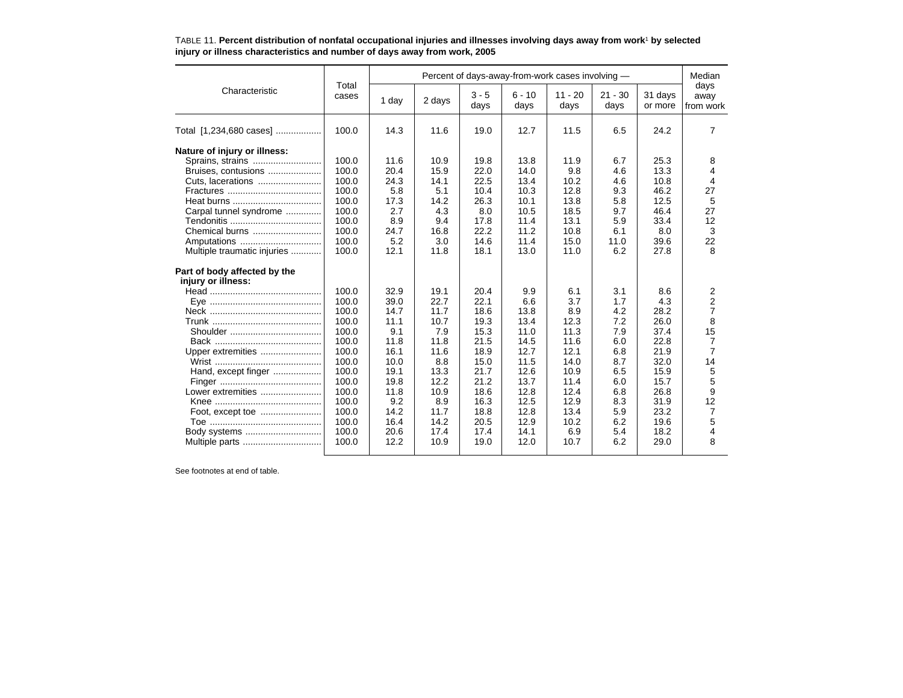TABLE 11. **Percent distribution of nonfatal occupational injuries and illnesses involving days away from work[1] by selected injury or illness characteristics and number of days away from work, 2005**

| Characteristic | Total cases | Percent of days-away-from-work cases involving — | | | | | | | Median days away from work |
|---|---|---|---|---|---|---|---|---|---|
| | | 1 day | 2 days | 3 - 5 days | 6 - 10 days | 11 - 20 days | 21 - 30 days | 31 days or more | |
| Total [1,234,680 cases] | 100.0 | 14.3 | 11.6 | 19.0 | 12.7 | 11.5 | 6.5 | 24.2 | 7 |
| **Nature of injury or illness:** | | | | | | | | | |
| Sprains, strains | 100.0 | 11.6 | 10.9 | 19.8 | 13.8 | 11.9 | 6.7 | 25.3 | 8 |
| Bruises, contusions | 100.0 | 20.4 | 15.9 | 22.0 | 14.0 | 9.8 | 4.6 | 13.3 | 4 |
| Cuts, lacerations | 100.0 | 24.3 | 14.1 | 22.5 | 13.4 | 10.2 | 4.6 | 10.8 | 4 |
| Fractures | 100.0 | 5.8 | 5.1 | 10.4 | 10.3 | 12.8 | 9.3 | 46.2 | 27 |
| Heat burns | 100.0 | 17.3 | 14.2 | 26.3 | 10.1 | 13.8 | 5.8 | 12.5 | 5 |
| Carpal tunnel syndrome | 100.0 | 2.7 | 4.3 | 8.0 | 10.5 | 18.5 | 9.7 | 46.4 | 27 |
| Tendonitis | 100.0 | 8.9 | 9.4 | 17.8 | 11.4 | 13.1 | 5.9 | 33.4 | 12 |
| Chemical burns | 100.0 | 24.7 | 16.8 | 22.2 | 11.2 | 10.8 | 6.1 | 8.0 | 3 |
| Amputations | 100.0 | 5.2 | 3.0 | 14.6 | 11.4 | 15.0 | 11.0 | 39.6 | 22 |
| Multiple traumatic injuries | 100.0 | 12.1 | 11.8 | 18.1 | 13.0 | 11.0 | 6.2 | 27.8 | 8 |
| **Part of body affected by the injury or illness:** | | | | | | | | | |
| Head | 100.0 | 32.9 | 19.1 | 20.4 | 9.9 | 6.1 | 3.1 | 8.6 | 2 |
| Eye | 100.0 | 39.0 | 22.7 | 22.1 | 6.6 | 3.7 | 1.7 | 4.3 | 2 |
| Neck | 100.0 | 14.7 | 11.7 | 18.6 | 13.8 | 8.9 | 4.2 | 28.2 | 7 |
| Trunk | 100.0 | 11.1 | 10.7 | 19.3 | 13.4 | 12.3 | 7.2 | 26.0 | 8 |
| Shoulder | 100.0 | 9.1 | 7.9 | 15.3 | 11.0 | 11.3 | 7.9 | 37.4 | 15 |
| Back | 100.0 | 11.8 | 11.8 | 21.5 | 14.5 | 11.6 | 6.0 | 22.8 | 7 |
| Upper extremities | 100.0 | 16.1 | 11.6 | 18.9 | 12.7 | 12.1 | 6.8 | 21.9 | 7 |
| Wrist | 100.0 | 10.0 | 8.8 | 15.0 | 11.5 | 14.0 | 8.7 | 32.0 | 14 |
| Hand, except finger | 100.0 | 19.1 | 13.3 | 21.7 | 12.6 | 10.9 | 6.5 | 15.9 | 5 |
| Finger | 100.0 | 19.8 | 12.2 | 21.2 | 13.7 | 11.4 | 6.0 | 15.7 | 5 |
| Lower extremities | 100.0 | 11.8 | 10.9 | 18.6 | 12.8 | 12.4 | 6.8 | 26.8 | 9 |
| Knee | 100.0 | 9.2 | 8.9 | 16.3 | 12.5 | 12.9 | 8.3 | 31.9 | 12 |
| Foot, except toe | 100.0 | 14.2 | 11.7 | 18.8 | 12.8 | 13.4 | 5.9 | 23.2 | 7 |
| Toe | 100.0 | 16.4 | 14.2 | 20.5 | 12.9 | 10.2 | 6.2 | 19.6 | 5 |
| Body systems | 100.0 | 20.6 | 17.4 | 17.4 | 14.1 | 6.9 | 5.4 | 18.2 | 4 |
| Multiple parts | 100.0 | 12.2 | 10.9 | 19.0 | 12.0 | 10.7 | 6.2 | 29.0 | 8 |

See footnotes at end of table.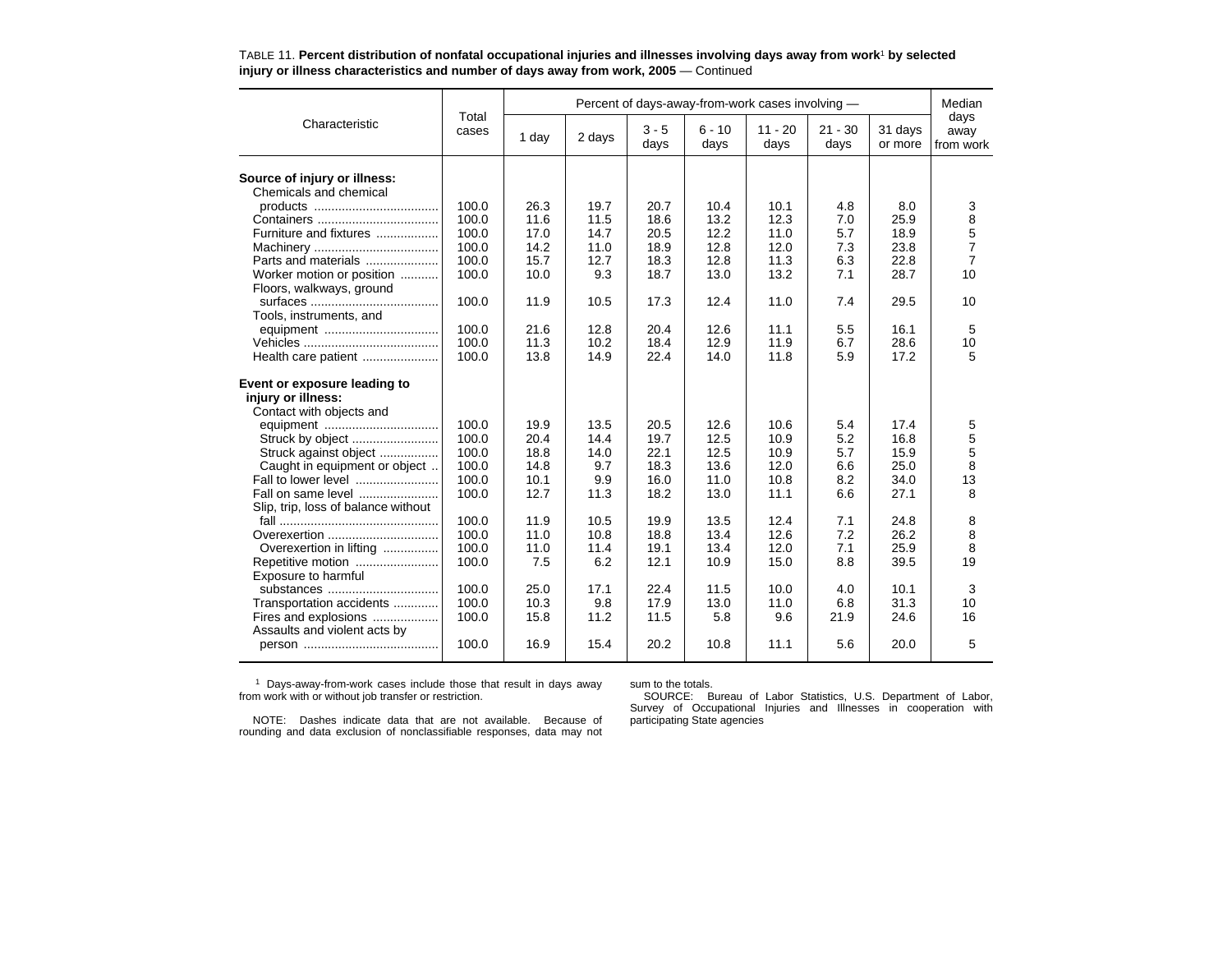TABLE 11. **Percent distribution of nonfatal occupational injuries and illnesses involving days away from work[1] by selected injury or illness characteristics and number of days away from work, 2005** — Continued

| Characteristic | Total cases | Percent of days-away-from-work cases involving — | | | | | | | Median days away from work |
|---|---|---|---|---|---|---|---|---|---|
| | | 1 day | 2 days | 3 - 5 days | 6 - 10 days | 11 - 20 days | 21 - 30 days | 31 days or more | |
| **Source of injury or illness:** | | | | | | | | | |
| Chemicals and chemical products | 100.0 | 26.3 | 19.7 | 20.7 | 10.4 | 10.1 | 4.8 | 8.0 | 3 |
| Containers | 100.0 | 11.6 | 11.5 | 18.6 | 13.2 | 12.3 | 7.0 | 25.9 | 8 |
| Furniture and fixtures | 100.0 | 17.0 | 14.7 | 20.5 | 12.2 | 11.0 | 5.7 | 18.9 | 5 |
| Machinery | 100.0 | 14.2 | 11.0 | 18.9 | 12.8 | 12.0 | 7.3 | 23.8 | 7 |
| Parts and materials | 100.0 | 15.7 | 12.7 | 18.3 | 12.8 | 11.3 | 6.3 | 22.8 | 7 |
| Worker motion or position | 100.0 | 10.0 | 9.3 | 18.7 | 13.0 | 13.2 | 7.1 | 28.7 | 10 |
| Floors, walkways, ground surfaces | 100.0 | 11.9 | 10.5 | 17.3 | 12.4 | 11.0 | 7.4 | 29.5 | 10 |
| Tools, instruments, and equipment | 100.0 | 21.6 | 12.8 | 20.4 | 12.6 | 11.1 | 5.5 | 16.1 | 5 |
| Vehicles | 100.0 | 11.3 | 10.2 | 18.4 | 12.9 | 11.9 | 6.7 | 28.6 | 10 |
| Health care patient | 100.0 | 13.8 | 14.9 | 22.4 | 14.0 | 11.8 | 5.9 | 17.2 | 5 |
| **Event or exposure leading to injury or illness:** | | | | | | | | | |
| Contact with objects and equipment | 100.0 | 19.9 | 13.5 | 20.5 | 12.6 | 10.6 | 5.4 | 17.4 | 5 |
| Struck by object | 100.0 | 20.4 | 14.4 | 19.7 | 12.5 | 10.9 | 5.2 | 16.8 | 5 |
| Struck against object | 100.0 | 18.8 | 14.0 | 22.1 | 12.5 | 10.9 | 5.7 | 15.9 | 5 |
| Caught in equipment or object | 100.0 | 14.8 | 9.7 | 18.3 | 13.6 | 12.0 | 6.6 | 25.0 | 8 |
| Fall to lower level | 100.0 | 10.1 | 9.9 | 16.0 | 11.0 | 10.8 | 8.2 | 34.0 | 13 |
| Fall on same level | 100.0 | 12.7 | 11.3 | 18.2 | 13.0 | 11.1 | 6.6 | 27.1 | 8 |
| Slip, trip, loss of balance without fall | 100.0 | 11.9 | 10.5 | 19.9 | 13.5 | 12.4 | 7.1 | 24.8 | 8 |
| Overexertion | 100.0 | 11.0 | 10.8 | 18.8 | 13.4 | 12.6 | 7.2 | 26.2 | 8 |
| Overexertion in lifting | 100.0 | 11.0 | 11.4 | 19.1 | 13.4 | 12.0 | 7.1 | 25.9 | 8 |
| Repetitive motion | 100.0 | 7.5 | 6.2 | 12.1 | 10.9 | 15.0 | 8.8 | 39.5 | 19 |
| Exposure to harmful substances | 100.0 | 25.0 | 17.1 | 22.4 | 11.5 | 10.0 | 4.0 | 10.1 | 3 |
| Transportation accidents | 100.0 | 10.3 | 9.8 | 17.9 | 13.0 | 11.0 | 6.8 | 31.3 | 10 |
| Fires and explosions | 100.0 | 15.8 | 11.2 | 11.5 | 5.8 | 9.6 | 21.9 | 24.6 | 16 |
| Assaults and violent acts by person | 100.0 | 16.9 | 15.4 | 20.2 | 10.8 | 11.1 | 5.6 | 20.0 | 5 |

[1] Days-away-from-work cases include those that result in days away from work with or without job transfer or restriction.

NOTE: Dashes indicate data that are not available. Because of rounding and data exclusion of nonclassifiable responses, data may not sum to the totals.

SOURCE: Bureau of Labor Statistics, U.S. Department of Labor, Survey of Occupational Injuries and Illnesses in cooperation with participating State agencies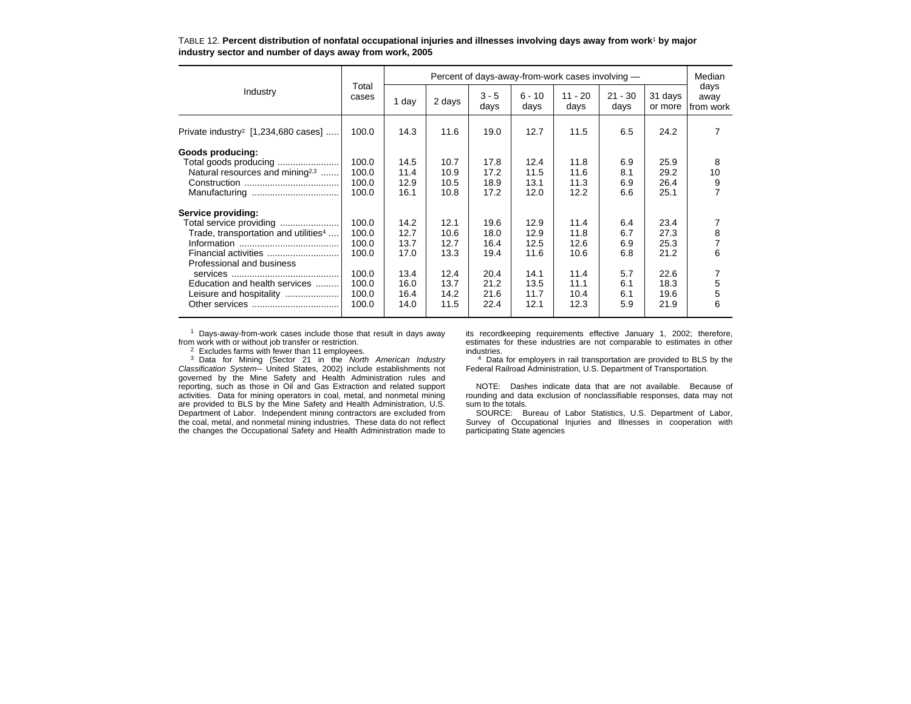TABLE 12. **Percent distribution of nonfatal occupational injuries and illnesses involving days away from work[1] by major industry sector and number of days away from work, 2005**

| Industry | Total cases | Percent of days-away-from-work cases involving — | | | | | | | Median days away from work |
|---|---|---|---|---|---|---|---|---|---|
| | | 1 day | 2 days | 3 - 5 days | 6 - 10 days | 11 - 20 days | 21 - 30 days | 31 days or more | |
| Private industry[2] [1,234,680 cases] | 100.0 | 14.3 | 11.6 | 19.0 | 12.7 | 11.5 | 6.5 | 24.2 | 7 |
| **Goods producing:** | | | | | | | | | |
| Total goods producing | 100.0 | 14.5 | 10.7 | 17.8 | 12.4 | 11.8 | 6.9 | 25.9 | 8 |
| Natural resources and mining[2,3] | 100.0 | 11.4 | 10.9 | 17.2 | 11.5 | 11.6 | 8.1 | 29.2 | 10 |
| Construction | 100.0 | 12.9 | 10.5 | 18.9 | 13.1 | 11.3 | 6.9 | 26.4 | 9 |
| Manufacturing | 100.0 | 16.1 | 10.8 | 17.2 | 12.0 | 12.2 | 6.6 | 25.1 | 7 |
| **Service providing:** | | | | | | | | | |
| Total service providing | 100.0 | 14.2 | 12.1 | 19.6 | 12.9 | 11.4 | 6.4 | 23.4 | 7 |
| Trade, transportation and utilities[4] | 100.0 | 12.7 | 10.6 | 18.0 | 12.9 | 11.8 | 6.7 | 27.3 | 8 |
| Information | 100.0 | 13.7 | 12.7 | 16.4 | 12.5 | 12.6 | 6.9 | 25.3 | 7 |
| Financial activities | 100.0 | 17.0 | 13.3 | 19.4 | 11.6 | 10.6 | 6.8 | 21.2 | 6 |
| Professional and business services | 100.0 | 13.4 | 12.4 | 20.4 | 14.1 | 11.4 | 5.7 | 22.6 | 7 |
| Education and health services | 100.0 | 16.0 | 13.7 | 21.2 | 13.5 | 11.1 | 6.1 | 18.3 | 5 |
| Leisure and hospitality | 100.0 | 16.4 | 14.2 | 21.6 | 11.7 | 10.4 | 6.1 | 19.6 | 5 |
| Other services | 100.0 | 14.0 | 11.5 | 22.4 | 12.1 | 12.3 | 5.9 | 21.9 | 6 |

[1] Days-away-from-work cases include those that result in days away from work with or without job transfer or restriction.

[2] Excludes farms with fewer than 11 employees.

[3] Data for Mining (Sector 21 in the *North American Industry Classification System*-- United States, 2002) include establishments not governed by the Mine Safety and Health Administration rules and reporting, such as those in Oil and Gas Extraction and related support activities. Data for mining operators in coal, metal, and nonmetal mining are provided to BLS by the Mine Safety and Health Administration, U.S. Department of Labor. Independent mining contractors are excluded from the coal, metal, and nonmetal mining industries. These data do not reflect the changes the Occupational Safety and Health Administration made to its recordkeeping requirements effective January 1, 2002; therefore, estimates for these industries are not comparable to estimates in other industries.

[4] Data for employers in rail transportation are provided to BLS by the Federal Railroad Administration, U.S. Department of Transportation.

NOTE: Dashes indicate data that are not available. Because of rounding and data exclusion of nonclassifiable responses, data may not sum to the totals.

SOURCE: Bureau of Labor Statistics, U.S. Department of Labor, Survey of Occupational Injuries and Illnesses in cooperation with participating State agencies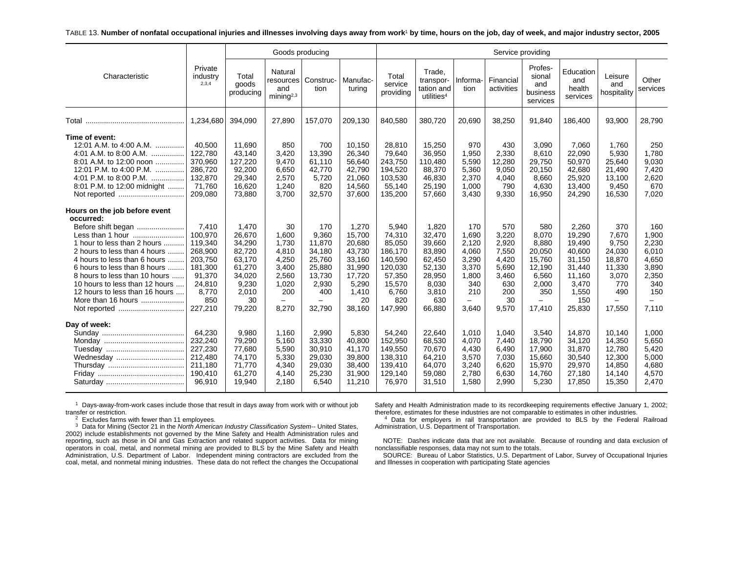TABLE 13. **Number of nonfatal occupational injuries and illnesses involving days away from work[1] by time, hours on the job, day of week, and major industry sector, 2005**

| Characteristic | Private industry[2,3,4] | Goods producing | | | | Service providing | | | | | | | |
|---|---|---|---|---|---|---|---|---|---|---|---|---|---|
| | | Total goods producing | Natural resources and mining[2,3] | Construction | Manufacturing | Total service providing | Trade, transportation and utilities[4] | Information | Financial activities | Professional and business services | Education and health services | Leisure and hospitality | Other services |
| Total | 1,234,680 | 394,090 | 27,890 | 157,070 | 209,130 | 840,580 | 380,720 | 20,690 | 38,250 | 91,840 | 186,400 | 93,900 | 28,790 |
| **Time of event:** | | | | | | | | | | | | | |
| 12:01 A.M. to 4:00 A.M. | 40,500 | 11,690 | 850 | 700 | 10,150 | 28,810 | 15,250 | 970 | 430 | 3,090 | 7,060 | 1,760 | 250 |
| 4:01 A.M. to 8:00 A.M. | 122,780 | 43,140 | 3,420 | 13,390 | 26,340 | 79,640 | 36,950 | 1,950 | 2,330 | 8,610 | 22,090 | 5,930 | 1,780 |
| 8:01 A.M. to 12:00 noon | 370,960 | 127,220 | 9,470 | 61,110 | 56,640 | 243,750 | 110,480 | 5,590 | 12,280 | 29,750 | 50,970 | 25,640 | 9,030 |
| 12:01 P.M. to 4:00 P.M. | 286,720 | 92,200 | 6,650 | 42,770 | 42,790 | 194,520 | 88,370 | 5,360 | 9,050 | 20,150 | 42,680 | 21,490 | 7,420 |
| 4:01 P.M. to 8:00 P.M. | 132,870 | 29,340 | 2,570 | 5,720 | 21,060 | 103,530 | 46,830 | 2,370 | 4,040 | 8,660 | 25,920 | 13,100 | 2,620 |
| 8:01 P.M. to 12:00 midnight | 71,760 | 16,620 | 1,240 | 820 | 14,560 | 55,140 | 25,190 | 1,000 | 790 | 4,630 | 13,400 | 9,450 | 670 |
| Not reported | 209,080 | 73,880 | 3,700 | 32,570 | 37,600 | 135,200 | 57,660 | 3,430 | 9,330 | 16,950 | 24,290 | 16,530 | 7,020 |
| **Hours on the job before event occurred:** | | | | | | | | | | | | | |
| Before shift began | 7,410 | 1,470 | 30 | 170 | 1,270 | 5,940 | 1,820 | 170 | 570 | 580 | 2,260 | 370 | 160 |
| Less than 1 hour | 100,970 | 26,670 | 1,600 | 9,360 | 15,700 | 74,310 | 32,470 | 1,690 | 3,220 | 8,070 | 19,290 | 7,670 | 1,900 |
| 1 hour to less than 2 hours | 119,340 | 34,290 | 1,730 | 11,870 | 20,680 | 85,050 | 39,660 | 2,120 | 2,920 | 8,880 | 19,490 | 9,750 | 2,230 |
| 2 hours to less than 4 hours | 268,900 | 82,720 | 4,810 | 34,180 | 43,730 | 186,170 | 83,890 | 4,060 | 7,550 | 20,050 | 40,600 | 24,030 | 6,010 |
| 4 hours to less than 6 hours | 203,750 | 63,170 | 4,250 | 25,760 | 33,160 | 140,590 | 62,450 | 3,290 | 4,420 | 15,760 | 31,150 | 18,870 | 4,650 |
| 6 hours to less than 8 hours | 181,300 | 61,270 | 3,400 | 25,880 | 31,990 | 120,030 | 52,130 | 3,370 | 5,690 | 12,190 | 31,440 | 11,330 | 3,890 |
| 8 hours to less than 10 hours | 91,370 | 34,020 | 2,560 | 13,730 | 17,720 | 57,350 | 28,950 | 1,800 | 3,460 | 6,560 | 11,160 | 3,070 | 2,350 |
| 10 hours to less than 12 hours | 24,810 | 9,230 | 1,020 | 2,930 | 5,290 | 15,570 | 8,030 | 340 | 630 | 2,000 | 3,470 | 770 | 340 |
| 12 hours to less than 16 hours | 8,770 | 2,010 | 200 | 400 | 1,410 | 6,760 | 3,810 | 210 | 200 | 350 | 1,550 | 490 | 150 |
| More than 16 hours | 850 | 30 | – | – | 20 | 820 | 630 | – | 30 | – | 150 | – | – |
| Not reported | 227,210 | 79,220 | 8,270 | 32,790 | 38,160 | 147,990 | 66,880 | 3,640 | 9,570 | 17,410 | 25,830 | 17,550 | 7,110 |
| **Day of week:** | | | | | | | | | | | | | |
| Sunday | 64,230 | 9,980 | 1,160 | 2,990 | 5,830 | 54,240 | 22,640 | 1,010 | 1,040 | 3,540 | 14,870 | 10,140 | 1,000 |
| Monday | 232,240 | 79,290 | 5,160 | 33,330 | 40,800 | 152,950 | 68,530 | 4,070 | 7,440 | 18,790 | 34,120 | 14,350 | 5,650 |
| Tuesday | 227,230 | 77,680 | 5,590 | 30,910 | 41,170 | 149,550 | 70,670 | 4,430 | 6,490 | 17,900 | 31,870 | 12,780 | 5,420 |
| Wednesday | 212,480 | 74,170 | 5,330 | 29,030 | 39,800 | 138,310 | 64,210 | 3,570 | 7,030 | 15,660 | 30,540 | 12,300 | 5,000 |
| Thursday | 211,180 | 71,770 | 4,340 | 29,030 | 38,400 | 139,410 | 64,070 | 3,240 | 6,620 | 15,970 | 29,970 | 14,850 | 4,680 |
| Friday | 190,410 | 61,270 | 4,140 | 25,230 | 31,900 | 129,140 | 59,080 | 2,780 | 6,630 | 14,760 | 27,180 | 14,140 | 4,570 |
| Saturday | 96,910 | 19,940 | 2,180 | 6,540 | 11,210 | 76,970 | 31,510 | 1,580 | 2,990 | 5,230 | 17,850 | 15,350 | 2,470 |

[1] Days-away-from-work cases include those that result in days away from work with or without job transfer or restriction.

[2] Excludes farms with fewer than 11 employees.

[3] Data for Mining (Sector 21 in the *North American Industry Classification System*-- United States, 2002) include establishments not governed by the Mine Safety and Health Administration rules and reporting, such as those in Oil and Gas Extraction and related support activities. Data for mining operators in coal, metal, and nonmetal mining are provided to BLS by the Mine Safety and Health Administration, U.S. Department of Labor. Independent mining contractors are excluded from the coal, metal, and nonmetal mining industries. These data do not reflect the changes the Occupational Safety and Health Administration made to its recordkeeping requirements effective January 1, 2002; therefore, estimates for these industries are not comparable to estimates in other industries.

[4] Data for employers in rail transportation are provided to BLS by the Federal Railroad Administration, U.S. Department of Transportation.

NOTE: Dashes indicate data that are not available. Because of rounding and data exclusion of nonclassifiable responses, data may not sum to the totals.

SOURCE: Bureau of Labor Statistics, U.S. Department of Labor, Survey of Occupational Injuries and Illnesses in cooperation with participating State agencies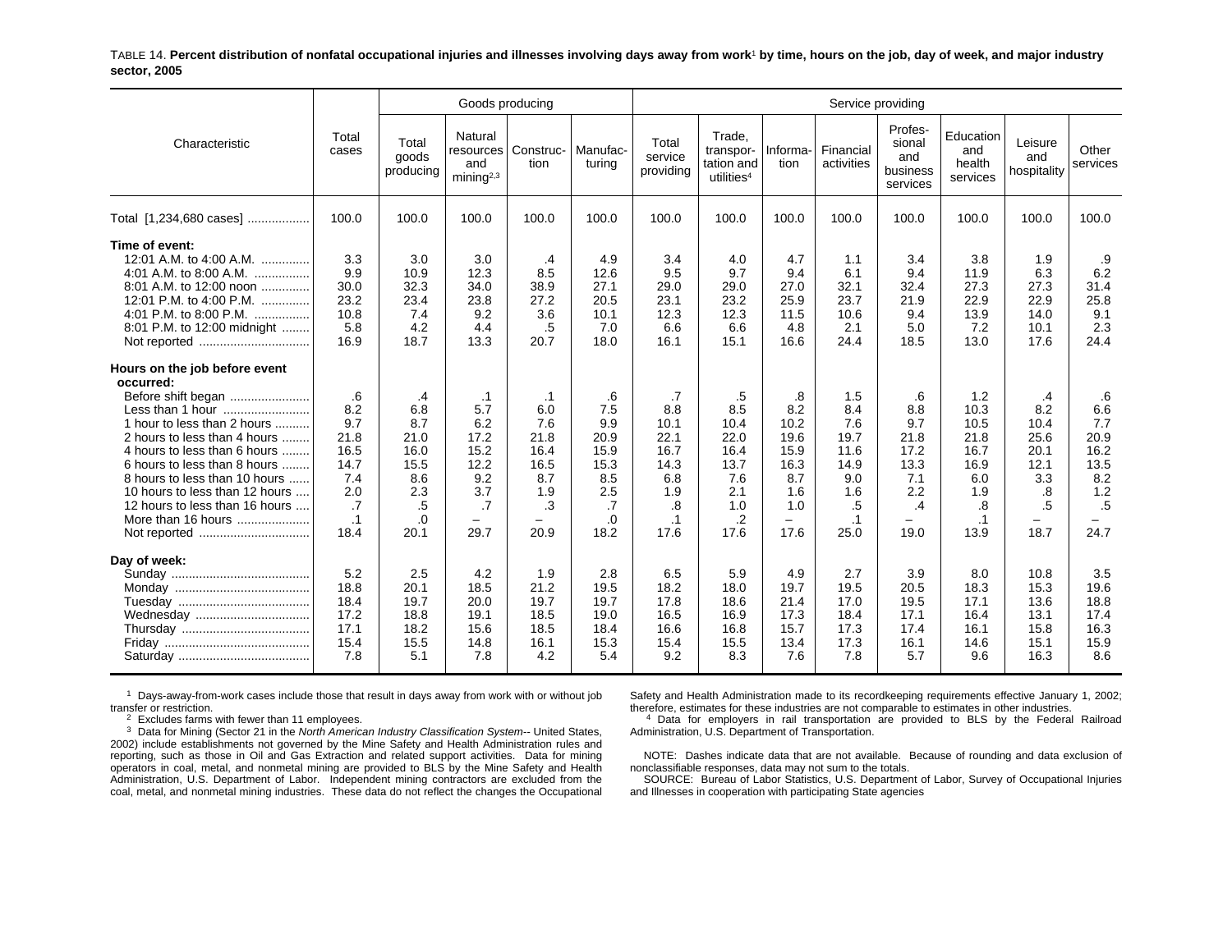TABLE 14. **Percent distribution of nonfatal occupational injuries and illnesses involving days away from work[1] by time, hours on the job, day of week, and major industry sector, 2005**

| Characteristic | Total cases | Goods producing | | | | Service providing | | | | | | | |
|---|---|---|---|---|---|---|---|---|---|---|---|---|---|
| | | Total goods producing | Natural resources and mining[2,3] | Construction | Manufacturing | Total service providing | Trade, transportation and utilities[4] | Information | Financial activities | Professional and business services | Education and health services | Leisure and hospitality | Other services |
| Total [1,234,680 cases] | 100.0 | 100.0 | 100.0 | 100.0 | 100.0 | 100.0 | 100.0 | 100.0 | 100.0 | 100.0 | 100.0 | 100.0 | 100.0 |
| **Time of event:** | | | | | | | | | | | | | |
| 12:01 A.M. to 4:00 A.M. | 3.3 | 3.0 | 3.0 | .4 | 4.9 | 3.4 | 4.0 | 4.7 | 1.1 | 3.4 | 3.8 | 1.9 | .9 |
| 4:01 A.M. to 8:00 A.M. | 9.9 | 10.9 | 12.3 | 8.5 | 12.6 | 9.5 | 9.7 | 9.4 | 6.1 | 9.4 | 11.9 | 6.3 | 6.2 |
| 8:01 A.M. to 12:00 noon | 30.0 | 32.3 | 34.0 | 38.9 | 27.1 | 29.0 | 29.0 | 27.0 | 32.1 | 32.4 | 27.3 | 27.3 | 31.4 |
| 12:01 P.M. to 4:00 P.M. | 23.2 | 23.4 | 23.8 | 27.2 | 20.5 | 23.1 | 23.2 | 25.9 | 23.7 | 21.9 | 22.9 | 22.9 | 25.8 |
| 4:01 P.M. to 8:00 P.M. | 10.8 | 7.4 | 9.2 | 3.6 | 10.1 | 12.3 | 12.3 | 11.5 | 10.6 | 9.4 | 13.9 | 14.0 | 9.1 |
| 8:01 P.M. to 12:00 midnight | 5.8 | 4.2 | 4.4 | .5 | 7.0 | 6.6 | 6.6 | 4.8 | 2.1 | 5.0 | 7.2 | 10.1 | 2.3 |
| Not reported | 16.9 | 18.7 | 13.3 | 20.7 | 18.0 | 16.1 | 15.1 | 16.6 | 24.4 | 18.5 | 13.0 | 17.6 | 24.4 |
| **Hours on the job before event occurred:** | | | | | | | | | | | | | |
| Before shift began | .6 | .4 | .1 | .1 | .6 | .7 | .5 | .8 | 1.5 | .6 | 1.2 | .4 | .6 |
| Less than 1 hour | 8.2 | 6.8 | 5.7 | 6.0 | 7.5 | 8.8 | 8.5 | 8.2 | 8.4 | 8.8 | 10.3 | 8.2 | 6.6 |
| 1 hour to less than 2 hours | 9.7 | 8.7 | 6.2 | 7.6 | 9.9 | 10.1 | 10.4 | 10.2 | 7.6 | 9.7 | 10.5 | 10.4 | 7.7 |
| 2 hours to less than 4 hours | 21.8 | 21.0 | 17.2 | 21.8 | 20.9 | 22.1 | 22.0 | 19.6 | 19.7 | 21.8 | 21.8 | 25.6 | 20.9 |
| 4 hours to less than 6 hours | 16.5 | 16.0 | 15.2 | 16.4 | 15.9 | 16.7 | 16.4 | 15.9 | 11.6 | 17.2 | 16.7 | 20.1 | 16.2 |
| 6 hours to less than 8 hours | 14.7 | 15.5 | 12.2 | 16.5 | 15.3 | 14.3 | 13.7 | 16.3 | 14.9 | 13.3 | 16.9 | 12.1 | 13.5 |
| 8 hours to less than 10 hours | 7.4 | 8.6 | 9.2 | 8.7 | 8.5 | 6.8 | 7.6 | 8.7 | 9.0 | 7.1 | 6.0 | 3.3 | 8.2 |
| 10 hours to less than 12 hours | 2.0 | 2.3 | 3.7 | 1.9 | 2.5 | 1.9 | 2.1 | 1.6 | 1.6 | 2.2 | 1.9 | .8 | 1.2 |
| 12 hours to less than 16 hours | .7 | .5 | .7 | .3 | .7 | .8 | 1.0 | 1.0 | .5 | .4 | .8 | .5 | .5 |
| More than 16 hours | .1 | .0 | – | – | .0 | .1 | .2 | – | .1 | – | .1 | – | – |
| Not reported | 18.4 | 20.1 | 29.7 | 20.9 | 18.2 | 17.6 | 17.6 | 17.6 | 25.0 | 19.0 | 13.9 | 18.7 | 24.7 |
| **Day of week:** | | | | | | | | | | | | | |
| Sunday | 5.2 | 2.5 | 4.2 | 1.9 | 2.8 | 6.5 | 5.9 | 4.9 | 2.7 | 3.9 | 8.0 | 10.8 | 3.5 |
| Monday | 18.8 | 20.1 | 18.5 | 21.2 | 19.5 | 18.2 | 18.0 | 19.7 | 19.5 | 20.5 | 18.3 | 15.3 | 19.6 |
| Tuesday | 18.4 | 19.7 | 20.0 | 19.7 | 19.7 | 17.8 | 18.6 | 21.4 | 17.0 | 19.5 | 17.1 | 13.6 | 18.8 |
| Wednesday | 17.2 | 18.8 | 19.1 | 18.5 | 19.0 | 16.5 | 16.9 | 17.3 | 18.4 | 17.1 | 16.4 | 13.1 | 17.4 |
| Thursday | 17.1 | 18.2 | 15.6 | 18.5 | 18.4 | 16.6 | 16.8 | 15.7 | 17.3 | 17.4 | 16.1 | 15.8 | 16.3 |
| Friday | 15.4 | 15.5 | 14.8 | 16.1 | 15.3 | 15.4 | 15.5 | 13.4 | 17.3 | 16.1 | 14.6 | 15.1 | 15.9 |
| Saturday | 7.8 | 5.1 | 7.8 | 4.2 | 5.4 | 9.2 | 8.3 | 7.6 | 7.8 | 5.7 | 9.6 | 16.3 | 8.6 |

[1] Days-away-from-work cases include those that result in days away from work with or without job transfer or restriction.

[2] Excludes farms with fewer than 11 employees.

[3] Data for Mining (Sector 21 in the *North American Industry Classification System*-- United States, 2002) include establishments not governed by the Mine Safety and Health Administration rules and reporting, such as those in Oil and Gas Extraction and related support activities. Data for mining operators in coal, metal, and nonmetal mining are provided to BLS by the Mine Safety and Health Administration, U.S. Department of Labor. Independent mining contractors are excluded from the coal, metal, and nonmetal mining industries. These data do not reflect the changes the Occupational Safety and Health Administration made to its recordkeeping requirements effective January 1, 2002; therefore, estimates for these industries are not comparable to estimates in other industries.

[4] Data for employers in rail transportation are provided to BLS by the Federal Railroad Administration, U.S. Department of Transportation.

NOTE: Dashes indicate data that are not available. Because of rounding and data exclusion of nonclassifiable responses, data may not sum to the totals.

SOURCE: Bureau of Labor Statistics, U.S. Department of Labor, Survey of Occupational Injuries and Illnesses in cooperation with participating State agencies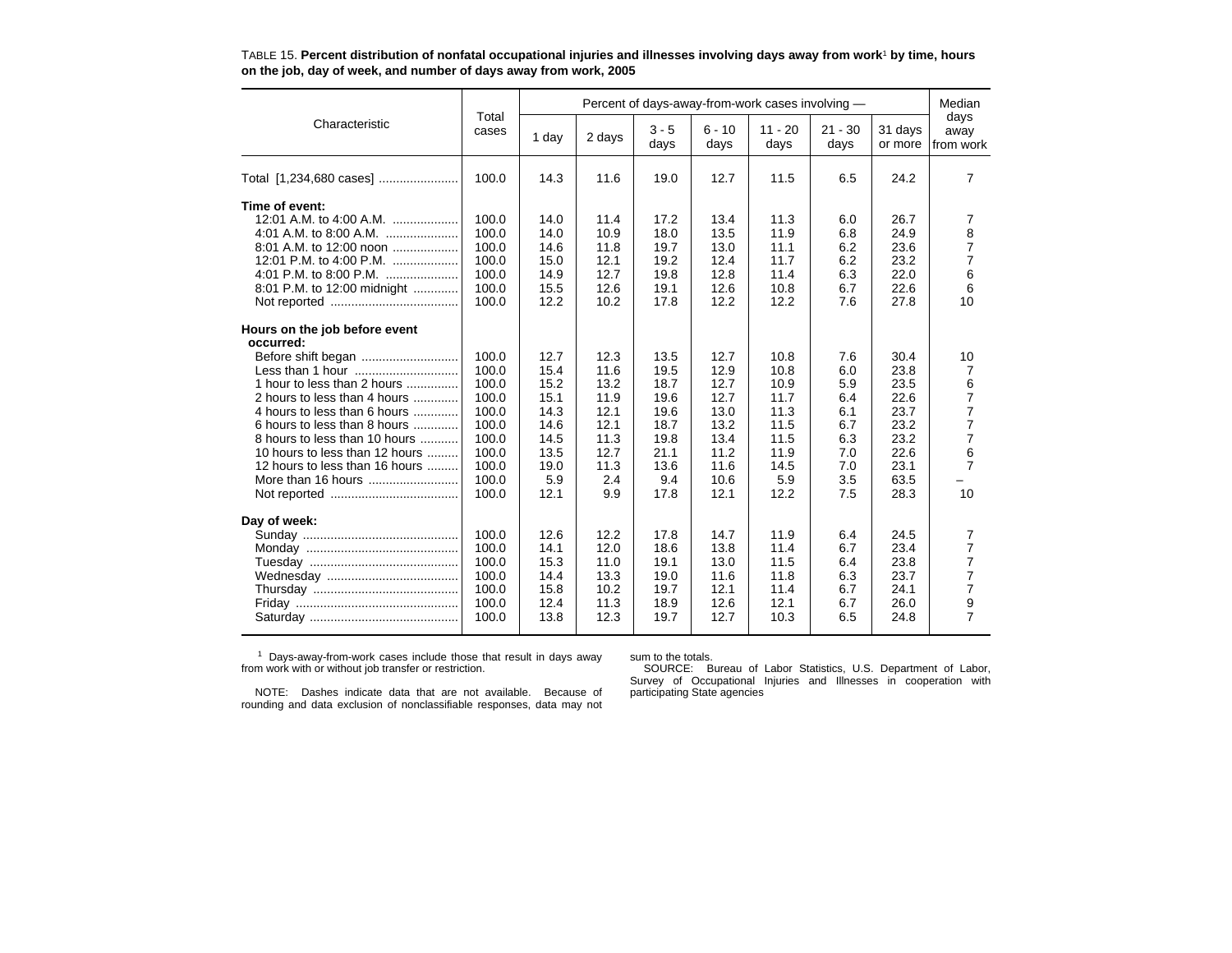TABLE 15. **Percent distribution of nonfatal occupational injuries and illnesses involving days away from work[1] by time, hours on the job, day of week, and number of days away from work, 2005**

| Characteristic | Total cases | Percent of days-away-from-work cases involving — | | | | | | | Median days away from work |
|---|---|---|---|---|---|---|---|---|---|
| | | 1 day | 2 days | 3 - 5 days | 6 - 10 days | 11 - 20 days | 21 - 30 days | 31 days or more | |
| Total [1,234,680 cases] | 100.0 | 14.3 | 11.6 | 19.0 | 12.7 | 11.5 | 6.5 | 24.2 | 7 |
| **Time of event:** | | | | | | | | | |
| 12:01 A.M. to 4:00 A.M. | 100.0 | 14.0 | 11.4 | 17.2 | 13.4 | 11.3 | 6.0 | 26.7 | 7 |
| 4:01 A.M. to 8:00 A.M. | 100.0 | 14.0 | 10.9 | 18.0 | 13.5 | 11.9 | 6.8 | 24.9 | 8 |
| 8:01 A.M. to 12:00 noon | 100.0 | 14.6 | 11.8 | 19.7 | 13.0 | 11.1 | 6.2 | 23.6 | 7 |
| 12:01 P.M. to 4:00 P.M. | 100.0 | 15.0 | 12.1 | 19.2 | 12.4 | 11.7 | 6.2 | 23.2 | 7 |
| 4:01 P.M. to 8:00 P.M. | 100.0 | 14.9 | 12.7 | 19.8 | 12.8 | 11.4 | 6.3 | 22.0 | 6 |
| 8:01 P.M. to 12:00 midnight | 100.0 | 15.5 | 12.6 | 19.1 | 12.6 | 10.8 | 6.7 | 22.6 | 6 |
| Not reported | 100.0 | 12.2 | 10.2 | 17.8 | 12.2 | 12.2 | 7.6 | 27.8 | 10 |
| **Hours on the job before event occurred:** | | | | | | | | | |
| Before shift began | 100.0 | 12.7 | 12.3 | 13.5 | 12.7 | 10.8 | 7.6 | 30.4 | 10 |
| Less than 1 hour | 100.0 | 15.4 | 11.6 | 19.5 | 12.9 | 10.8 | 6.0 | 23.8 | 7 |
| 1 hour to less than 2 hours | 100.0 | 15.2 | 13.2 | 18.7 | 12.7 | 10.9 | 5.9 | 23.5 | 6 |
| 2 hours to less than 4 hours | 100.0 | 15.1 | 11.9 | 19.6 | 12.7 | 11.7 | 6.4 | 22.6 | 7 |
| 4 hours to less than 6 hours | 100.0 | 14.3 | 12.1 | 19.6 | 13.0 | 11.3 | 6.1 | 23.7 | 7 |
| 6 hours to less than 8 hours | 100.0 | 14.6 | 12.1 | 18.7 | 13.2 | 11.5 | 6.7 | 23.2 | 7 |
| 8 hours to less than 10 hours | 100.0 | 14.5 | 11.3 | 19.8 | 13.4 | 11.5 | 6.3 | 23.2 | 7 |
| 10 hours to less than 12 hours | 100.0 | 13.5 | 12.7 | 21.1 | 11.2 | 11.9 | 7.0 | 22.6 | 6 |
| 12 hours to less than 16 hours | 100.0 | 19.0 | 11.3 | 13.6 | 11.6 | 14.5 | 7.0 | 23.1 | 7 |
| More than 16 hours | 100.0 | 5.9 | 2.4 | 9.4 | 10.6 | 5.9 | 3.5 | 63.5 | – |
| Not reported | 100.0 | 12.1 | 9.9 | 17.8 | 12.1 | 12.2 | 7.5 | 28.3 | 10 |
| **Day of week:** | | | | | | | | | |
| Sunday | 100.0 | 12.6 | 12.2 | 17.8 | 14.7 | 11.9 | 6.4 | 24.5 | 7 |
| Monday | 100.0 | 14.1 | 12.0 | 18.6 | 13.8 | 11.4 | 6.7 | 23.4 | 7 |
| Tuesday | 100.0 | 15.3 | 11.0 | 19.1 | 13.0 | 11.5 | 6.4 | 23.8 | 7 |
| Wednesday | 100.0 | 14.4 | 13.3 | 19.0 | 11.6 | 11.8 | 6.3 | 23.7 | 7 |
| Thursday | 100.0 | 15.8 | 10.2 | 19.7 | 12.1 | 11.4 | 6.7 | 24.1 | 7 |
| Friday | 100.0 | 12.4 | 11.3 | 18.9 | 12.6 | 12.1 | 6.7 | 26.0 | 9 |
| Saturday | 100.0 | 13.8 | 12.3 | 19.7 | 12.7 | 10.3 | 6.5 | 24.8 | 7 |

[1] Days-away-from-work cases include those that result in days away from work with or without job transfer or restriction.

NOTE: Dashes indicate data that are not available. Because of rounding and data exclusion of nonclassifiable responses, data may not sum to the totals.

SOURCE: Bureau of Labor Statistics, U.S. Department of Labor, Survey of Occupational Injuries and Illnesses in cooperation with participating State agencies